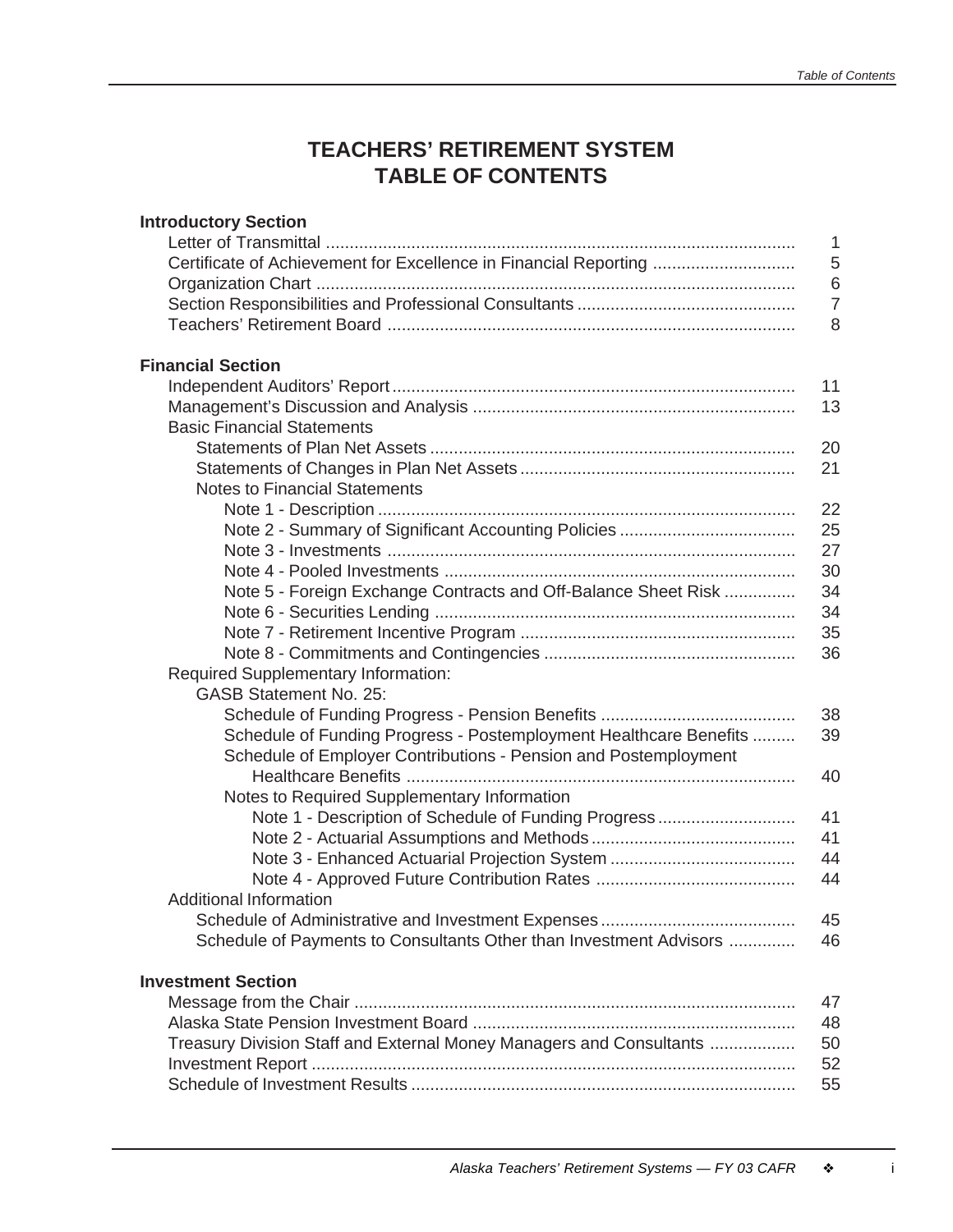# TEACHERS' RETIREMENT SYSTEM
# TABLE OF CONTENTS

**Introductory Section**

| | |
|---|---|
| Letter of Transmittal | 1 |
| Certificate of Achievement for Excellence in Financial Reporting | 5 |
| Organization Chart | 6 |
| Section Responsibilities and Professional Consultants | 7 |
| Teachers' Retirement Board | 8 |

**Financial Section**

| | |
|---|---|
| Independent Auditors' Report | 11 |
| Management's Discussion and Analysis | 13 |
| Basic Financial Statements | |
| Statements of Plan Net Assets | 20 |
| Statements of Changes in Plan Net Assets | 21 |
| Notes to Financial Statements | |
| Note 1 - Description | 22 |
| Note 2 - Summary of Significant Accounting Policies | 25 |
| Note 3 - Investments | 27 |
| Note 4 - Pooled Investments | 30 |
| Note 5 - Foreign Exchange Contracts and Off-Balance Sheet Risk | 34 |
| Note 6 - Securities Lending | 34 |
| Note 7 - Retirement Incentive Program | 35 |
| Note 8 - Commitments and Contingencies | 36 |
| Required Supplementary Information: | |
| GASB Statement No. 25: | |
| Schedule of Funding Progress - Pension Benefits | 38 |
| Schedule of Funding Progress - Postemployment Healthcare Benefits | 39 |
| Schedule of Employer Contributions - Pension and Postemployment Healthcare Benefits | 40 |
| Notes to Required Supplementary Information | |
| Note 1 - Description of Schedule of Funding Progress | 41 |
| Note 2 - Actuarial Assumptions and Methods | 41 |
| Note 3 - Enhanced Actuarial Projection System | 44 |
| Note 4 - Approved Future Contribution Rates | 44 |
| Additional Information | |
| Schedule of Administrative and Investment Expenses | 45 |
| Schedule of Payments to Consultants Other than Investment Advisors | 46 |

**Investment Section**

| | |
|---|---|
| Message from the Chair | 47 |
| Alaska State Pension Investment Board | 48 |
| Treasury Division Staff and External Money Managers and Consultants | 50 |
| Investment Report | 52 |
| Schedule of Investment Results | 55 |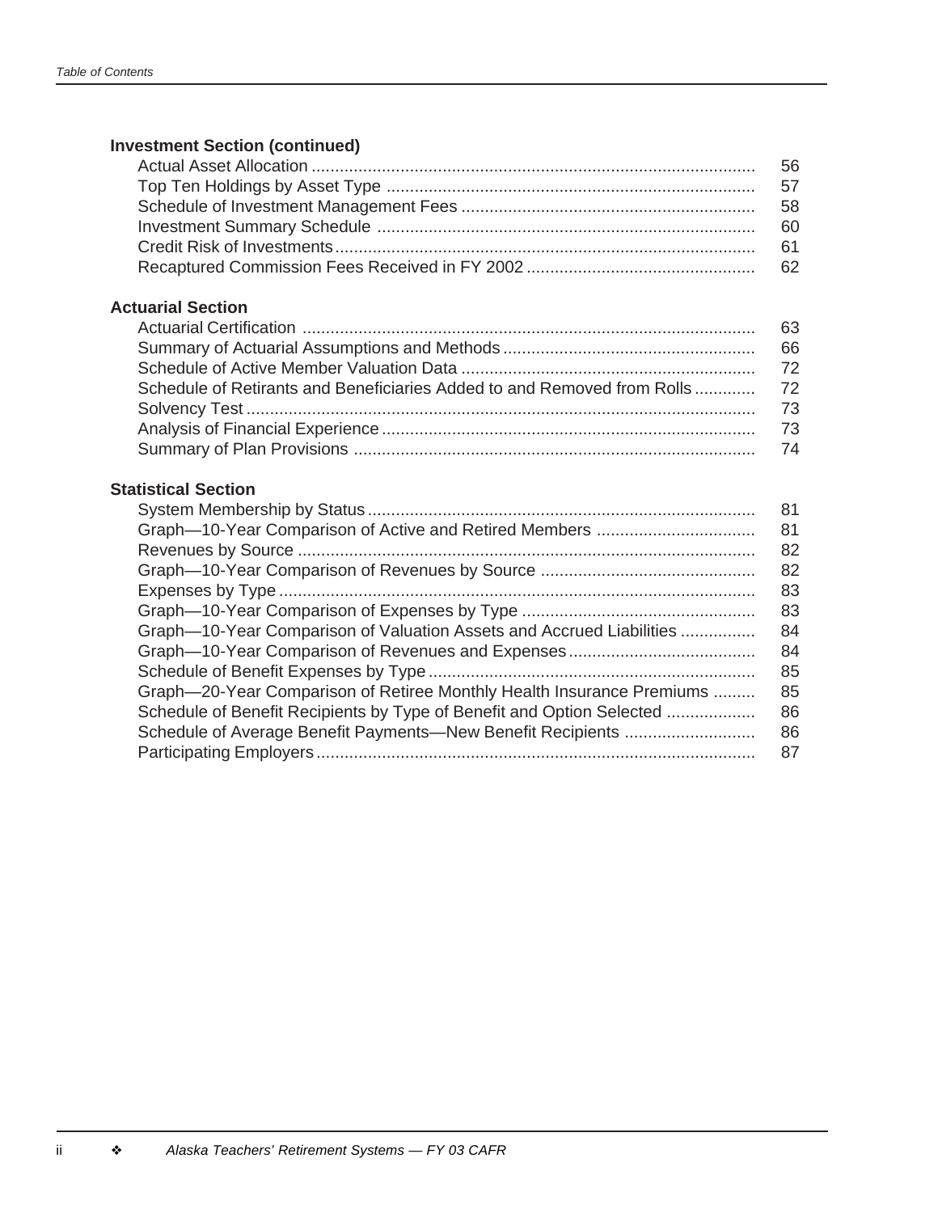## Investment Section (continued)

| | |
|---|---|
| Actual Asset Allocation | 56 |
| Top Ten Holdings by Asset Type | 57 |
| Schedule of Investment Management Fees | 58 |
| Investment Summary Schedule | 60 |
| Credit Risk of Investments | 61 |
| Recaptured Commission Fees Received in FY 2002 | 62 |

## Actuarial Section

| | |
|---|---|
| Actuarial Certification | 63 |
| Summary of Actuarial Assumptions and Methods | 66 |
| Schedule of Active Member Valuation Data | 72 |
| Schedule of Retirants and Beneficiaries Added to and Removed from Rolls | 72 |
| Solvency Test | 73 |
| Analysis of Financial Experience | 73 |
| Summary of Plan Provisions | 74 |

## Statistical Section

| | |
|---|---|
| System Membership by Status | 81 |
| Graph—10-Year Comparison of Active and Retired Members | 81 |
| Revenues by Source | 82 |
| Graph—10-Year Comparison of Revenues by Source | 82 |
| Expenses by Type | 83 |
| Graph—10-Year Comparison of Expenses by Type | 83 |
| Graph—10-Year Comparison of Valuation Assets and Accrued Liabilities | 84 |
| Graph—10-Year Comparison of Revenues and Expenses | 84 |
| Schedule of Benefit Expenses by Type | 85 |
| Graph—20-Year Comparison of Retiree Monthly Health Insurance Premiums | 85 |
| Schedule of Benefit Recipients by Type of Benefit and Option Selected | 86 |
| Schedule of Average Benefit Payments—New Benefit Recipients | 86 |
| Participating Employers | 87 |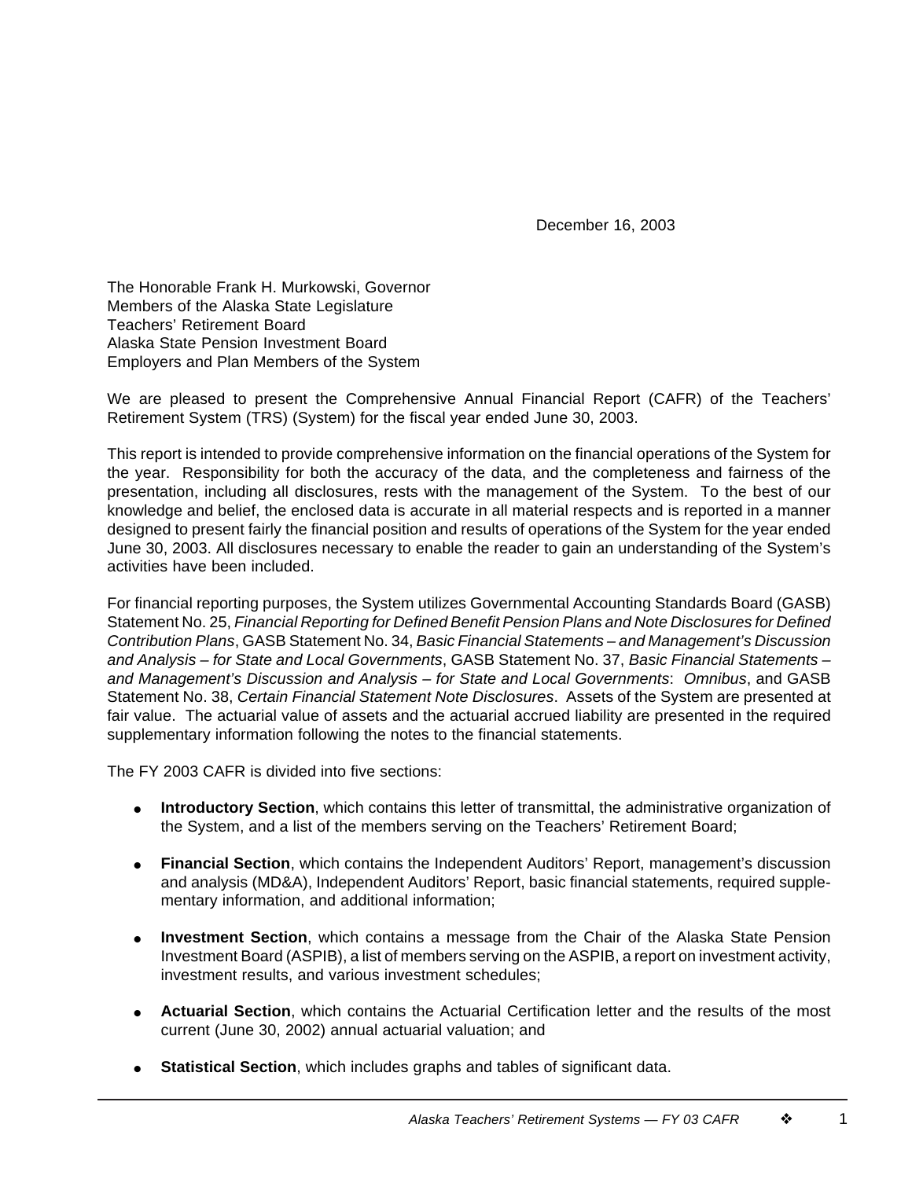December 16, 2003

The Honorable Frank H. Murkowski, Governor
Members of the Alaska State Legislature
Teachers' Retirement Board
Alaska State Pension Investment Board
Employers and Plan Members of the System

We are pleased to present the Comprehensive Annual Financial Report (CAFR) of the Teachers' Retirement System (TRS) (System) for the fiscal year ended June 30, 2003.

This report is intended to provide comprehensive information on the financial operations of the System for the year. Responsibility for both the accuracy of the data, and the completeness and fairness of the presentation, including all disclosures, rests with the management of the System. To the best of our knowledge and belief, the enclosed data is accurate in all material respects and is reported in a manner designed to present fairly the financial position and results of operations of the System for the year ended June 30, 2003. All disclosures necessary to enable the reader to gain an understanding of the System's activities have been included.

For financial reporting purposes, the System utilizes Governmental Accounting Standards Board (GASB) Statement No. 25, *Financial Reporting for Defined Benefit Pension Plans and Note Disclosures for Defined Contribution Plans*, GASB Statement No. 34, *Basic Financial Statements – and Management's Discussion and Analysis – for State and Local Governments*, GASB Statement No. 37, *Basic Financial Statements – and Management's Discussion and Analysis – for State and Local Governments*: *Omnibus*, and GASB Statement No. 38, *Certain Financial Statement Note Disclosures*. Assets of the System are presented at fair value. The actuarial value of assets and the actuarial accrued liability are presented in the required supplementary information following the notes to the financial statements.

The FY 2003 CAFR is divided into five sections:

- **Introductory Section**, which contains this letter of transmittal, the administrative organization of the System, and a list of the members serving on the Teachers' Retirement Board;

- **Financial Section**, which contains the Independent Auditors' Report, management's discussion and analysis (MD&A), Independent Auditors' Report, basic financial statements, required supplementary information, and additional information;

- **Investment Section**, which contains a message from the Chair of the Alaska State Pension Investment Board (ASPIB), a list of members serving on the ASPIB, a report on investment activity, investment results, and various investment schedules;

- **Actuarial Section**, which contains the Actuarial Certification letter and the results of the most current (June 30, 2002) annual actuarial valuation; and

- **Statistical Section**, which includes graphs and tables of significant data.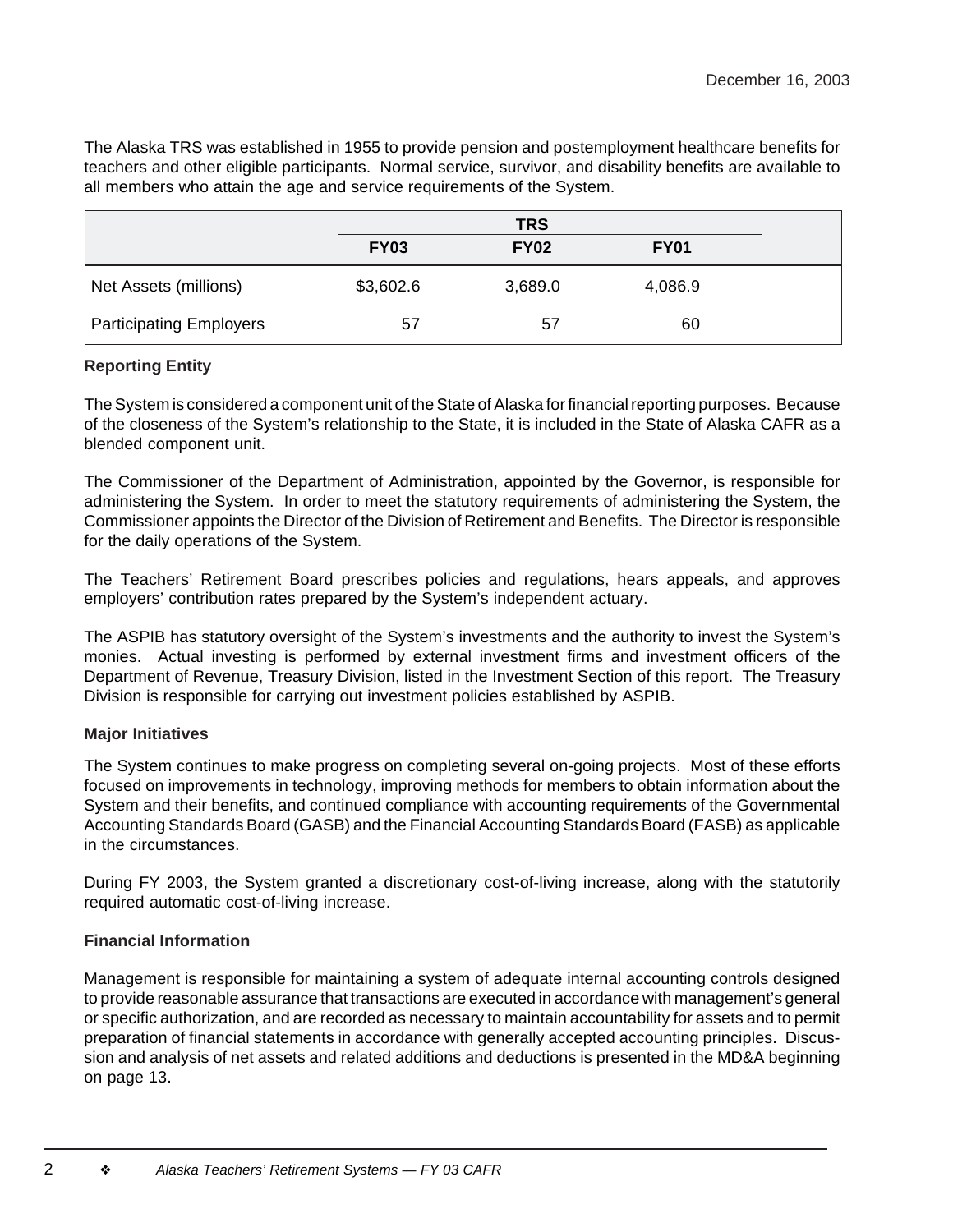December 16, 2003

The Alaska TRS was established in 1955 to provide pension and postemployment healthcare benefits for teachers and other eligible participants. Normal service, survivor, and disability benefits are available to all members who attain the age and service requirements of the System.

| | TRS | | |
|---|---|---|---|
| | **FY03** | **FY02** | **FY01** |
| Net Assets (millions) | $3,602.6 | 3,689.0 | 4,086.9 |
| Participating Employers | 57 | 57 | 60 |

**Reporting Entity**

The System is considered a component unit of the State of Alaska for financial reporting purposes. Because of the closeness of the System's relationship to the State, it is included in the State of Alaska CAFR as a blended component unit.

The Commissioner of the Department of Administration, appointed by the Governor, is responsible for administering the System. In order to meet the statutory requirements of administering the System, the Commissioner appoints the Director of the Division of Retirement and Benefits. The Director is responsible for the daily operations of the System.

The Teachers' Retirement Board prescribes policies and regulations, hears appeals, and approves employers' contribution rates prepared by the System's independent actuary.

The ASPIB has statutory oversight of the System's investments and the authority to invest the System's monies. Actual investing is performed by external investment firms and investment officers of the Department of Revenue, Treasury Division, listed in the Investment Section of this report. The Treasury Division is responsible for carrying out investment policies established by ASPIB.

**Major Initiatives**

The System continues to make progress on completing several on-going projects. Most of these efforts focused on improvements in technology, improving methods for members to obtain information about the System and their benefits, and continued compliance with accounting requirements of the Governmental Accounting Standards Board (GASB) and the Financial Accounting Standards Board (FASB) as applicable in the circumstances.

During FY 2003, the System granted a discretionary cost-of-living increase, along with the statutorily required automatic cost-of-living increase.

**Financial Information**

Management is responsible for maintaining a system of adequate internal accounting controls designed to provide reasonable assurance that transactions are executed in accordance with management's general or specific authorization, and are recorded as necessary to maintain accountability for assets and to permit preparation of financial statements in accordance with generally accepted accounting principles. Discussion and analysis of net assets and related additions and deductions is presented in the MD&A beginning on page 13.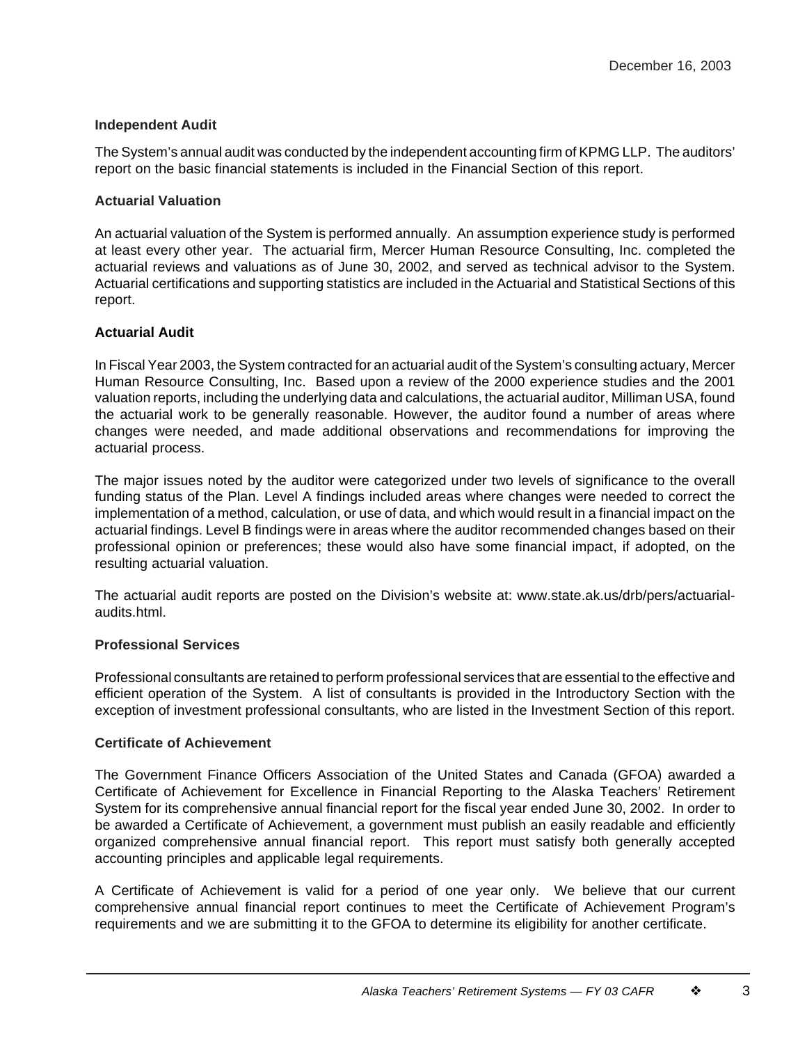December 16, 2003

**Independent Audit**

The System's annual audit was conducted by the independent accounting firm of KPMG LLP. The auditors' report on the basic financial statements is included in the Financial Section of this report.

**Actuarial Valuation**

An actuarial valuation of the System is performed annually. An assumption experience study is performed at least every other year. The actuarial firm, Mercer Human Resource Consulting, Inc. completed the actuarial reviews and valuations as of June 30, 2002, and served as technical advisor to the System. Actuarial certifications and supporting statistics are included in the Actuarial and Statistical Sections of this report.

**Actuarial Audit**

In Fiscal Year 2003, the System contracted for an actuarial audit of the System's consulting actuary, Mercer Human Resource Consulting, Inc. Based upon a review of the 2000 experience studies and the 2001 valuation reports, including the underlying data and calculations, the actuarial auditor, Milliman USA, found the actuarial work to be generally reasonable. However, the auditor found a number of areas where changes were needed, and made additional observations and recommendations for improving the actuarial process.

The major issues noted by the auditor were categorized under two levels of significance to the overall funding status of the Plan. Level A findings included areas where changes were needed to correct the implementation of a method, calculation, or use of data, and which would result in a financial impact on the actuarial findings. Level B findings were in areas where the auditor recommended changes based on their professional opinion or preferences; these would also have some financial impact, if adopted, on the resulting actuarial valuation.

The actuarial audit reports are posted on the Division's website at: www.state.ak.us/drb/pers/actuarial-audits.html.

**Professional Services**

Professional consultants are retained to perform professional services that are essential to the effective and efficient operation of the System. A list of consultants is provided in the Introductory Section with the exception of investment professional consultants, who are listed in the Investment Section of this report.

**Certificate of Achievement**

The Government Finance Officers Association of the United States and Canada (GFOA) awarded a Certificate of Achievement for Excellence in Financial Reporting to the Alaska Teachers' Retirement System for its comprehensive annual financial report for the fiscal year ended June 30, 2002. In order to be awarded a Certificate of Achievement, a government must publish an easily readable and efficiently organized comprehensive annual financial report. This report must satisfy both generally accepted accounting principles and applicable legal requirements.

A Certificate of Achievement is valid for a period of one year only. We believe that our current comprehensive annual financial report continues to meet the Certificate of Achievement Program's requirements and we are submitting it to the GFOA to determine its eligibility for another certificate.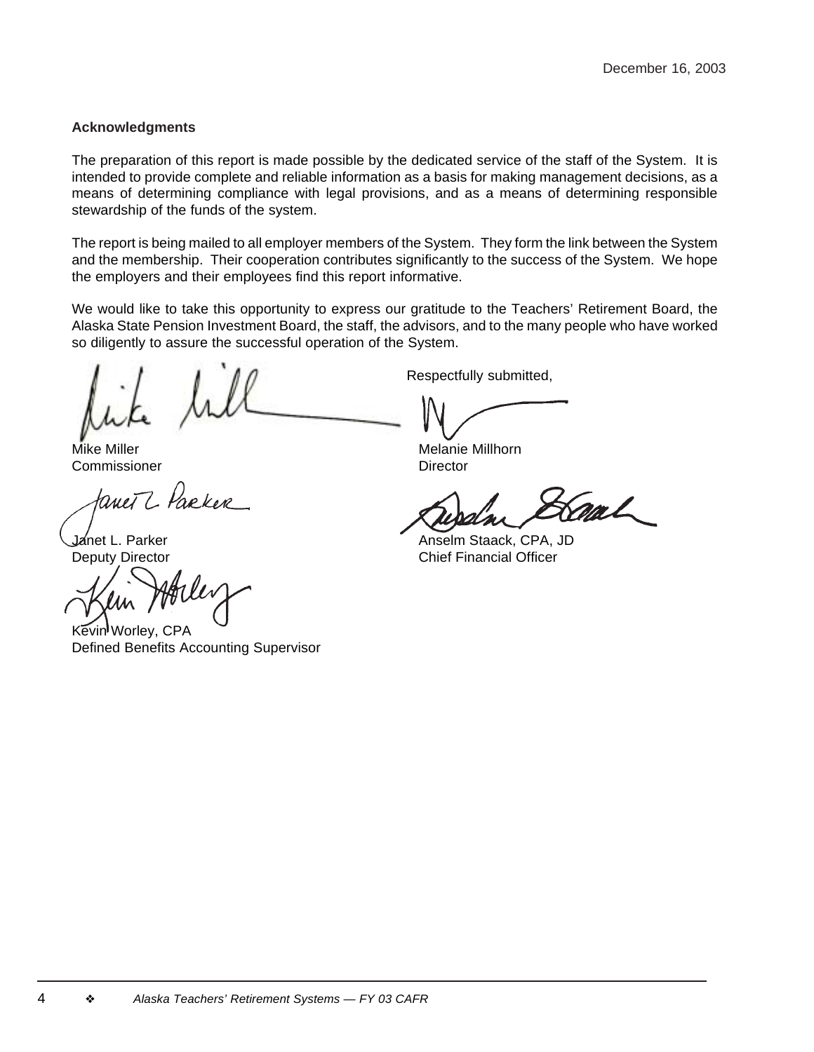December 16, 2003

**Acknowledgments**

The preparation of this report is made possible by the dedicated service of the staff of the System. It is intended to provide complete and reliable information as a basis for making management decisions, as a means of determining compliance with legal provisions, and as a means of determining responsible stewardship of the funds of the system.

The report is being mailed to all employer members of the System. They form the link between the System and the membership. Their cooperation contributes significantly to the success of the System. We hope the employers and their employees find this report informative.

We would like to take this opportunity to express our gratitude to the Teachers' Retirement Board, the Alaska State Pension Investment Board, the staff, the advisors, and to the many people who have worked so diligently to assure the successful operation of the System.

Respectfully submitted,

Mike Miller
Commissioner

Melanie Millhorn
Director

Janet L. Parker
Deputy Director

Anselm Staack, CPA, JD
Chief Financial Officer

Kevin Worley, CPA
Defined Benefits Accounting Supervisor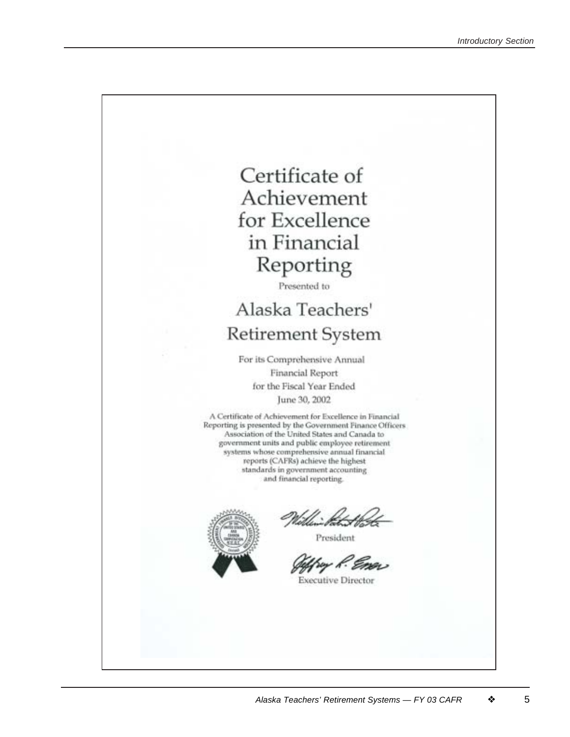# Certificate of Achievement for Excellence in Financial Reporting

Presented to

## Alaska Teachers' Retirement System

For its Comprehensive Annual Financial Report for the Fiscal Year Ended June 30, 2002

A Certificate of Achievement for Excellence in Financial Reporting is presented by the Government Finance Officers Association of the United States and Canada to government units and public employee retirement systems whose comprehensive annual financial reports (CAFRs) achieve the highest standards in government accounting and financial reporting.

President

Executive Director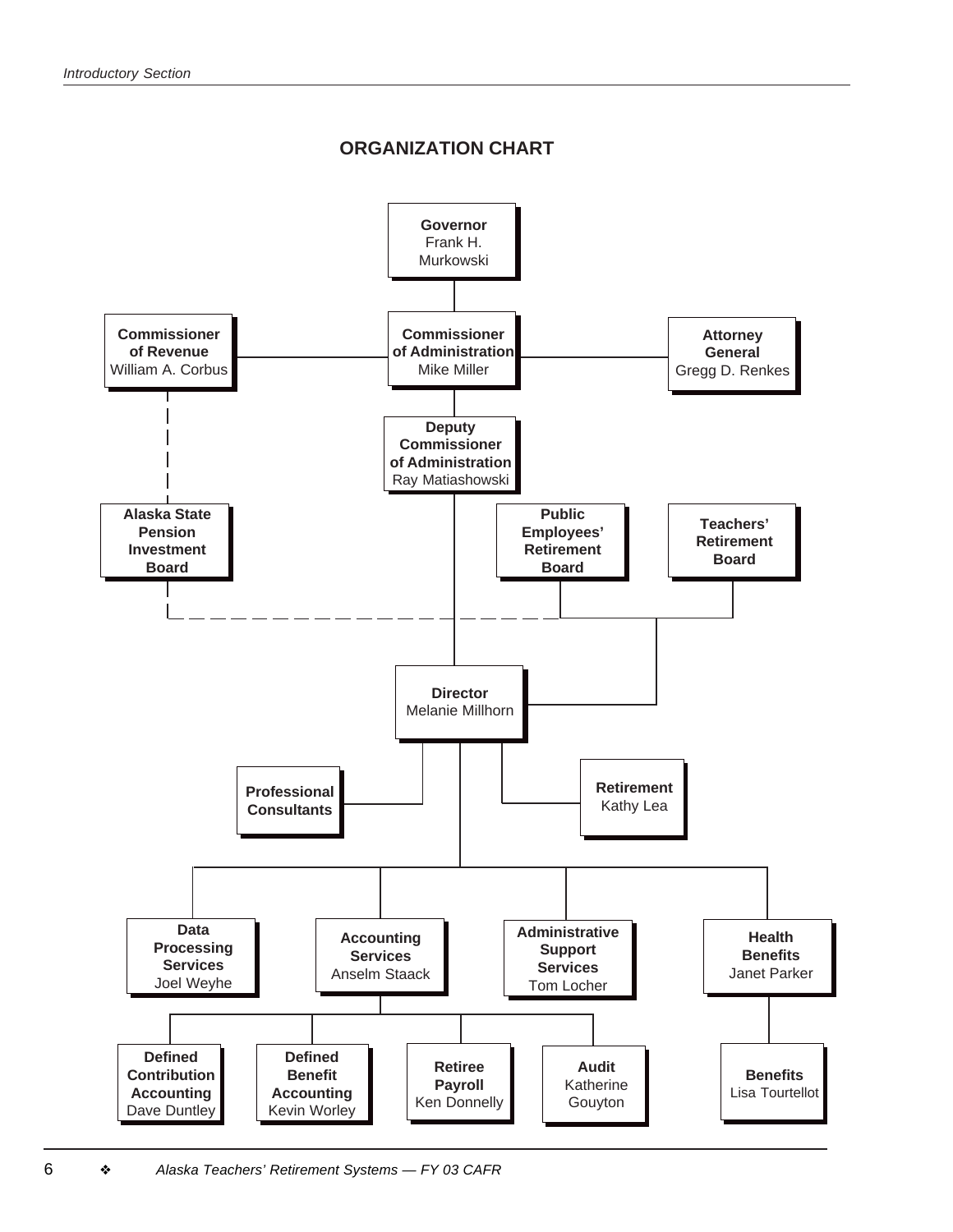## ORGANIZATION CHART

**Governor**
Frank H. Murkowski

**Commissioner of Revenue**
William A. Corbus

**Commissioner of Administration**
Mike Miller

**Attorney General**
Gregg D. Renkes

**Deputy Commissioner of Administration**
Ray Matiashowski

**Alaska State Pension Investment Board**

**Public Employees' Retirement Board**

**Teachers' Retirement Board**

**Director**
Melanie Millhorn

**Professional Consultants**

**Retirement**
Kathy Lea

**Data Processing Services**
Joel Weyhe

**Accounting Services**
Anselm Staack

**Administrative Support Services**
Tom Locher

**Health Benefits**
Janet Parker

**Defined Contribution Accounting**
Dave Duntley

**Defined Benefit Accounting**
Kevin Worley

**Retiree Payroll**
Ken Donnelly

**Audit**
Katherine Gouyton

**Benefits**
Lisa Tourtellot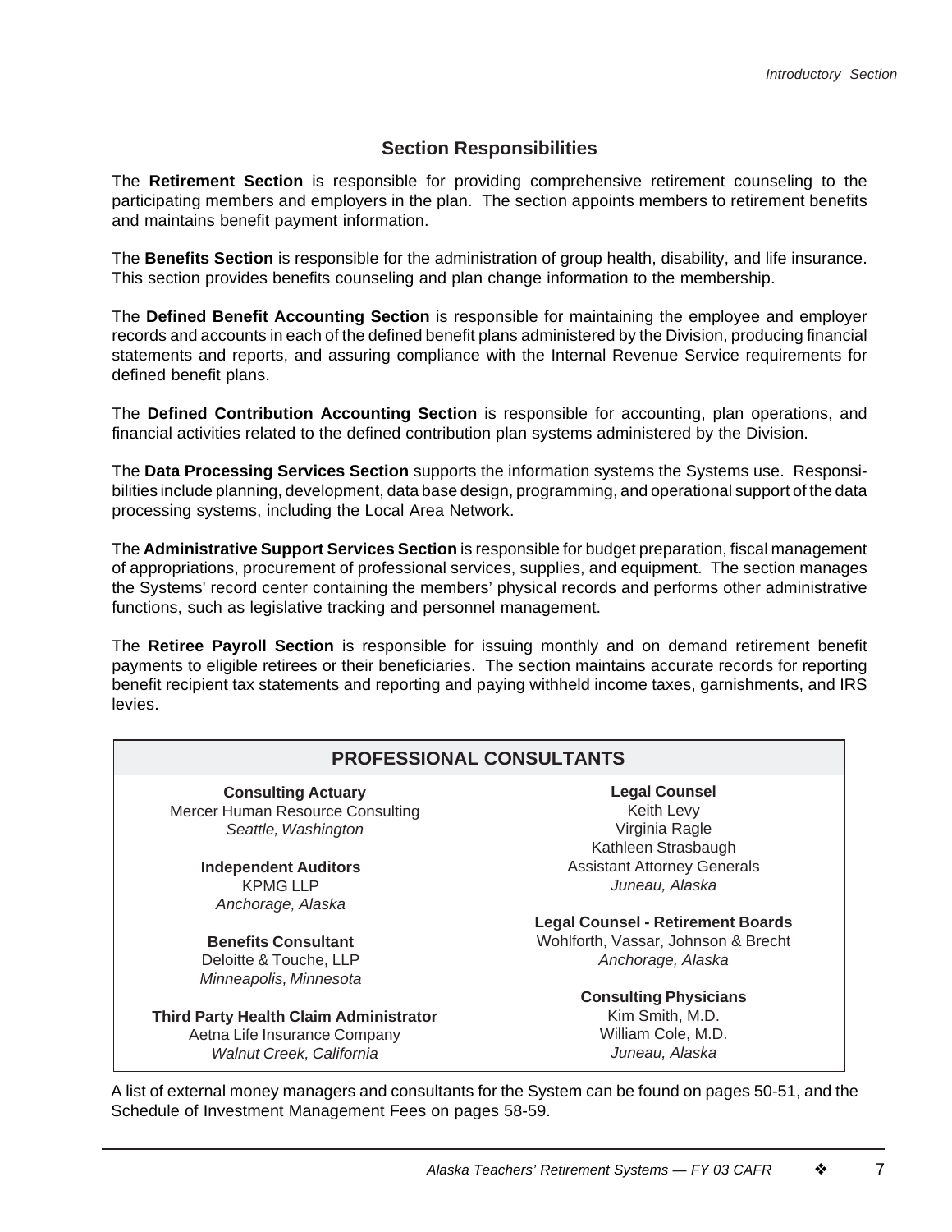## Section Responsibilities

The **Retirement Section** is responsible for providing comprehensive retirement counseling to the participating members and employers in the plan. The section appoints members to retirement benefits and maintains benefit payment information.

The **Benefits Section** is responsible for the administration of group health, disability, and life insurance. This section provides benefits counseling and plan change information to the membership.

The **Defined Benefit Accounting Section** is responsible for maintaining the employee and employer records and accounts in each of the defined benefit plans administered by the Division, producing financial statements and reports, and assuring compliance with the Internal Revenue Service requirements for defined benefit plans.

The **Defined Contribution Accounting Section** is responsible for accounting, plan operations, and financial activities related to the defined contribution plan systems administered by the Division.

The **Data Processing Services Section** supports the information systems the Systems use. Responsibilities include planning, development, data base design, programming, and operational support of the data processing systems, including the Local Area Network.

The **Administrative Support Services Section** is responsible for budget preparation, fiscal management of appropriations, procurement of professional services, supplies, and equipment. The section manages the Systems' record center containing the members' physical records and performs other administrative functions, such as legislative tracking and personnel management.

The **Retiree Payroll Section** is responsible for issuing monthly and on demand retirement benefit payments to eligible retirees or their beneficiaries. The section maintains accurate records for reporting benefit recipient tax statements and reporting and paying withheld income taxes, garnishments, and IRS levies.

### PROFESSIONAL CONSULTANTS

**Consulting Actuary**
Mercer Human Resource Consulting
*Seattle, Washington*

**Independent Auditors**
KPMG LLP
*Anchorage, Alaska*

**Benefits Consultant**
Deloitte & Touche, LLP
*Minneapolis, Minnesota*

**Third Party Health Claim Administrator**
Aetna Life Insurance Company
*Walnut Creek, California*

**Legal Counsel**
Keith Levy
Virginia Ragle
Kathleen Strasbaugh
Assistant Attorney Generals
*Juneau, Alaska*

**Legal Counsel - Retirement Boards**
Wohlforth, Vassar, Johnson & Brecht
*Anchorage, Alaska*

**Consulting Physicians**
Kim Smith, M.D.
William Cole, M.D.
*Juneau, Alaska*

A list of external money managers and consultants for the System can be found on pages 50-51, and the Schedule of Investment Management Fees on pages 58-59.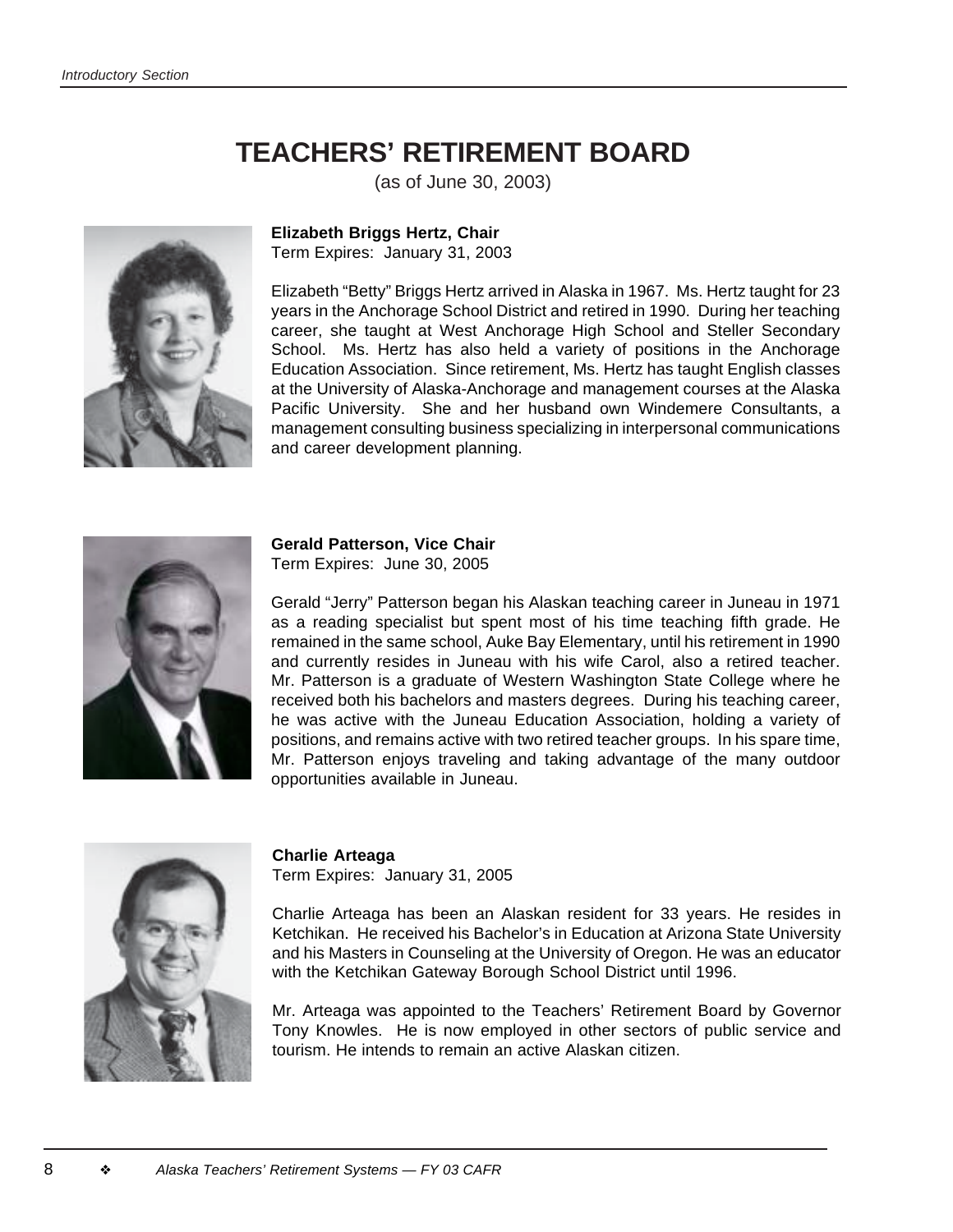# TEACHERS' RETIREMENT BOARD

(as of June 30, 2003)

**Elizabeth Briggs Hertz, Chair**
Term Expires: January 31, 2003

Elizabeth "Betty" Briggs Hertz arrived in Alaska in 1967. Ms. Hertz taught for 23 years in the Anchorage School District and retired in 1990. During her teaching career, she taught at West Anchorage High School and Steller Secondary School. Ms. Hertz has also held a variety of positions in the Anchorage Education Association. Since retirement, Ms. Hertz has taught English classes at the University of Alaska-Anchorage and management courses at the Alaska Pacific University. She and her husband own Windemere Consultants, a management consulting business specializing in interpersonal communications and career development planning.

**Gerald Patterson, Vice Chair**
Term Expires: June 30, 2005

Gerald "Jerry" Patterson began his Alaskan teaching career in Juneau in 1971 as a reading specialist but spent most of his time teaching fifth grade. He remained in the same school, Auke Bay Elementary, until his retirement in 1990 and currently resides in Juneau with his wife Carol, also a retired teacher. Mr. Patterson is a graduate of Western Washington State College where he received both his bachelors and masters degrees. During his teaching career, he was active with the Juneau Education Association, holding a variety of positions, and remains active with two retired teacher groups. In his spare time, Mr. Patterson enjoys traveling and taking advantage of the many outdoor opportunities available in Juneau.

**Charlie Arteaga**
Term Expires: January 31, 2005

Charlie Arteaga has been an Alaskan resident for 33 years. He resides in Ketchikan. He received his Bachelor's in Education at Arizona State University and his Masters in Counseling at the University of Oregon. He was an educator with the Ketchikan Gateway Borough School District until 1996.

Mr. Arteaga was appointed to the Teachers' Retirement Board by Governor Tony Knowles. He is now employed in other sectors of public service and tourism. He intends to remain an active Alaskan citizen.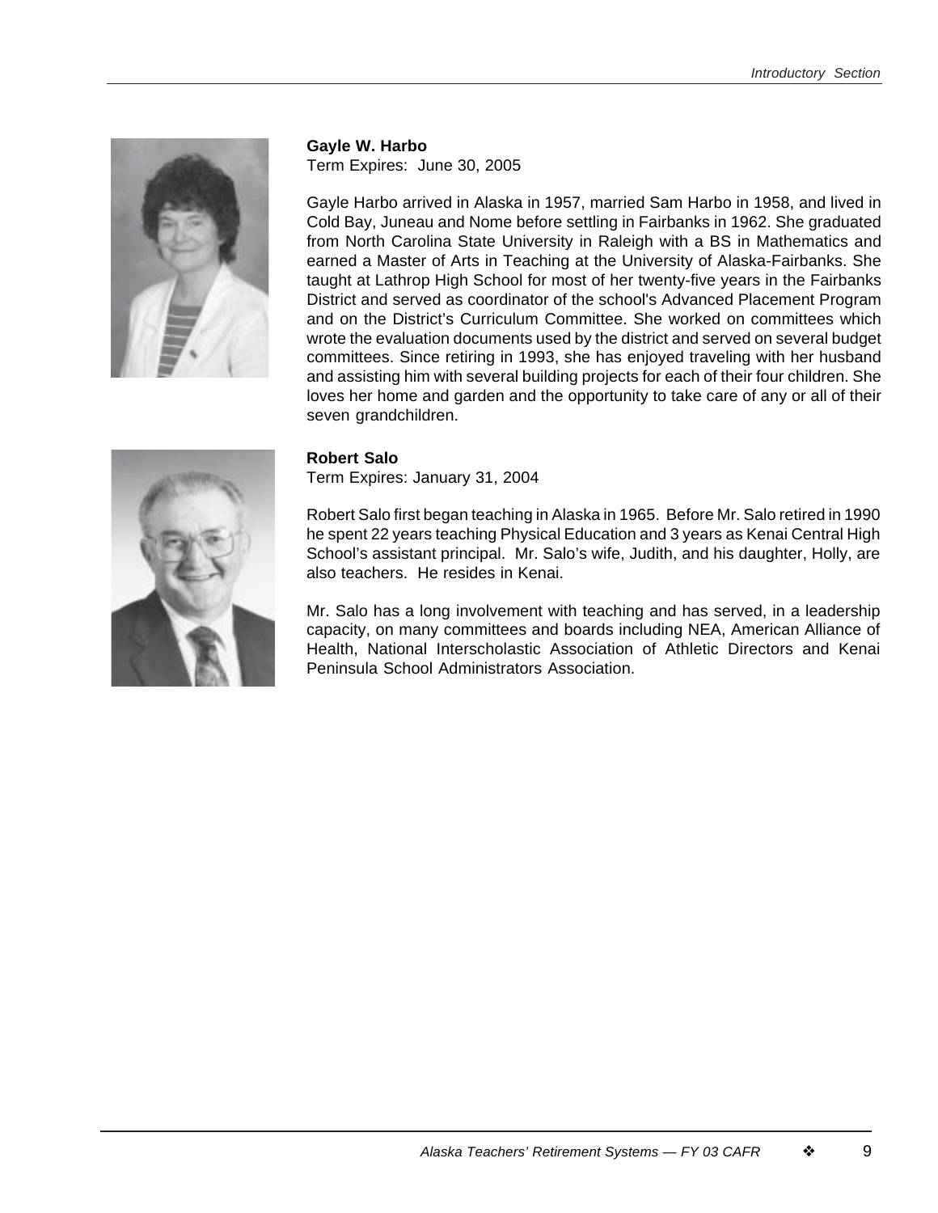**Gayle W. Harbo**

Term Expires: June 30, 2005

Gayle Harbo arrived in Alaska in 1957, married Sam Harbo in 1958, and lived in Cold Bay, Juneau and Nome before settling in Fairbanks in 1962. She graduated from North Carolina State University in Raleigh with a BS in Mathematics and earned a Master of Arts in Teaching at the University of Alaska-Fairbanks. She taught at Lathrop High School for most of her twenty-five years in the Fairbanks District and served as coordinator of the school's Advanced Placement Program and on the District's Curriculum Committee. She worked on committees which wrote the evaluation documents used by the district and served on several budget committees. Since retiring in 1993, she has enjoyed traveling with her husband and assisting him with several building projects for each of their four children. She loves her home and garden and the opportunity to take care of any or all of their seven grandchildren.

**Robert Salo**

Term Expires: January 31, 2004

Robert Salo first began teaching in Alaska in 1965. Before Mr. Salo retired in 1990 he spent 22 years teaching Physical Education and 3 years as Kenai Central High School's assistant principal. Mr. Salo's wife, Judith, and his daughter, Holly, are also teachers. He resides in Kenai.

Mr. Salo has a long involvement with teaching and has served, in a leadership capacity, on many committees and boards including NEA, American Alliance of Health, National Interscholastic Association of Athletic Directors and Kenai Peninsula School Administrators Association.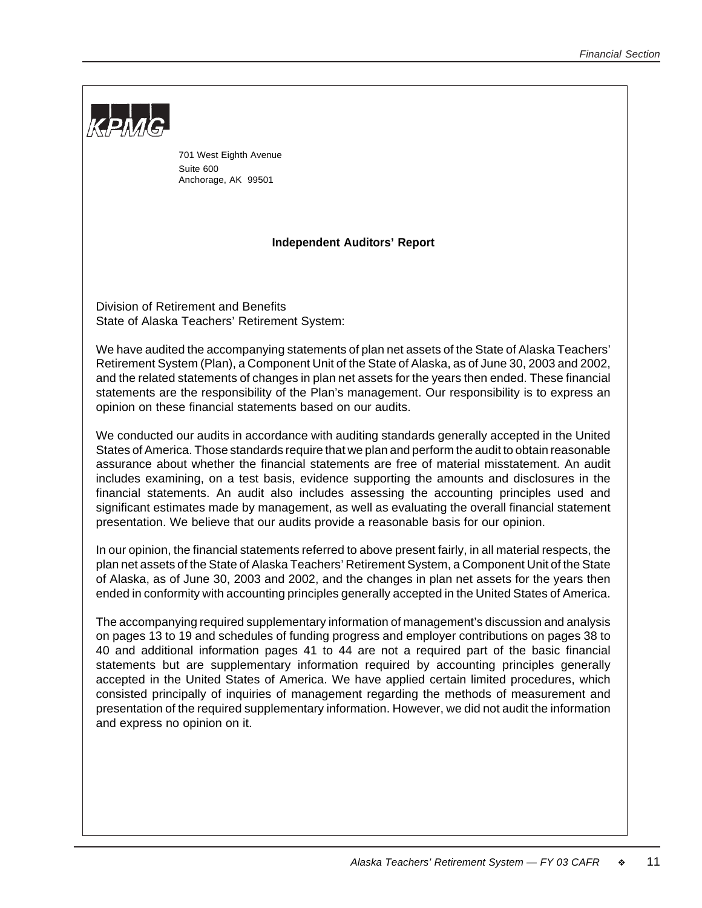KPMG

701 West Eighth Avenue
Suite 600
Anchorage, AK 99501

## Independent Auditors' Report

Division of Retirement and Benefits
State of Alaska Teachers' Retirement System:

We have audited the accompanying statements of plan net assets of the State of Alaska Teachers' Retirement System (Plan), a Component Unit of the State of Alaska, as of June 30, 2003 and 2002, and the related statements of changes in plan net assets for the years then ended. These financial statements are the responsibility of the Plan's management. Our responsibility is to express an opinion on these financial statements based on our audits.

We conducted our audits in accordance with auditing standards generally accepted in the United States of America. Those standards require that we plan and perform the audit to obtain reasonable assurance about whether the financial statements are free of material misstatement. An audit includes examining, on a test basis, evidence supporting the amounts and disclosures in the financial statements. An audit also includes assessing the accounting principles used and significant estimates made by management, as well as evaluating the overall financial statement presentation. We believe that our audits provide a reasonable basis for our opinion.

In our opinion, the financial statements referred to above present fairly, in all material respects, the plan net assets of the State of Alaska Teachers' Retirement System, a Component Unit of the State of Alaska, as of June 30, 2003 and 2002, and the changes in plan net assets for the years then ended in conformity with accounting principles generally accepted in the United States of America.

The accompanying required supplementary information of management's discussion and analysis on pages 13 to 19 and schedules of funding progress and employer contributions on pages 38 to 40 and additional information pages 41 to 44 are not a required part of the basic financial statements but are supplementary information required by accounting principles generally accepted in the United States of America. We have applied certain limited procedures, which consisted principally of inquiries of management regarding the methods of measurement and presentation of the required supplementary information. However, we did not audit the information and express no opinion on it.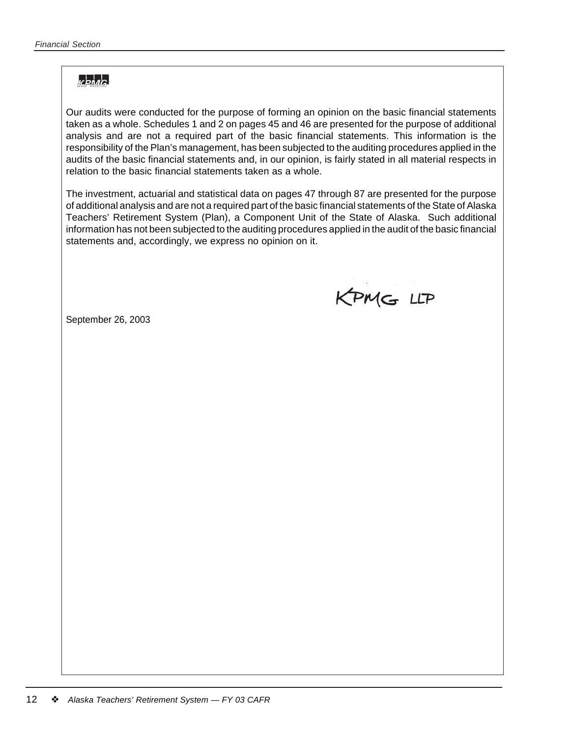KPMG

Our audits were conducted for the purpose of forming an opinion on the basic financial statements taken as a whole. Schedules 1 and 2 on pages 45 and 46 are presented for the purpose of additional analysis and are not a required part of the basic financial statements. This information is the responsibility of the Plan's management, has been subjected to the auditing procedures applied in the audits of the basic financial statements and, in our opinion, is fairly stated in all material respects in relation to the basic financial statements taken as a whole.

The investment, actuarial and statistical data on pages 47 through 87 are presented for the purpose of additional analysis and are not a required part of the basic financial statements of the State of Alaska Teachers' Retirement System (Plan), a Component Unit of the State of Alaska. Such additional information has not been subjected to the auditing procedures applied in the audit of the basic financial statements and, accordingly, we express no opinion on it.

KPMG LLP

September 26, 2003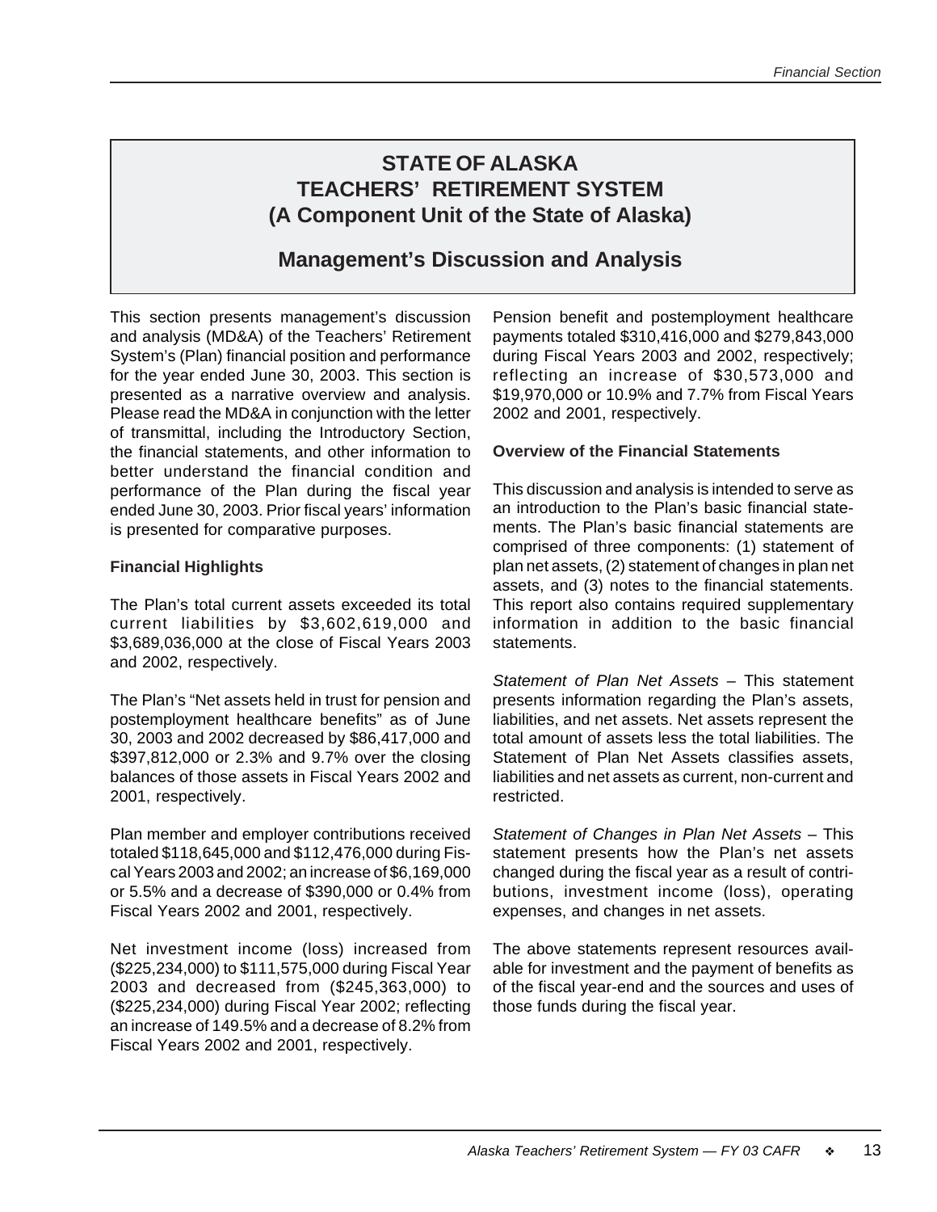# STATE OF ALASKA
# TEACHERS' RETIREMENT SYSTEM
# (A Component Unit of the State of Alaska)

## Management's Discussion and Analysis

This section presents management's discussion and analysis (MD&A) of the Teachers' Retirement System's (Plan) financial position and performance for the year ended June 30, 2003. This section is presented as a narrative overview and analysis. Please read the MD&A in conjunction with the letter of transmittal, including the Introductory Section, the financial statements, and other information to better understand the financial condition and performance of the Plan during the fiscal year ended June 30, 2003. Prior fiscal years' information is presented for comparative purposes.

**Financial Highlights**

The Plan's total current assets exceeded its total current liabilities by $3,602,619,000 and $3,689,036,000 at the close of Fiscal Years 2003 and 2002, respectively.

The Plan's "Net assets held in trust for pension and postemployment healthcare benefits" as of June 30, 2003 and 2002 decreased by $86,417,000 and $397,812,000 or 2.3% and 9.7% over the closing balances of those assets in Fiscal Years 2002 and 2001, respectively.

Plan member and employer contributions received totaled $118,645,000 and $112,476,000 during Fiscal Years 2003 and 2002; an increase of $6,169,000 or 5.5% and a decrease of $390,000 or 0.4% from Fiscal Years 2002 and 2001, respectively.

Net investment income (loss) increased from ($225,234,000) to $111,575,000 during Fiscal Year 2003 and decreased from ($245,363,000) to ($225,234,000) during Fiscal Year 2002; reflecting an increase of 149.5% and a decrease of 8.2% from Fiscal Years 2002 and 2001, respectively.

Pension benefit and postemployment healthcare payments totaled $310,416,000 and $279,843,000 during Fiscal Years 2003 and 2002, respectively; reflecting an increase of $30,573,000 and $19,970,000 or 10.9% and 7.7% from Fiscal Years 2002 and 2001, respectively.

**Overview of the Financial Statements**

This discussion and analysis is intended to serve as an introduction to the Plan's basic financial statements. The Plan's basic financial statements are comprised of three components: (1) statement of plan net assets, (2) statement of changes in plan net assets, and (3) notes to the financial statements. This report also contains required supplementary information in addition to the basic financial statements.

*Statement of Plan Net Assets* – This statement presents information regarding the Plan's assets, liabilities, and net assets. Net assets represent the total amount of assets less the total liabilities. The Statement of Plan Net Assets classifies assets, liabilities and net assets as current, non-current and restricted.

*Statement of Changes in Plan Net Assets* – This statement presents how the Plan's net assets changed during the fiscal year as a result of contributions, investment income (loss), operating expenses, and changes in net assets.

The above statements represent resources available for investment and the payment of benefits as of the fiscal year-end and the sources and uses of those funds during the fiscal year.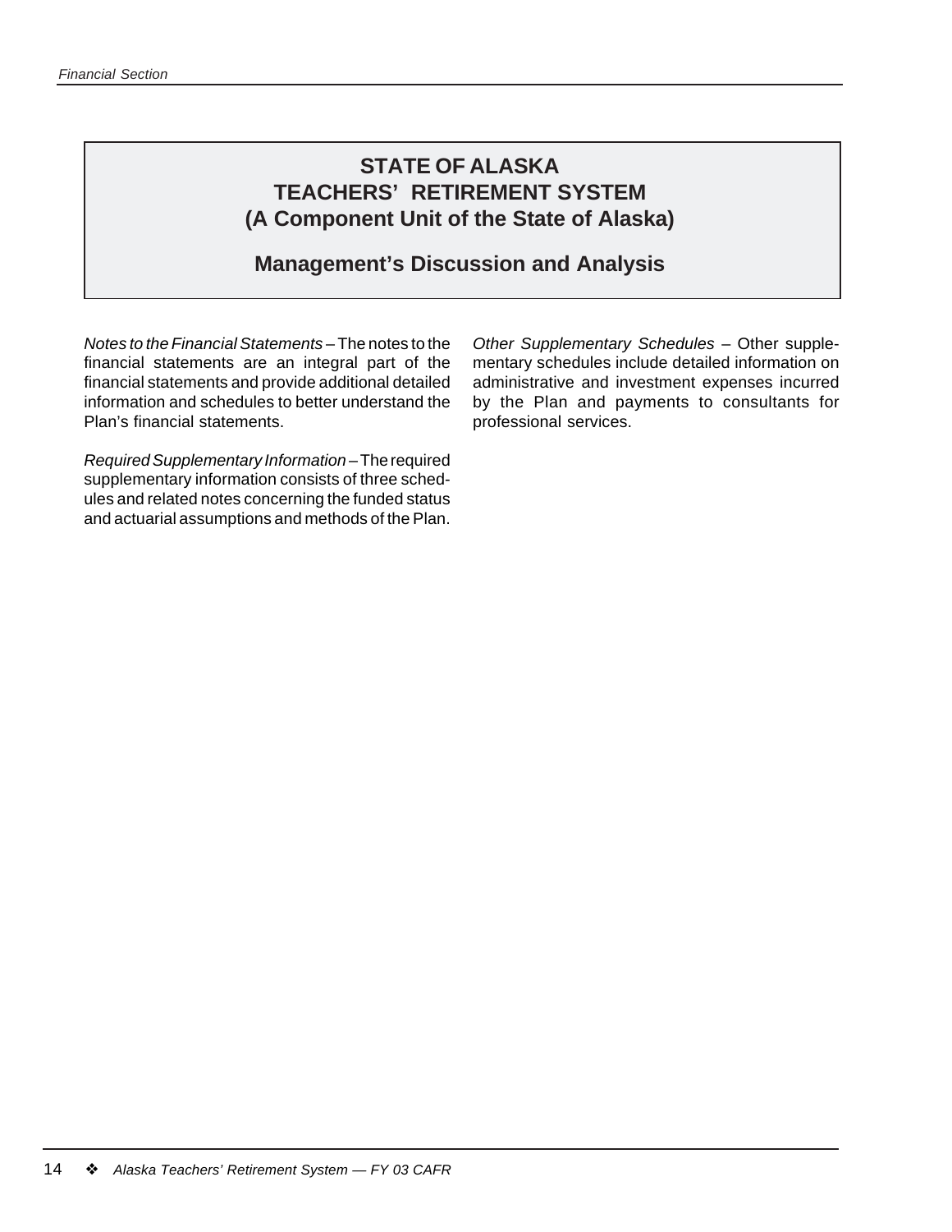# STATE OF ALASKA
# TEACHERS' RETIREMENT SYSTEM
# (A Component Unit of the State of Alaska)

## Management's Discussion and Analysis

*Notes to the Financial Statements* – The notes to the financial statements are an integral part of the financial statements and provide additional detailed information and schedules to better understand the Plan's financial statements.

*Required Supplementary Information* – The required supplementary information consists of three schedules and related notes concerning the funded status and actuarial assumptions and methods of the Plan.

*Other Supplementary Schedules* – Other supplementary schedules include detailed information on administrative and investment expenses incurred by the Plan and payments to consultants for professional services.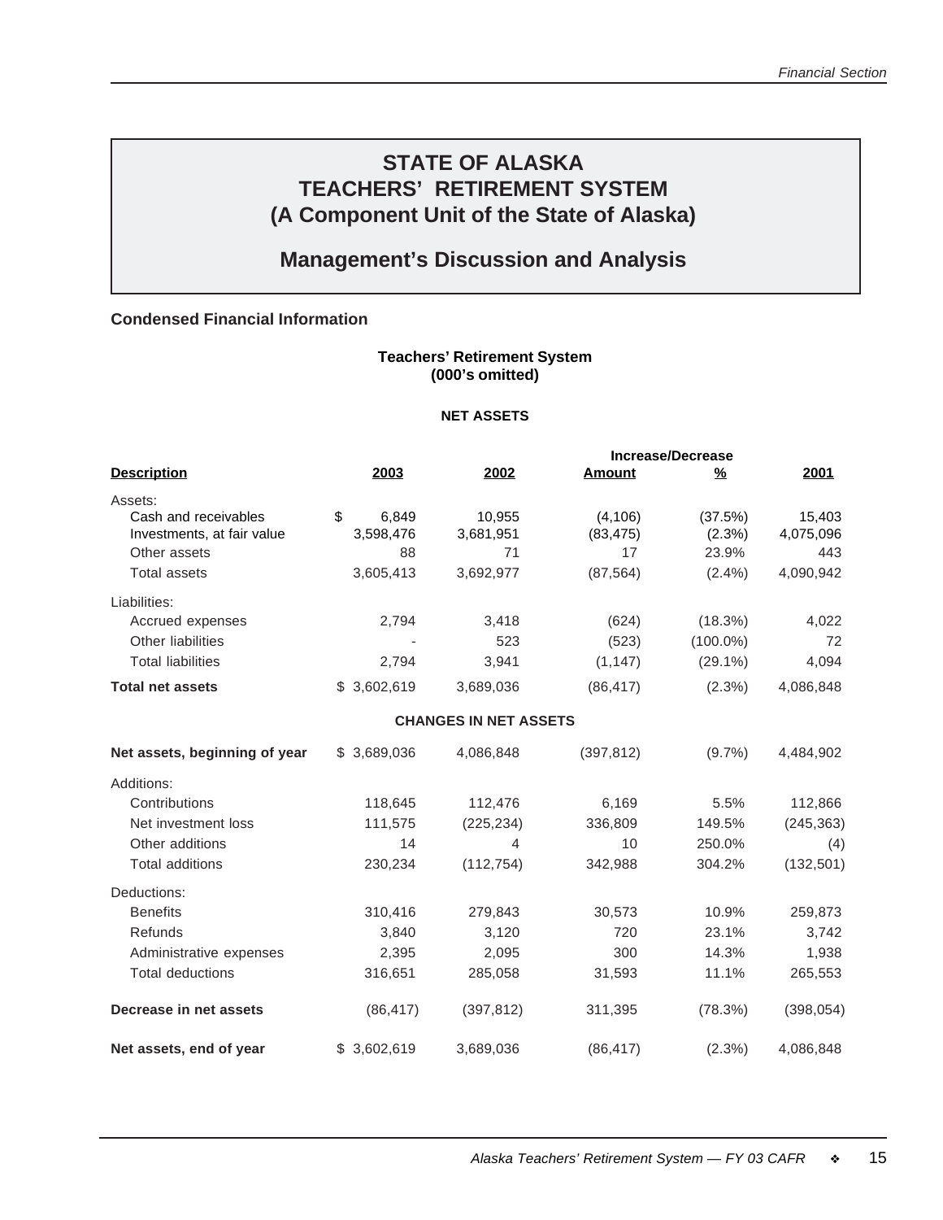# STATE OF ALASKA
# TEACHERS' RETIREMENT SYSTEM
# (A Component Unit of the State of Alaska)

## Management's Discussion and Analysis

### Condensed Financial Information

**Teachers' Retirement System**
**(000's omitted)**

**NET ASSETS**

| Description | 2003 | 2002 | Increase/Decrease Amount | % | 2001 |
|---|---|---|---|---|---|
| Assets: | | | | | |
| Cash and receivables | $ 6,849 | 10,955 | (4,106) | (37.5%) | 15,403 |
| Investments, at fair value | 3,598,476 | 3,681,951 | (83,475) | (2.3%) | 4,075,096 |
| Other assets | 88 | 71 | 17 | 23.9% | 443 |
| Total assets | 3,605,413 | 3,692,977 | (87,564) | (2.4%) | 4,090,942 |
| Liabilities: | | | | | |
| Accrued expenses | 2,794 | 3,418 | (624) | (18.3%) | 4,022 |
| Other liabilities | - | 523 | (523) | (100.0%) | 72 |
| Total liabilities | 2,794 | 3,941 | (1,147) | (29.1%) | 4,094 |
| **Total net assets** | $ 3,602,619 | 3,689,036 | (86,417) | (2.3%) | 4,086,848 |

**CHANGES IN NET ASSETS**

| Description | 2003 | 2002 | Increase/Decrease Amount | % | 2001 |
|---|---|---|---|---|---|
| **Net assets, beginning of year** | $ 3,689,036 | 4,086,848 | (397,812) | (9.7%) | 4,484,902 |
| Additions: | | | | | |
| Contributions | 118,645 | 112,476 | 6,169 | 5.5% | 112,866 |
| Net investment loss | 111,575 | (225,234) | 336,809 | 149.5% | (245,363) |
| Other additions | 14 | 4 | 10 | 250.0% | (4) |
| Total additions | 230,234 | (112,754) | 342,988 | 304.2% | (132,501) |
| Deductions: | | | | | |
| Benefits | 310,416 | 279,843 | 30,573 | 10.9% | 259,873 |
| Refunds | 3,840 | 3,120 | 720 | 23.1% | 3,742 |
| Administrative expenses | 2,395 | 2,095 | 300 | 14.3% | 1,938 |
| Total deductions | 316,651 | 285,058 | 31,593 | 11.1% | 265,553 |
| **Decrease in net assets** | (86,417) | (397,812) | 311,395 | (78.3%) | (398,054) |
| **Net assets, end of year** | $ 3,602,619 | 3,689,036 | (86,417) | (2.3%) | 4,086,848 |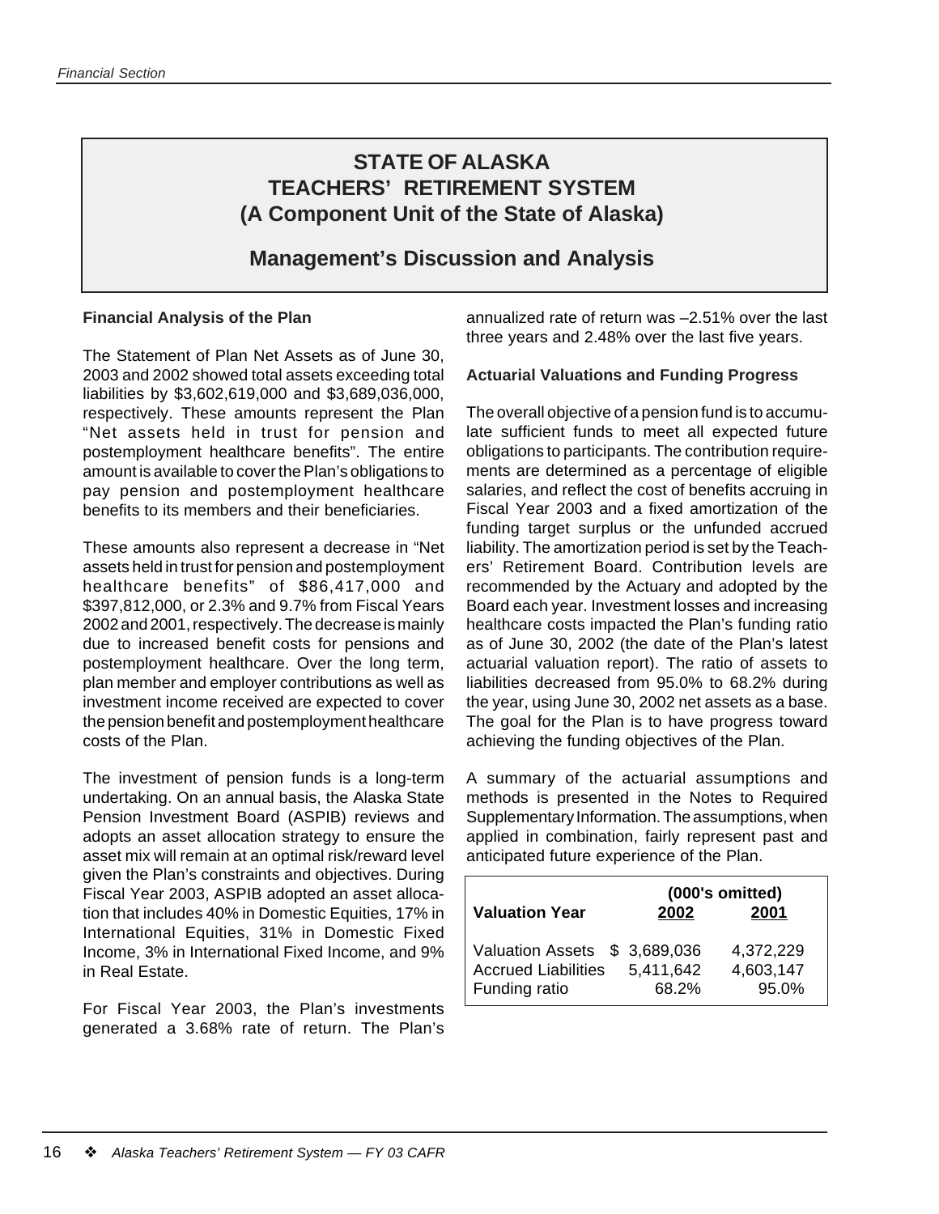# STATE OF ALASKA
# TEACHERS' RETIREMENT SYSTEM
# (A Component Unit of the State of Alaska)

## Management's Discussion and Analysis

**Financial Analysis of the Plan**

The Statement of Plan Net Assets as of June 30, 2003 and 2002 showed total assets exceeding total liabilities by $3,602,619,000 and $3,689,036,000, respectively. These amounts represent the Plan "Net assets held in trust for pension and postemployment healthcare benefits". The entire amount is available to cover the Plan's obligations to pay pension and postemployment healthcare benefits to its members and their beneficiaries.

These amounts also represent a decrease in "Net assets held in trust for pension and postemployment healthcare benefits" of $86,417,000 and $397,812,000, or 2.3% and 9.7% from Fiscal Years 2002 and 2001, respectively. The decrease is mainly due to increased benefit costs for pensions and postemployment healthcare. Over the long term, plan member and employer contributions as well as investment income received are expected to cover the pension benefit and postemployment healthcare costs of the Plan.

The investment of pension funds is a long-term undertaking. On an annual basis, the Alaska State Pension Investment Board (ASPIB) reviews and adopts an asset allocation strategy to ensure the asset mix will remain at an optimal risk/reward level given the Plan's constraints and objectives. During Fiscal Year 2003, ASPIB adopted an asset allocation that includes 40% in Domestic Equities, 17% in International Equities, 31% in Domestic Fixed Income, 3% in International Fixed Income, and 9% in Real Estate.

For Fiscal Year 2003, the Plan's investments generated a 3.68% rate of return. The Plan's annualized rate of return was –2.51% over the last three years and 2.48% over the last five years.

**Actuarial Valuations and Funding Progress**

The overall objective of a pension fund is to accumulate sufficient funds to meet all expected future obligations to participants. The contribution requirements are determined as a percentage of eligible salaries, and reflect the cost of benefits accruing in Fiscal Year 2003 and a fixed amortization of the funding target surplus or the unfunded accrued liability. The amortization period is set by the Teachers' Retirement Board. Contribution levels are recommended by the Actuary and adopted by the Board each year. Investment losses and increasing healthcare costs impacted the Plan's funding ratio as of June 30, 2002 (the date of the Plan's latest actuarial valuation report). The ratio of assets to liabilities decreased from 95.0% to 68.2% during the year, using June 30, 2002 net assets as a base. The goal for the Plan is to have progress toward achieving the funding objectives of the Plan.

A summary of the actuarial assumptions and methods is presented in the Notes to Required Supplementary Information. The assumptions, when applied in combination, fairly represent past and anticipated future experience of the Plan.

| | (000's omitted) | |
|---|---|---|
| **Valuation Year** | **2002** | **2001** |
| Valuation Assets | $ 3,689,036 | 4,372,229 |
| Accrued Liabilities | 5,411,642 | 4,603,147 |
| Funding ratio | 68.2% | 95.0% |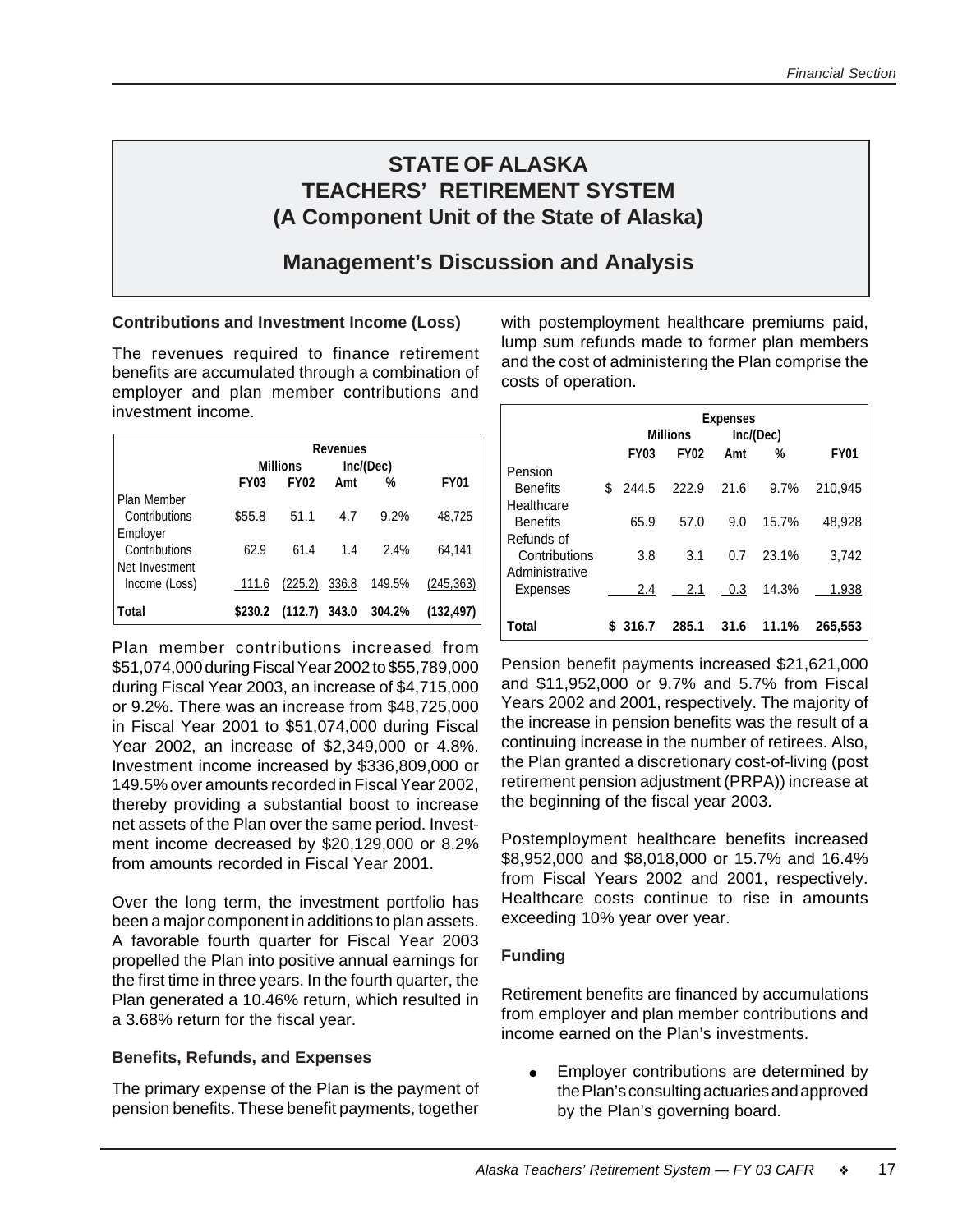# STATE OF ALASKA
# TEACHERS' RETIREMENT SYSTEM
# (A Component Unit of the State of Alaska)

## Management's Discussion and Analysis

### Contributions and Investment Income (Loss)

The revenues required to finance retirement benefits are accumulated through a combination of employer and plan member contributions and investment income.

| | Revenues | | | | |
|---|---|---|---|---|---|
| | Millions | | Inc/(Dec) | | |
| | FY03 | FY02 | Amt | % | FY01 |
| Plan Member Contributions | $55.8 | 51.1 | 4.7 | 9.2% | 48,725 |
| Employer Contributions | 62.9 | 61.4 | 1.4 | 2.4% | 64,141 |
| Net Investment Income (Loss) | 111.6 | (225.2) | 336.8 | 149.5% | (245,363) |
| **Total** | **$230.2** | **(112.7)** | **343.0** | **304.2%** | **(132,497)** |

Plan member contributions increased from $51,074,000 during Fiscal Year 2002 to $55,789,000 during Fiscal Year 2003, an increase of $4,715,000 or 9.2%. There was an increase from $48,725,000 in Fiscal Year 2001 to $51,074,000 during Fiscal Year 2002, an increase of $2,349,000 or 4.8%. Investment income increased by $336,809,000 or 149.5% over amounts recorded in Fiscal Year 2002, thereby providing a substantial boost to increase net assets of the Plan over the same period. Investment income decreased by $20,129,000 or 8.2% from amounts recorded in Fiscal Year 2001.

Over the long term, the investment portfolio has been a major component in additions to plan assets. A favorable fourth quarter for Fiscal Year 2003 propelled the Plan into positive annual earnings for the first time in three years. In the fourth quarter, the Plan generated a 10.46% return, which resulted in a 3.68% return for the fiscal year.

### Benefits, Refunds, and Expenses

The primary expense of the Plan is the payment of pension benefits. These benefit payments, together with postemployment healthcare premiums paid, lump sum refunds made to former plan members and the cost of administering the Plan comprise the costs of operation.

| | Expenses | | | | |
|---|---|---|---|---|---|
| | Millions | | Inc/(Dec) | | |
| | FY03 | FY02 | Amt | % | FY01 |
| Pension Benefits | $ 244.5 | 222.9 | 21.6 | 9.7% | 210,945 |
| Healthcare Benefits | 65.9 | 57.0 | 9.0 | 15.7% | 48,928 |
| Refunds of Contributions | 3.8 | 3.1 | 0.7 | 23.1% | 3,742 |
| Administrative Expenses | 2.4 | 2.1 | 0.3 | 14.3% | 1,938 |
| **Total** | **$ 316.7** | **285.1** | **31.6** | **11.1%** | **265,553** |

Pension benefit payments increased $21,621,000 and $11,952,000 or 9.7% and 5.7% from Fiscal Years 2002 and 2001, respectively. The majority of the increase in pension benefits was the result of a continuing increase in the number of retirees. Also, the Plan granted a discretionary cost-of-living (post retirement pension adjustment (PRPA)) increase at the beginning of the fiscal year 2003.

Postemployment healthcare benefits increased $8,952,000 and $8,018,000 or 15.7% and 16.4% from Fiscal Years 2002 and 2001, respectively. Healthcare costs continue to rise in amounts exceeding 10% year over year.

### Funding

Retirement benefits are financed by accumulations from employer and plan member contributions and income earned on the Plan's investments.

- Employer contributions are determined by the Plan's consulting actuaries and approved by the Plan's governing board.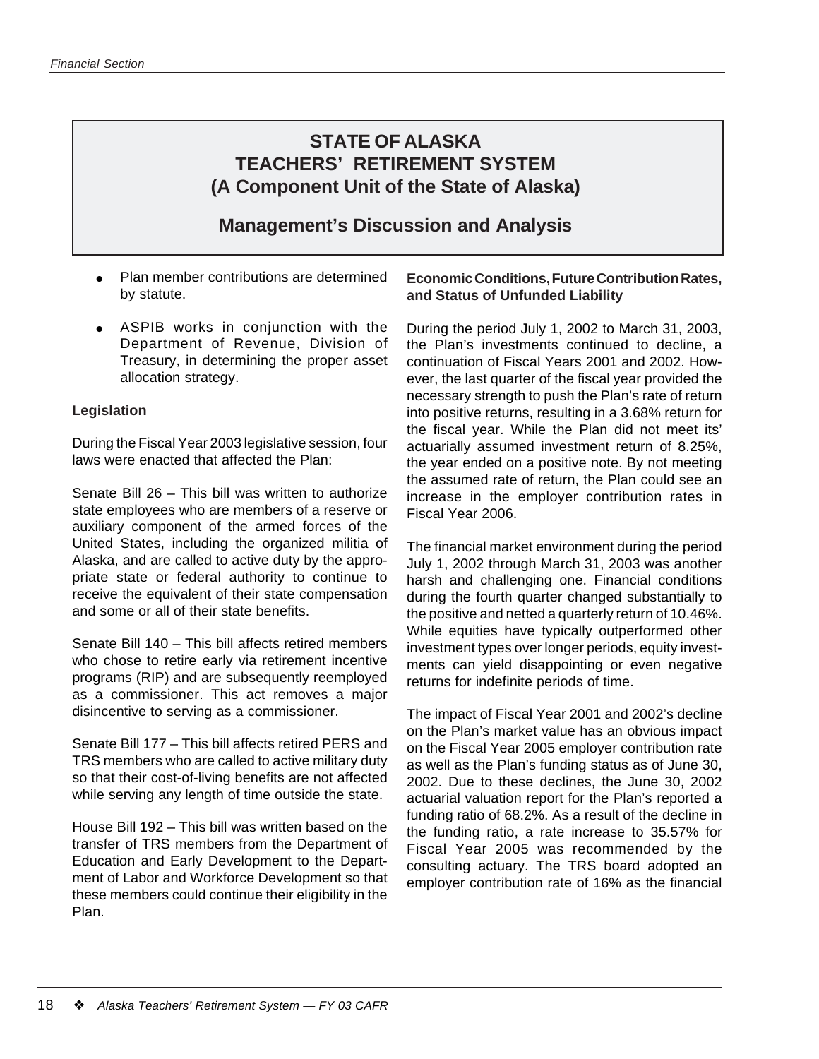# STATE OF ALASKA
# TEACHERS' RETIREMENT SYSTEM
# (A Component Unit of the State of Alaska)

## Management's Discussion and Analysis

- Plan member contributions are determined by statute.
- ASPIB works in conjunction with the Department of Revenue, Division of Treasury, in determining the proper asset allocation strategy.

**Legislation**

During the Fiscal Year 2003 legislative session, four laws were enacted that affected the Plan:

Senate Bill 26 – This bill was written to authorize state employees who are members of a reserve or auxiliary component of the armed forces of the United States, including the organized militia of Alaska, and are called to active duty by the appropriate state or federal authority to continue to receive the equivalent of their state compensation and some or all of their state benefits.

Senate Bill 140 – This bill affects retired members who chose to retire early via retirement incentive programs (RIP) and are subsequently reemployed as a commissioner. This act removes a major disincentive to serving as a commissioner.

Senate Bill 177 – This bill affects retired PERS and TRS members who are called to active military duty so that their cost-of-living benefits are not affected while serving any length of time outside the state.

House Bill 192 – This bill was written based on the transfer of TRS members from the Department of Education and Early Development to the Department of Labor and Workforce Development so that these members could continue their eligibility in the Plan.

**Economic Conditions, Future Contribution Rates, and Status of Unfunded Liability**

During the period July 1, 2002 to March 31, 2003, the Plan's investments continued to decline, a continuation of Fiscal Years 2001 and 2002. However, the last quarter of the fiscal year provided the necessary strength to push the Plan's rate of return into positive returns, resulting in a 3.68% return for the fiscal year. While the Plan did not meet its' actuarially assumed investment return of 8.25%, the year ended on a positive note. By not meeting the assumed rate of return, the Plan could see an increase in the employer contribution rates in Fiscal Year 2006.

The financial market environment during the period July 1, 2002 through March 31, 2003 was another harsh and challenging one. Financial conditions during the fourth quarter changed substantially to the positive and netted a quarterly return of 10.46%. While equities have typically outperformed other investment types over longer periods, equity investments can yield disappointing or even negative returns for indefinite periods of time.

The impact of Fiscal Year 2001 and 2002's decline on the Plan's market value has an obvious impact on the Fiscal Year 2005 employer contribution rate as well as the Plan's funding status as of June 30, 2002. Due to these declines, the June 30, 2002 actuarial valuation report for the Plan's reported a funding ratio of 68.2%. As a result of the decline in the funding ratio, a rate increase to 35.57% for Fiscal Year 2005 was recommended by the consulting actuary. The TRS board adopted an employer contribution rate of 16% as the financial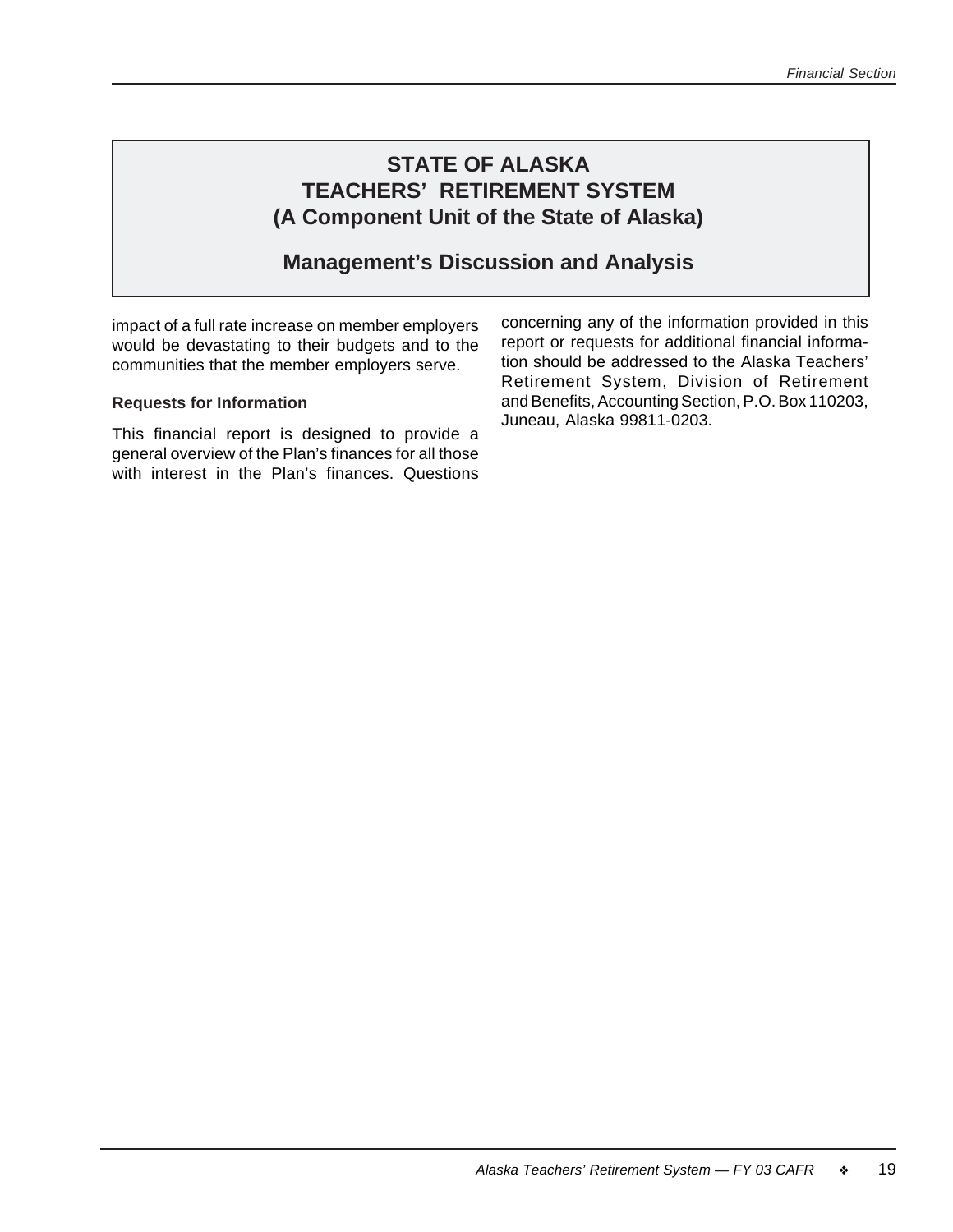# STATE OF ALASKA
# TEACHERS' RETIREMENT SYSTEM
# (A Component Unit of the State of Alaska)

## Management's Discussion and Analysis

impact of a full rate increase on member employers would be devastating to their budgets and to the communities that the member employers serve.

**Requests for Information**

This financial report is designed to provide a general overview of the Plan's finances for all those with interest in the Plan's finances. Questions concerning any of the information provided in this report or requests for additional financial information should be addressed to the Alaska Teachers' Retirement System, Division of Retirement and Benefits, Accounting Section, P.O. Box 110203, Juneau, Alaska 99811-0203.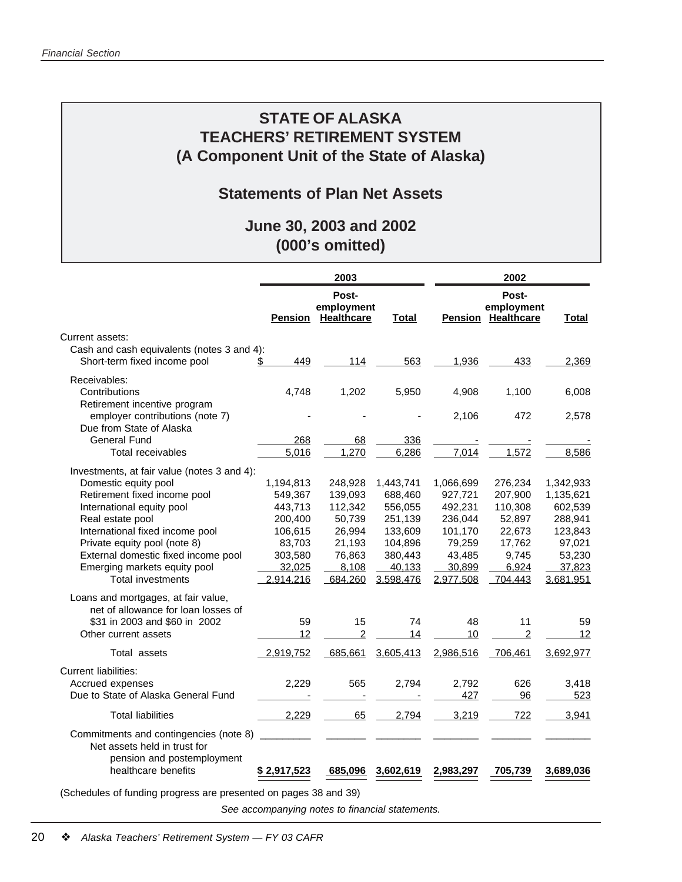# STATE OF ALASKA
# TEACHERS' RETIREMENT SYSTEM
# (A Component Unit of the State of Alaska)

## Statements of Plan Net Assets

## June 30, 2003 and 2002
## (000's omitted)

| | 2003 | | | 2002 | | |
|---|---|---|---|---|---|---|
| | Pension | Post-employment Healthcare | Total | Pension | Post-employment Healthcare | Total |
| Current assets: | | | | | | |
| Cash and cash equivalents (notes 3 and 4): | | | | | | |
| Short-term fixed income pool | $ 449 | 114 | 563 | 1,936 | 433 | 2,369 |
| Receivables: | | | | | | |
| Contributions | 4,748 | 1,202 | 5,950 | 4,908 | 1,100 | 6,008 |
| Retirement incentive program employer contributions (note 7) | - | - | - | 2,106 | 472 | 2,578 |
| Due from State of Alaska General Fund | 268 | 68 | 336 | - | - | - |
| Total receivables | 5,016 | 1,270 | 6,286 | 7,014 | 1,572 | 8,586 |
| Investments, at fair value (notes 3 and 4): | | | | | | |
| Domestic equity pool | 1,194,813 | 248,928 | 1,443,741 | 1,066,699 | 276,234 | 1,342,933 |
| Retirement fixed income pool | 549,367 | 139,093 | 688,460 | 927,721 | 207,900 | 1,135,621 |
| International equity pool | 443,713 | 112,342 | 556,055 | 492,231 | 110,308 | 602,539 |
| Real estate pool | 200,400 | 50,739 | 251,139 | 236,044 | 52,897 | 288,941 |
| International fixed income pool | 106,615 | 26,994 | 133,609 | 101,170 | 22,673 | 123,843 |
| Private equity pool (note 8) | 83,703 | 21,193 | 104,896 | 79,259 | 17,762 | 97,021 |
| External domestic fixed income pool | 303,580 | 76,863 | 380,443 | 43,485 | 9,745 | 53,230 |
| Emerging markets equity pool | 32,025 | 8,108 | 40,133 | 30,899 | 6,924 | 37,823 |
| Total investments | 2,914,216 | 684,260 | 3,598,476 | 2,977,508 | 704,443 | 3,681,951 |
| Loans and mortgages, at fair value, net of allowance for loan losses of $31 in 2003 and $60 in 2002 | 59 | 15 | 74 | 48 | 11 | 59 |
| Other current assets | 12 | 2 | 14 | 10 | 2 | 12 |
| Total assets | 2,919,752 | 685,661 | 3,605,413 | 2,986,516 | 706,461 | 3,692,977 |
| Current liabilities: | | | | | | |
| Accrued expenses | 2,229 | 565 | 2,794 | 2,792 | 626 | 3,418 |
| Due to State of Alaska General Fund | - | - | - | 427 | 96 | 523 |
| Total liabilities | 2,229 | 65 | 2,794 | 3,219 | 722 | 3,941 |
| Commitments and contingencies (note 8) | | | | | | |
| Net assets held in trust for pension and postemployment healthcare benefits | $ 2,917,523 | 685,096 | 3,602,619 | 2,983,297 | 705,739 | 3,689,036 |

(Schedules of funding progress are presented on pages 38 and 39)

*See accompanying notes to financial statements.*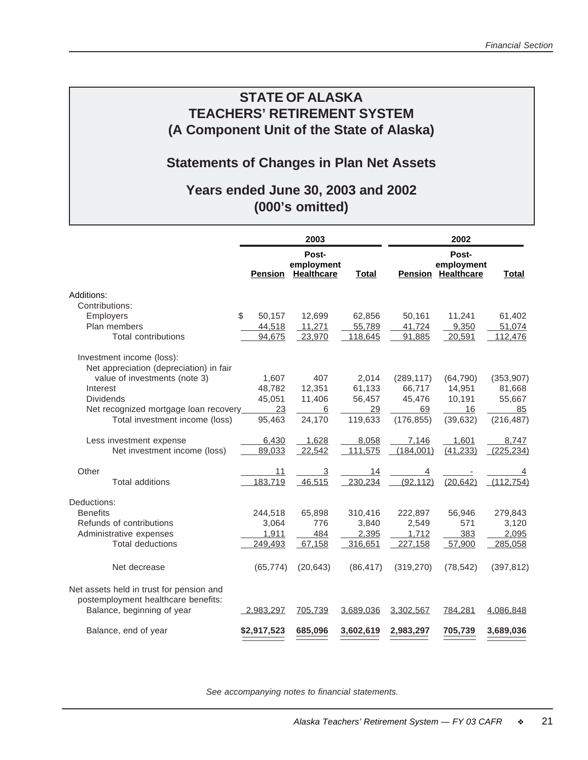# STATE OF ALASKA
# TEACHERS' RETIREMENT SYSTEM
# (A Component Unit of the State of Alaska)

## Statements of Changes in Plan Net Assets

## Years ended June 30, 2003 and 2002
## (000's omitted)

| | 2003 | | | 2002 | | |
|---|---|---|---|---|---|---|
| | **Pension** | **Post-employment Healthcare** | **Total** | **Pension** | **Post-employment Healthcare** | **Total** |
| Additions: | | | | | | |
| Contributions: | | | | | | |
| Employers | $ 50,157 | 12,699 | 62,856 | 50,161 | 11,241 | 61,402 |
| Plan members | 44,518 | 11,271 | 55,789 | 41,724 | 9,350 | 51,074 |
| Total contributions | 94,675 | 23,970 | 118,645 | 91,885 | 20,591 | 112,476 |
| Investment income (loss): | | | | | | |
| Net appreciation (depreciation) in fair value of investments (note 3) | 1,607 | 407 | 2,014 | (289,117) | (64,790) | (353,907) |
| Interest | 48,782 | 12,351 | 61,133 | 66,717 | 14,951 | 81,668 |
| Dividends | 45,051 | 11,406 | 56,457 | 45,476 | 10,191 | 55,667 |
| Net recognized mortgage loan recovery | 23 | 6 | 29 | 69 | 16 | 85 |
| Total investment income (loss) | 95,463 | 24,170 | 119,633 | (176,855) | (39,632) | (216,487) |
| Less investment expense | 6,430 | 1,628 | 8,058 | 7,146 | 1,601 | 8,747 |
| Net investment income (loss) | 89,033 | 22,542 | 111,575 | (184,001) | (41,233) | (225,234) |
| Other | 11 | 3 | 14 | 4 | - | 4 |
| Total additions | 183,719 | 46,515 | 230,234 | (92,112) | (20,642) | (112,754) |
| Deductions: | | | | | | |
| Benefits | 244,518 | 65,898 | 310,416 | 222,897 | 56,946 | 279,843 |
| Refunds of contributions | 3,064 | 776 | 3,840 | 2,549 | 571 | 3,120 |
| Administrative expenses | 1,911 | 484 | 2,395 | 1,712 | 383 | 2,095 |
| Total deductions | 249,493 | 67,158 | 316,651 | 227,158 | 57,900 | 285,058 |
| Net decrease | (65,774) | (20,643) | (86,417) | (319,270) | (78,542) | (397,812) |
| Net assets held in trust for pension and postemployment healthcare benefits: | | | | | | |
| Balance, beginning of year | 2,983,297 | 705,739 | 3,689,036 | 3,302,567 | 784,281 | 4,086,848 |
| Balance, end of year | **$2,917,523** | **685,096** | **3,602,619** | **2,983,297** | **705,739** | **3,689,036** |

*See accompanying notes to financial statements.*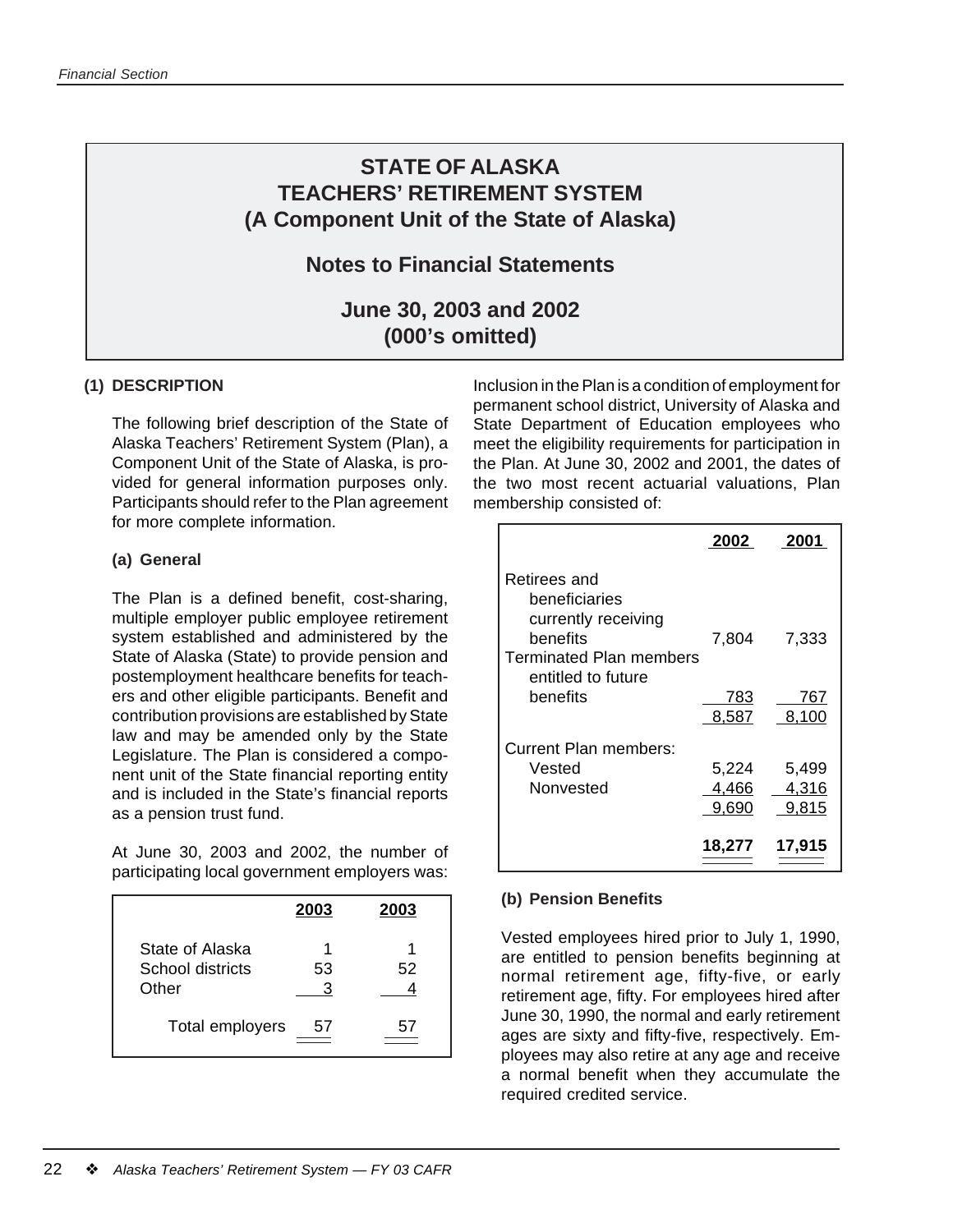# STATE OF ALASKA
# TEACHERS' RETIREMENT SYSTEM
# (A Component Unit of the State of Alaska)

## Notes to Financial Statements

## June 30, 2003 and 2002
## (000's omitted)

**(1) DESCRIPTION**

The following brief description of the State of Alaska Teachers' Retirement System (Plan), a Component Unit of the State of Alaska, is provided for general information purposes only. Participants should refer to the Plan agreement for more complete information.

**(a) General**

The Plan is a defined benefit, cost-sharing, multiple employer public employee retirement system established and administered by the State of Alaska (State) to provide pension and postemployment healthcare benefits for teachers and other eligible participants. Benefit and contribution provisions are established by State law and may be amended only by the State Legislature. The Plan is considered a component unit of the State financial reporting entity and is included in the State's financial reports as a pension trust fund.

At June 30, 2003 and 2002, the number of participating local government employers was:

| | 2003 | 2003 |
|---|---|---|
| State of Alaska | 1 | 1 |
| School districts | 53 | 52 |
| Other | 3 | 4 |
| Total employers | 57 | 57 |

Inclusion in the Plan is a condition of employment for permanent school district, University of Alaska and State Department of Education employees who meet the eligibility requirements for participation in the Plan. At June 30, 2002 and 2001, the dates of the two most recent actuarial valuations, Plan membership consisted of:

| | 2002 | 2001 |
|---|---|---|
| Retirees and beneficiaries currently receiving benefits | 7,804 | 7,333 |
| Terminated Plan members entitled to future benefits | 783 | 767 |
| | 8,587 | 8,100 |
| Current Plan members: | | |
| Vested | 5,224 | 5,499 |
| Nonvested | 4,466 | 4,316 |
| | 9,690 | 9,815 |
| | **18,277** | **17,915** |

**(b) Pension Benefits**

Vested employees hired prior to July 1, 1990, are entitled to pension benefits beginning at normal retirement age, fifty-five, or early retirement age, fifty. For employees hired after June 30, 1990, the normal and early retirement ages are sixty and fifty-five, respectively. Employees may also retire at any age and receive a normal benefit when they accumulate the required credited service.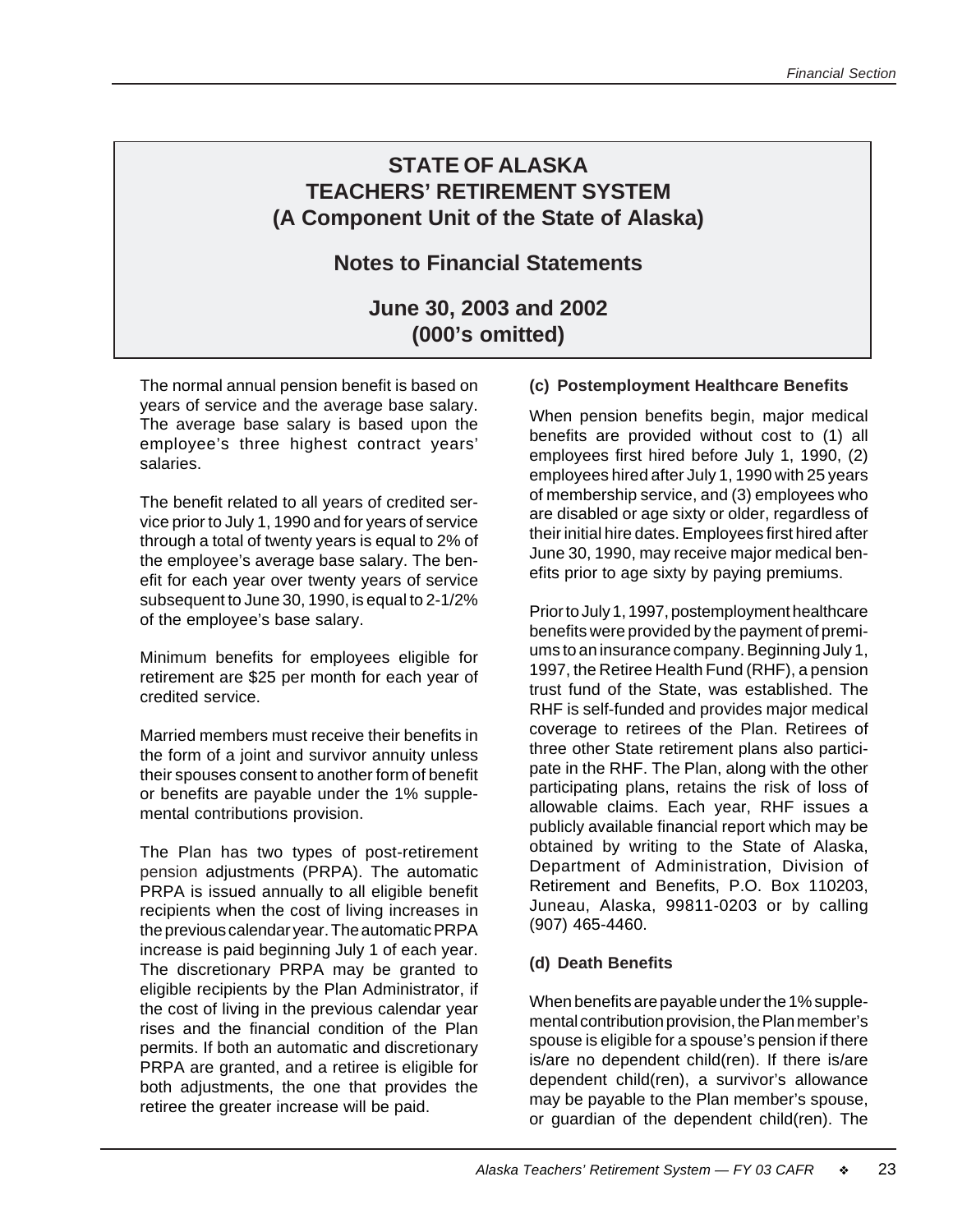# STATE OF ALASKA
# TEACHERS' RETIREMENT SYSTEM
# (A Component Unit of the State of Alaska)

## Notes to Financial Statements

## June 30, 2003 and 2002
## (000's omitted)

The normal annual pension benefit is based on years of service and the average base salary. The average base salary is based upon the employee's three highest contract years' salaries.

The benefit related to all years of credited service prior to July 1, 1990 and for years of service through a total of twenty years is equal to 2% of the employee's average base salary. The benefit for each year over twenty years of service subsequent to June 30, 1990, is equal to 2-1/2% of the employee's base salary.

Minimum benefits for employees eligible for retirement are $25 per month for each year of credited service.

Married members must receive their benefits in the form of a joint and survivor annuity unless their spouses consent to another form of benefit or benefits are payable under the 1% supplemental contributions provision.

The Plan has two types of post-retirement pension adjustments (PRPA). The automatic PRPA is issued annually to all eligible benefit recipients when the cost of living increases in the previous calendar year. The automatic PRPA increase is paid beginning July 1 of each year. The discretionary PRPA may be granted to eligible recipients by the Plan Administrator, if the cost of living in the previous calendar year rises and the financial condition of the Plan permits. If both an automatic and discretionary PRPA are granted, and a retiree is eligible for both adjustments, the one that provides the retiree the greater increase will be paid.

### (c) Postemployment Healthcare Benefits

When pension benefits begin, major medical benefits are provided without cost to (1) all employees first hired before July 1, 1990, (2) employees hired after July 1, 1990 with 25 years of membership service, and (3) employees who are disabled or age sixty or older, regardless of their initial hire dates. Employees first hired after June 30, 1990, may receive major medical benefits prior to age sixty by paying premiums.

Prior to July 1, 1997, postemployment healthcare benefits were provided by the payment of premiums to an insurance company. Beginning July 1, 1997, the Retiree Health Fund (RHF), a pension trust fund of the State, was established. The RHF is self-funded and provides major medical coverage to retirees of the Plan. Retirees of three other State retirement plans also participate in the RHF. The Plan, along with the other participating plans, retains the risk of loss of allowable claims. Each year, RHF issues a publicly available financial report which may be obtained by writing to the State of Alaska, Department of Administration, Division of Retirement and Benefits, P.O. Box 110203, Juneau, Alaska, 99811-0203 or by calling (907) 465-4460.

### (d) Death Benefits

When benefits are payable under the 1% supplemental contribution provision, the Plan member's spouse is eligible for a spouse's pension if there is/are no dependent child(ren). If there is/are dependent child(ren), a survivor's allowance may be payable to the Plan member's spouse, or guardian of the dependent child(ren). The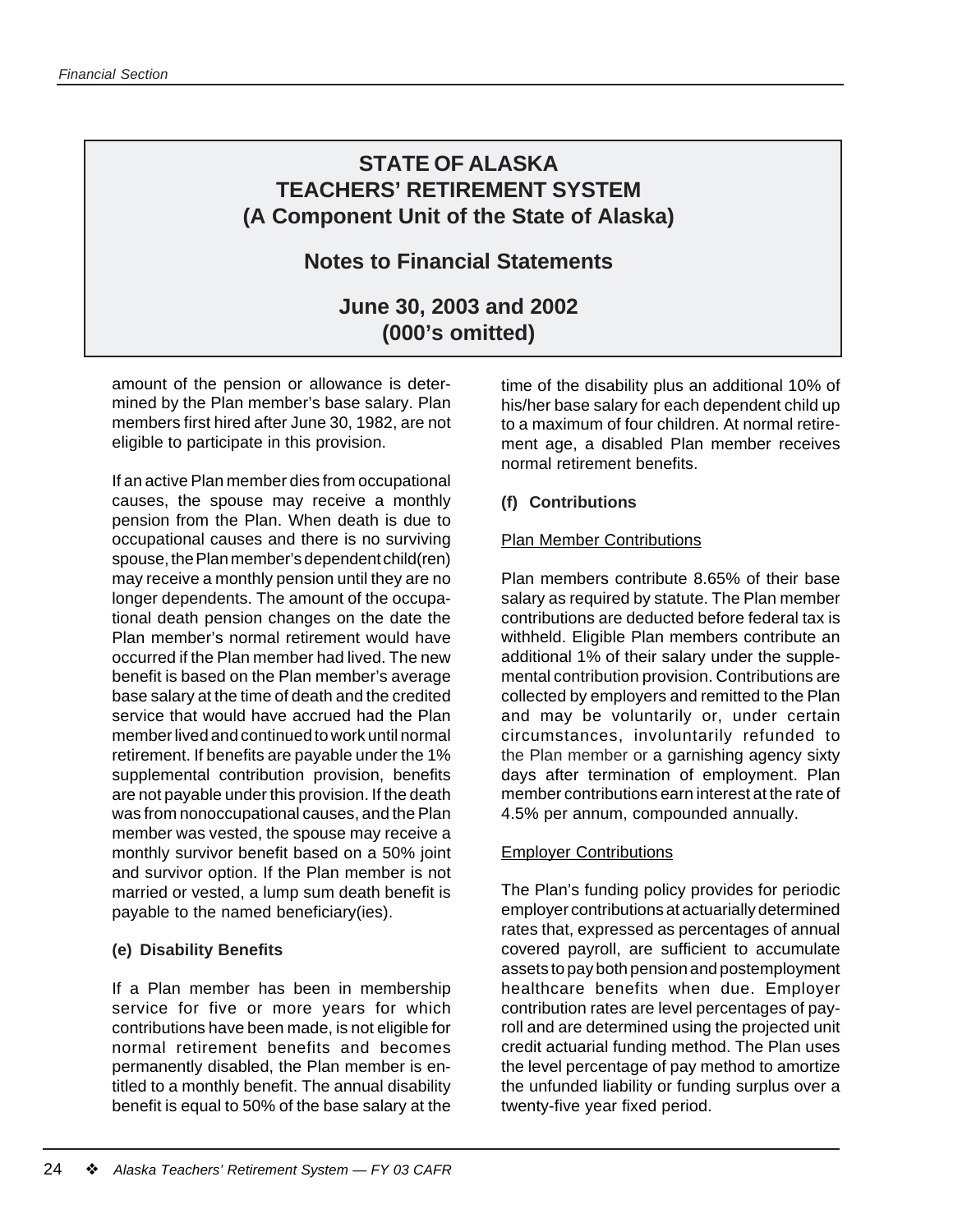# STATE OF ALASKA
# TEACHERS' RETIREMENT SYSTEM
# (A Component Unit of the State of Alaska)

## Notes to Financial Statements

## June 30, 2003 and 2002
## (000's omitted)

amount of the pension or allowance is determined by the Plan member's base salary. Plan members first hired after June 30, 1982, are not eligible to participate in this provision.

If an active Plan member dies from occupational causes, the spouse may receive a monthly pension from the Plan. When death is due to occupational causes and there is no surviving spouse, the Plan member's dependent child(ren) may receive a monthly pension until they are no longer dependents. The amount of the occupational death pension changes on the date the Plan member's normal retirement would have occurred if the Plan member had lived. The new benefit is based on the Plan member's average base salary at the time of death and the credited service that would have accrued had the Plan member lived and continued to work until normal retirement. If benefits are payable under the 1% supplemental contribution provision, benefits are not payable under this provision. If the death was from nonoccupational causes, and the Plan member was vested, the spouse may receive a monthly survivor benefit based on a 50% joint and survivor option. If the Plan member is not married or vested, a lump sum death benefit is payable to the named beneficiary(ies).

**(e) Disability Benefits**

If a Plan member has been in membership service for five or more years for which contributions have been made, is not eligible for normal retirement benefits and becomes permanently disabled, the Plan member is entitled to a monthly benefit. The annual disability benefit is equal to 50% of the base salary at the time of the disability plus an additional 10% of his/her base salary for each dependent child up to a maximum of four children. At normal retirement age, a disabled Plan member receives normal retirement benefits.

**(f) Contributions**

Plan Member Contributions

Plan members contribute 8.65% of their base salary as required by statute. The Plan member contributions are deducted before federal tax is withheld. Eligible Plan members contribute an additional 1% of their salary under the supplemental contribution provision. Contributions are collected by employers and remitted to the Plan and may be voluntarily or, under certain circumstances, involuntarily refunded to the Plan member or a garnishing agency sixty days after termination of employment. Plan member contributions earn interest at the rate of 4.5% per annum, compounded annually.

Employer Contributions

The Plan's funding policy provides for periodic employer contributions at actuarially determined rates that, expressed as percentages of annual covered payroll, are sufficient to accumulate assets to pay both pension and postemployment healthcare benefits when due. Employer contribution rates are level percentages of payroll and are determined using the projected unit credit actuarial funding method. The Plan uses the level percentage of pay method to amortize the unfunded liability or funding surplus over a twenty-five year fixed period.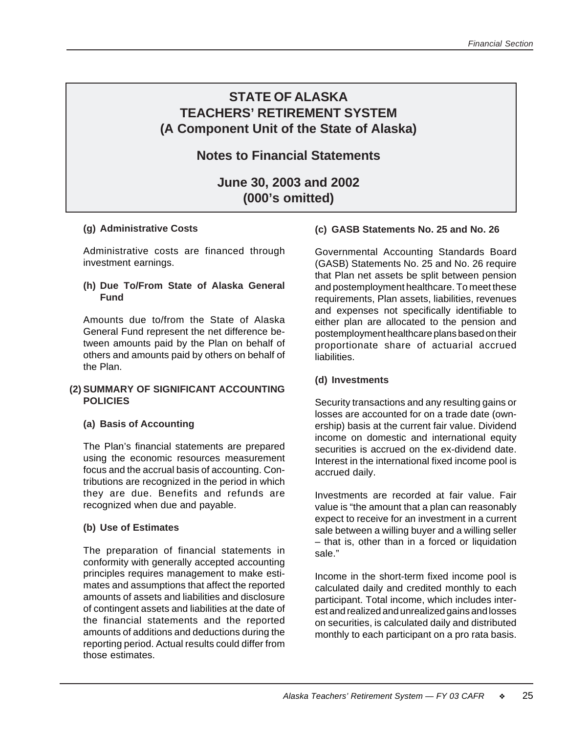# STATE OF ALASKA
# TEACHERS' RETIREMENT SYSTEM
# (A Component Unit of the State of Alaska)

## Notes to Financial Statements

## June 30, 2003 and 2002
## (000's omitted)

**(g) Administrative Costs**

Administrative costs are financed through investment earnings.

**(h) Due To/From State of Alaska General Fund**

Amounts due to/from the State of Alaska General Fund represent the net difference between amounts paid by the Plan on behalf of others and amounts paid by others on behalf of the Plan.

**(2) SUMMARY OF SIGNIFICANT ACCOUNTING POLICIES**

**(a) Basis of Accounting**

The Plan's financial statements are prepared using the economic resources measurement focus and the accrual basis of accounting. Contributions are recognized in the period in which they are due. Benefits and refunds are recognized when due and payable.

**(b) Use of Estimates**

The preparation of financial statements in conformity with generally accepted accounting principles requires management to make estimates and assumptions that affect the reported amounts of assets and liabilities and disclosure of contingent assets and liabilities at the date of the financial statements and the reported amounts of additions and deductions during the reporting period. Actual results could differ from those estimates.

**(c) GASB Statements No. 25 and No. 26**

Governmental Accounting Standards Board (GASB) Statements No. 25 and No. 26 require that Plan net assets be split between pension and postemployment healthcare. To meet these requirements, Plan assets, liabilities, revenues and expenses not specifically identifiable to either plan are allocated to the pension and postemployment healthcare plans based on their proportionate share of actuarial accrued liabilities.

**(d) Investments**

Security transactions and any resulting gains or losses are accounted for on a trade date (ownership) basis at the current fair value. Dividend income on domestic and international equity securities is accrued on the ex-dividend date. Interest in the international fixed income pool is accrued daily.

Investments are recorded at fair value. Fair value is "the amount that a plan can reasonably expect to receive for an investment in a current sale between a willing buyer and a willing seller – that is, other than in a forced or liquidation sale."

Income in the short-term fixed income pool is calculated daily and credited monthly to each participant. Total income, which includes interest and realized and unrealized gains and losses on securities, is calculated daily and distributed monthly to each participant on a pro rata basis.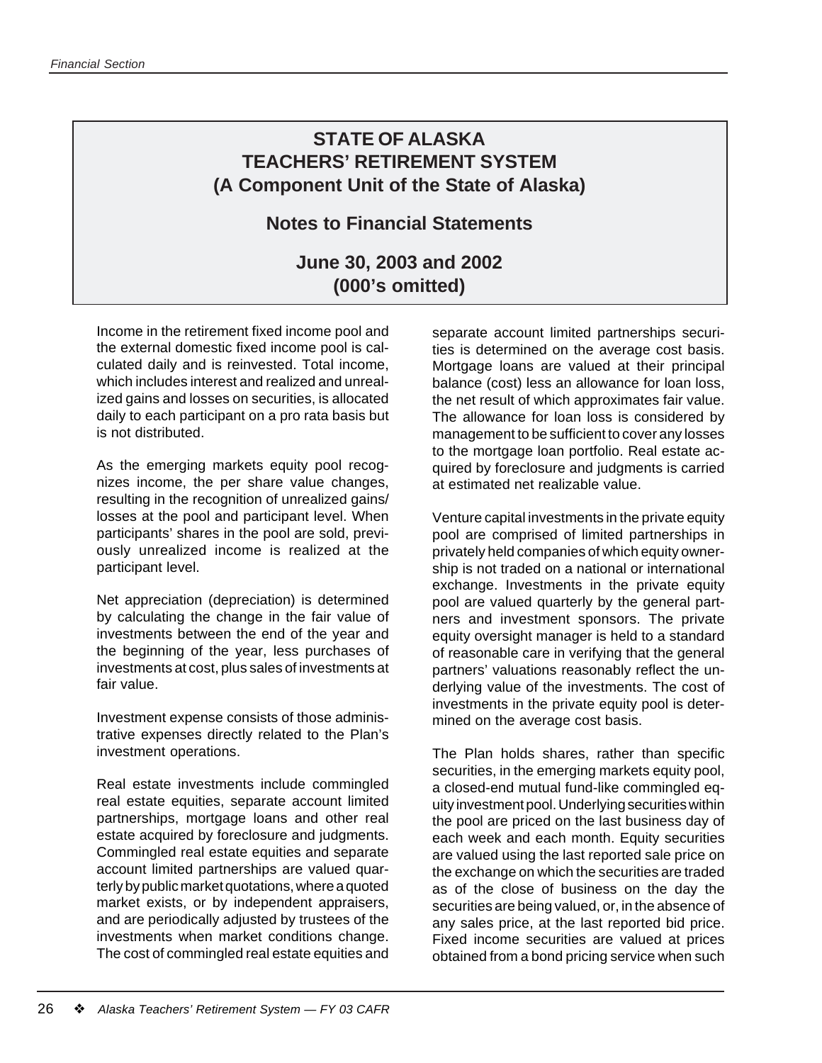# STATE OF ALASKA
# TEACHERS' RETIREMENT SYSTEM
# (A Component Unit of the State of Alaska)

## Notes to Financial Statements

## June 30, 2003 and 2002
## (000's omitted)

Income in the retirement fixed income pool and the external domestic fixed income pool is calculated daily and is reinvested. Total income, which includes interest and realized and unrealized gains and losses on securities, is allocated daily to each participant on a pro rata basis but is not distributed.

As the emerging markets equity pool recognizes income, the per share value changes, resulting in the recognition of unrealized gains/losses at the pool and participant level. When participants' shares in the pool are sold, previously unrealized income is realized at the participant level.

Net appreciation (depreciation) is determined by calculating the change in the fair value of investments between the end of the year and the beginning of the year, less purchases of investments at cost, plus sales of investments at fair value.

Investment expense consists of those administrative expenses directly related to the Plan's investment operations.

Real estate investments include commingled real estate equities, separate account limited partnerships, mortgage loans and other real estate acquired by foreclosure and judgments. Commingled real estate equities and separate account limited partnerships are valued quarterly by public market quotations, where a quoted market exists, or by independent appraisers, and are periodically adjusted by trustees of the investments when market conditions change. The cost of commingled real estate equities and separate account limited partnerships securities is determined on the average cost basis. Mortgage loans are valued at their principal balance (cost) less an allowance for loan loss, the net result of which approximates fair value. The allowance for loan loss is considered by management to be sufficient to cover any losses to the mortgage loan portfolio. Real estate acquired by foreclosure and judgments is carried at estimated net realizable value.

Venture capital investments in the private equity pool are comprised of limited partnerships in privately held companies of which equity ownership is not traded on a national or international exchange. Investments in the private equity pool are valued quarterly by the general partners and investment sponsors. The private equity oversight manager is held to a standard of reasonable care in verifying that the general partners' valuations reasonably reflect the underlying value of the investments. The cost of investments in the private equity pool is determined on the average cost basis.

The Plan holds shares, rather than specific securities, in the emerging markets equity pool, a closed-end mutual fund-like commingled equity investment pool. Underlying securities within the pool are priced on the last business day of each week and each month. Equity securities are valued using the last reported sale price on the exchange on which the securities are traded as of the close of business on the day the securities are being valued, or, in the absence of any sales price, at the last reported bid price. Fixed income securities are valued at prices obtained from a bond pricing service when such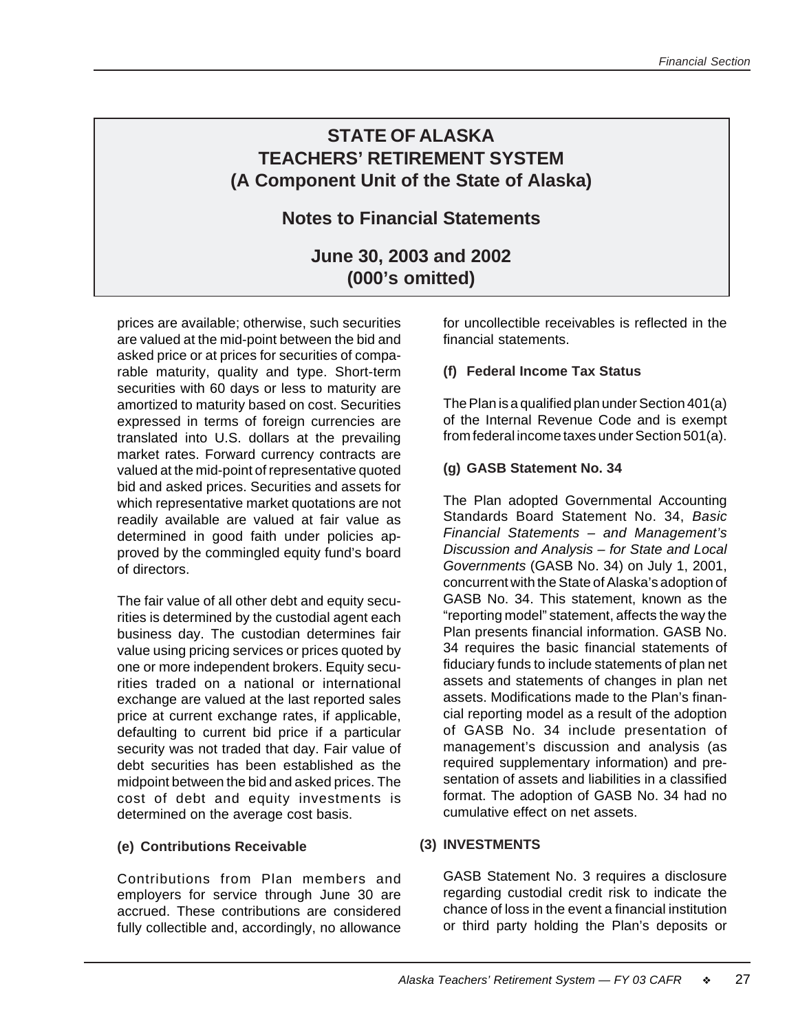# STATE OF ALASKA
# TEACHERS' RETIREMENT SYSTEM
# (A Component Unit of the State of Alaska)

## Notes to Financial Statements

## June 30, 2003 and 2002
## (000's omitted)

prices are available; otherwise, such securities are valued at the mid-point between the bid and asked price or at prices for securities of comparable maturity, quality and type. Short-term securities with 60 days or less to maturity are amortized to maturity based on cost. Securities expressed in terms of foreign currencies are translated into U.S. dollars at the prevailing market rates. Forward currency contracts are valued at the mid-point of representative quoted bid and asked prices. Securities and assets for which representative market quotations are not readily available are valued at fair value as determined in good faith under policies approved by the commingled equity fund's board of directors.

The fair value of all other debt and equity securities is determined by the custodial agent each business day. The custodian determines fair value using pricing services or prices quoted by one or more independent brokers. Equity securities traded on a national or international exchange are valued at the last reported sales price at current exchange rates, if applicable, defaulting to current bid price if a particular security was not traded that day. Fair value of debt securities has been established as the midpoint between the bid and asked prices. The cost of debt and equity investments is determined on the average cost basis.

### (e) Contributions Receivable

Contributions from Plan members and employers for service through June 30 are accrued. These contributions are considered fully collectible and, accordingly, no allowance for uncollectible receivables is reflected in the financial statements.

### (f) Federal Income Tax Status

The Plan is a qualified plan under Section 401(a) of the Internal Revenue Code and is exempt from federal income taxes under Section 501(a).

### (g) GASB Statement No. 34

The Plan adopted Governmental Accounting Standards Board Statement No. 34, *Basic Financial Statements – and Management's Discussion and Analysis – for State and Local Governments* (GASB No. 34) on July 1, 2001, concurrent with the State of Alaska's adoption of GASB No. 34. This statement, known as the "reporting model" statement, affects the way the Plan presents financial information. GASB No. 34 requires the basic financial statements of fiduciary funds to include statements of plan net assets and statements of changes in plan net assets. Modifications made to the Plan's financial reporting model as a result of the adoption of GASB No. 34 include presentation of management's discussion and analysis (as required supplementary information) and presentation of assets and liabilities in a classified format. The adoption of GASB No. 34 had no cumulative effect on net assets.

## (3) INVESTMENTS

GASB Statement No. 3 requires a disclosure regarding custodial credit risk to indicate the chance of loss in the event a financial institution or third party holding the Plan's deposits or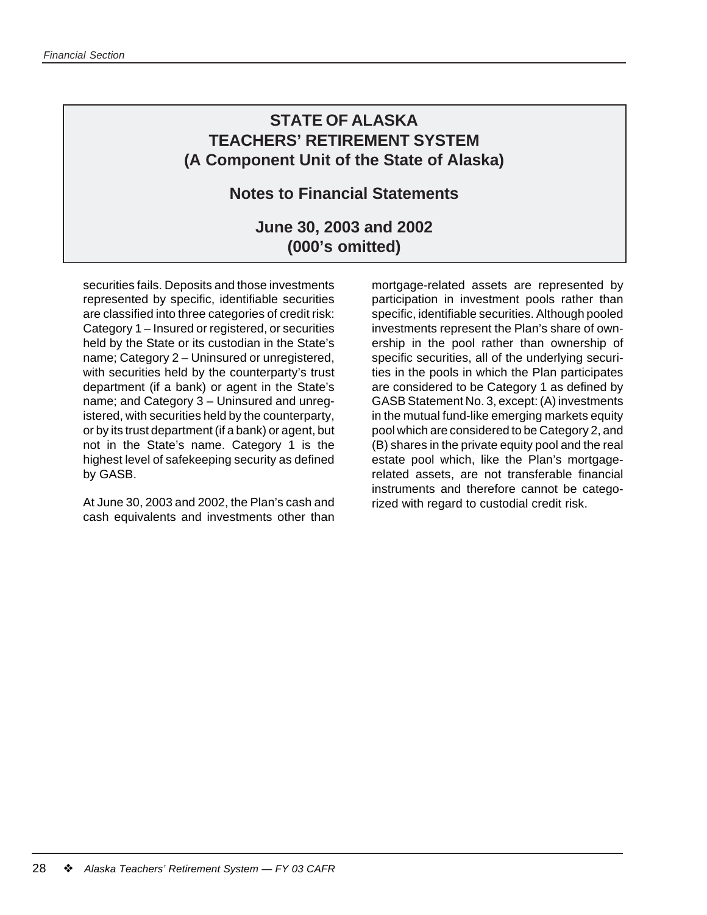# STATE OF ALASKA
# TEACHERS' RETIREMENT SYSTEM
# (A Component Unit of the State of Alaska)

## Notes to Financial Statements

## June 30, 2003 and 2002
## (000's omitted)

securities fails. Deposits and those investments represented by specific, identifiable securities are classified into three categories of credit risk: Category 1 – Insured or registered, or securities held by the State or its custodian in the State's name; Category 2 – Uninsured or unregistered, with securities held by the counterparty's trust department (if a bank) or agent in the State's name; and Category 3 – Uninsured and unregistered, with securities held by the counterparty, or by its trust department (if a bank) or agent, but not in the State's name. Category 1 is the highest level of safekeeping security as defined by GASB.

At June 30, 2003 and 2002, the Plan's cash and cash equivalents and investments other than mortgage-related assets are represented by participation in investment pools rather than specific, identifiable securities. Although pooled investments represent the Plan's share of ownership in the pool rather than ownership of specific securities, all of the underlying securities in the pools in which the Plan participates are considered to be Category 1 as defined by GASB Statement No. 3, except: (A) investments in the mutual fund-like emerging markets equity pool which are considered to be Category 2, and (B) shares in the private equity pool and the real estate pool which, like the Plan's mortgage-related assets, are not transferable financial instruments and therefore cannot be categorized with regard to custodial credit risk.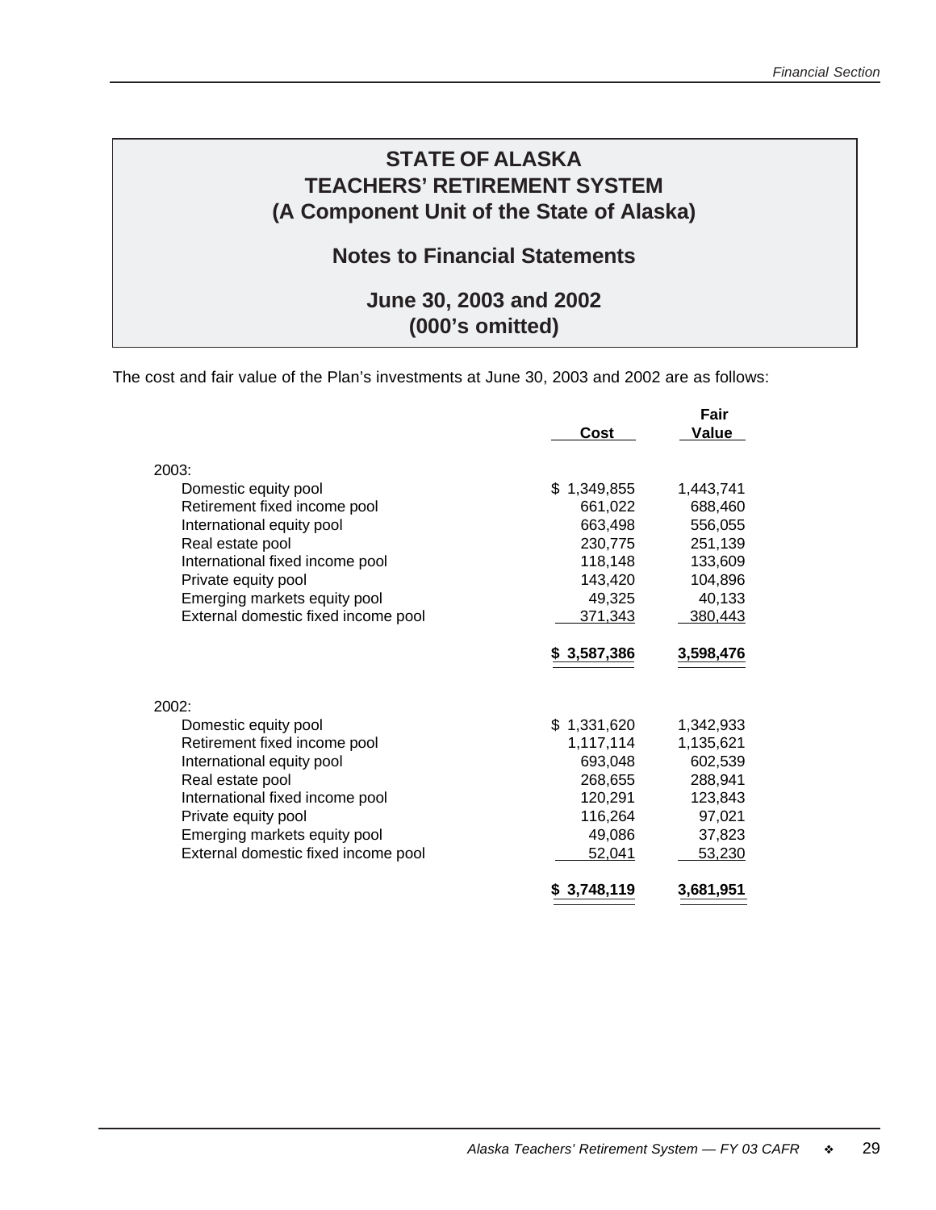# STATE OF ALASKA
# TEACHERS' RETIREMENT SYSTEM
# (A Component Unit of the State of Alaska)

## Notes to Financial Statements

## June 30, 2003 and 2002
## (000's omitted)

The cost and fair value of the Plan's investments at June 30, 2003 and 2002 are as follows:

| | Cost | Fair Value |
|---|---|---|
| 2003: | | |
| Domestic equity pool | $ 1,349,855 | 1,443,741 |
| Retirement fixed income pool | 661,022 | 688,460 |
| International equity pool | 663,498 | 556,055 |
| Real estate pool | 230,775 | 251,139 |
| International fixed income pool | 118,148 | 133,609 |
| Private equity pool | 143,420 | 104,896 |
| Emerging markets equity pool | 49,325 | 40,133 |
| External domestic fixed income pool | 371,343 | 380,443 |
| | **$ 3,587,386** | **3,598,476** |
| 2002: | | |
| Domestic equity pool | $ 1,331,620 | 1,342,933 |
| Retirement fixed income pool | 1,117,114 | 1,135,621 |
| International equity pool | 693,048 | 602,539 |
| Real estate pool | 268,655 | 288,941 |
| International fixed income pool | 120,291 | 123,843 |
| Private equity pool | 116,264 | 97,021 |
| Emerging markets equity pool | 49,086 | 37,823 |
| External domestic fixed income pool | 52,041 | 53,230 |
| | **$ 3,748,119** | **3,681,951** |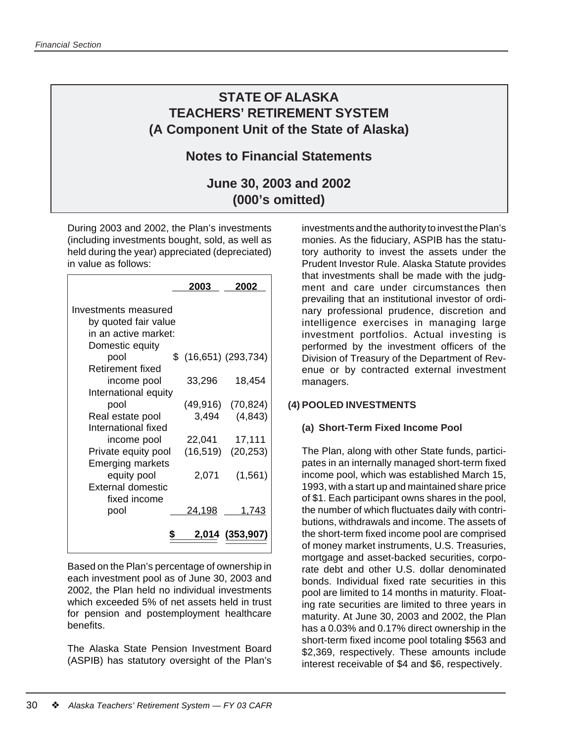# STATE OF ALASKA
# TEACHERS' RETIREMENT SYSTEM
# (A Component Unit of the State of Alaska)

## Notes to Financial Statements

## June 30, 2003 and 2002
## (000's omitted)

During 2003 and 2002, the Plan's investments (including investments bought, sold, as well as held during the year) appreciated (depreciated) in value as follows:

| | 2003 | 2002 |
|---|---|---|
| Investments measured by quoted fair value in an active market: | | |
| Domestic equity pool | $ (16,651) | (293,734) |
| Retirement fixed income pool | 33,296 | 18,454 |
| International equity pool | (49,916) | (70,824) |
| Real estate pool | 3,494 | (4,843) |
| International fixed income pool | 22,041 | 17,111 |
| Private equity pool | (16,519) | (20,253) |
| Emerging markets equity pool | 2,071 | (1,561) |
| External domestic fixed income pool | 24,198 | 1,743 |
| | **$ 2,014** | **(353,907)** |

Based on the Plan's percentage of ownership in each investment pool as of June 30, 2003 and 2002, the Plan held no individual investments which exceeded 5% of net assets held in trust for pension and postemployment healthcare benefits.

The Alaska State Pension Investment Board (ASPIB) has statutory oversight of the Plan's investments and the authority to invest the Plan's monies. As the fiduciary, ASPIB has the statutory authority to invest the assets under the Prudent Investor Rule. Alaska Statute provides that investments shall be made with the judgment and care under circumstances then prevailing that an institutional investor of ordinary professional prudence, discretion and intelligence exercises in managing large investment portfolios. Actual investing is performed by the investment officers of the Division of Treasury of the Department of Revenue or by contracted external investment managers.

### (4) POOLED INVESTMENTS

#### (a) Short-Term Fixed Income Pool

The Plan, along with other State funds, participates in an internally managed short-term fixed income pool, which was established March 15, 1993, with a start up and maintained share price of $1. Each participant owns shares in the pool, the number of which fluctuates daily with contributions, withdrawals and income. The assets of the short-term fixed income pool are comprised of money market instruments, U.S. Treasuries, mortgage and asset-backed securities, corporate debt and other U.S. dollar denominated bonds. Individual fixed rate securities in this pool are limited to 14 months in maturity. Floating rate securities are limited to three years in maturity. At June 30, 2003 and 2002, the Plan has a 0.03% and 0.17% direct ownership in the short-term fixed income pool totaling $563 and $2,369, respectively. These amounts include interest receivable of $4 and $6, respectively.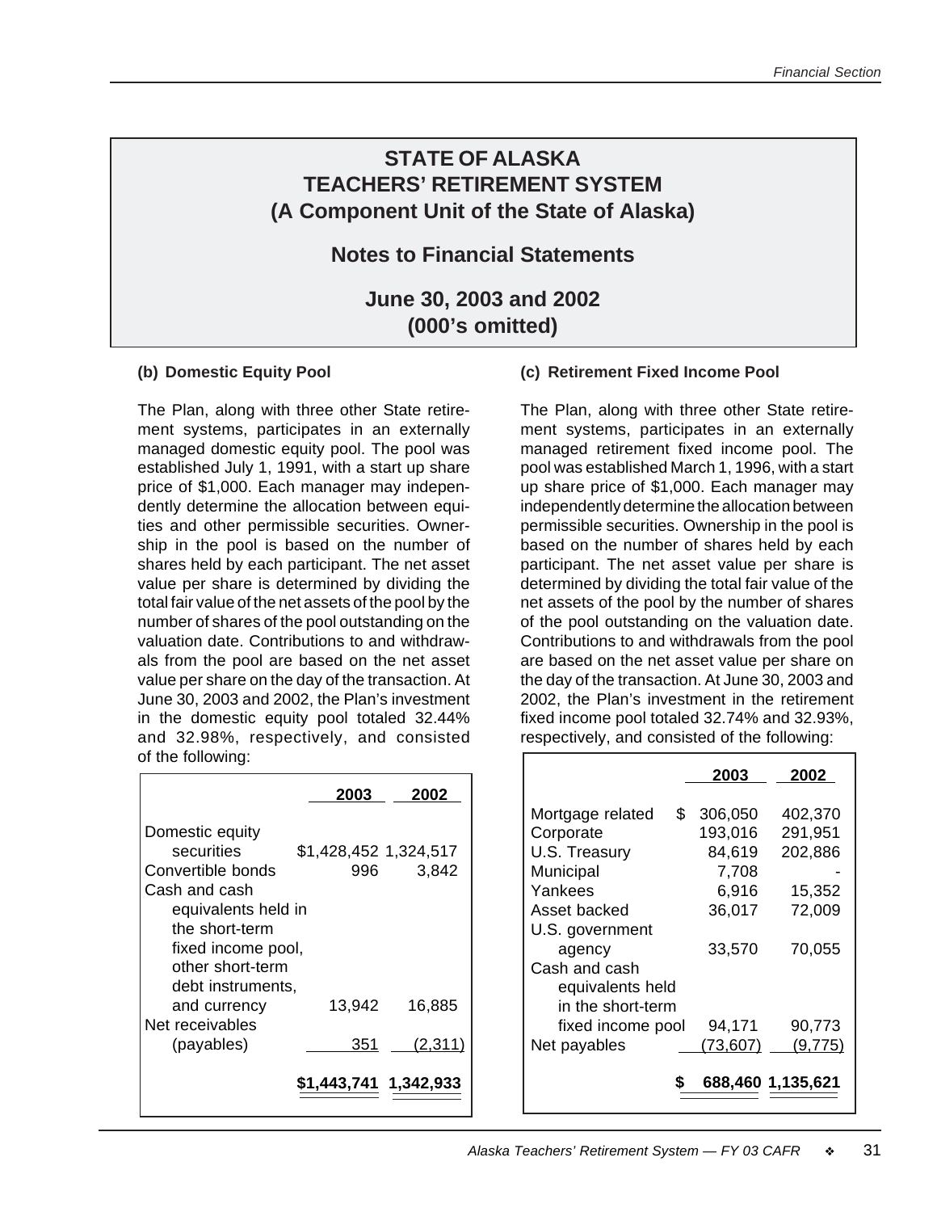# STATE OF ALASKA
# TEACHERS' RETIREMENT SYSTEM
# (A Component Unit of the State of Alaska)

## Notes to Financial Statements

## June 30, 2003 and 2002
## (000's omitted)

**(b) Domestic Equity Pool**

The Plan, along with three other State retirement systems, participates in an externally managed domestic equity pool. The pool was established July 1, 1991, with a start up share price of $1,000. Each manager may independently determine the allocation between equities and other permissible securities. Ownership in the pool is based on the number of shares held by each participant. The net asset value per share is determined by dividing the total fair value of the net assets of the pool by the number of shares of the pool outstanding on the valuation date. Contributions to and withdrawals from the pool are based on the net asset value per share on the day of the transaction. At June 30, 2003 and 2002, the Plan's investment in the domestic equity pool totaled 32.44% and 32.98%, respectively, and consisted of the following:

| | 2003 | 2002 |
|---|---|---|
| Domestic equity securities | $1,428,452 | 1,324,517 |
| Convertible bonds | 996 | 3,842 |
| Cash and cash equivalents held in the short-term fixed income pool, other short-term debt instruments, and currency | 13,942 | 16,885 |
| Net receivables (payables) | 351 | (2,311) |
| | $1,443,741 | 1,342,933 |

**(c) Retirement Fixed Income Pool**

The Plan, along with three other State retirement systems, participates in an externally managed retirement fixed income pool. The pool was established March 1, 1996, with a start up share price of $1,000. Each manager may independently determine the allocation between permissible securities. Ownership in the pool is based on the number of shares held by each participant. The net asset value per share is determined by dividing the total fair value of the net assets of the pool by the number of shares of the pool outstanding on the valuation date. Contributions to and withdrawals from the pool are based on the net asset value per share on the day of the transaction. At June 30, 2003 and 2002, the Plan's investment in the retirement fixed income pool totaled 32.74% and 32.93%, respectively, and consisted of the following:

| | 2003 | 2002 |
|---|---|---|
| Mortgage related | $ 306,050 | 402,370 |
| Corporate | 193,016 | 291,951 |
| U.S. Treasury | 84,619 | 202,886 |
| Municipal | 7,708 | - |
| Yankees | 6,916 | 15,352 |
| Asset backed | 36,017 | 72,009 |
| U.S. government agency | 33,570 | 70,055 |
| Cash and cash equivalents held in the short-term fixed income pool | 94,171 | 90,773 |
| Net payables | (73,607) | (9,775) |
| | $ 688,460 | 1,135,621 |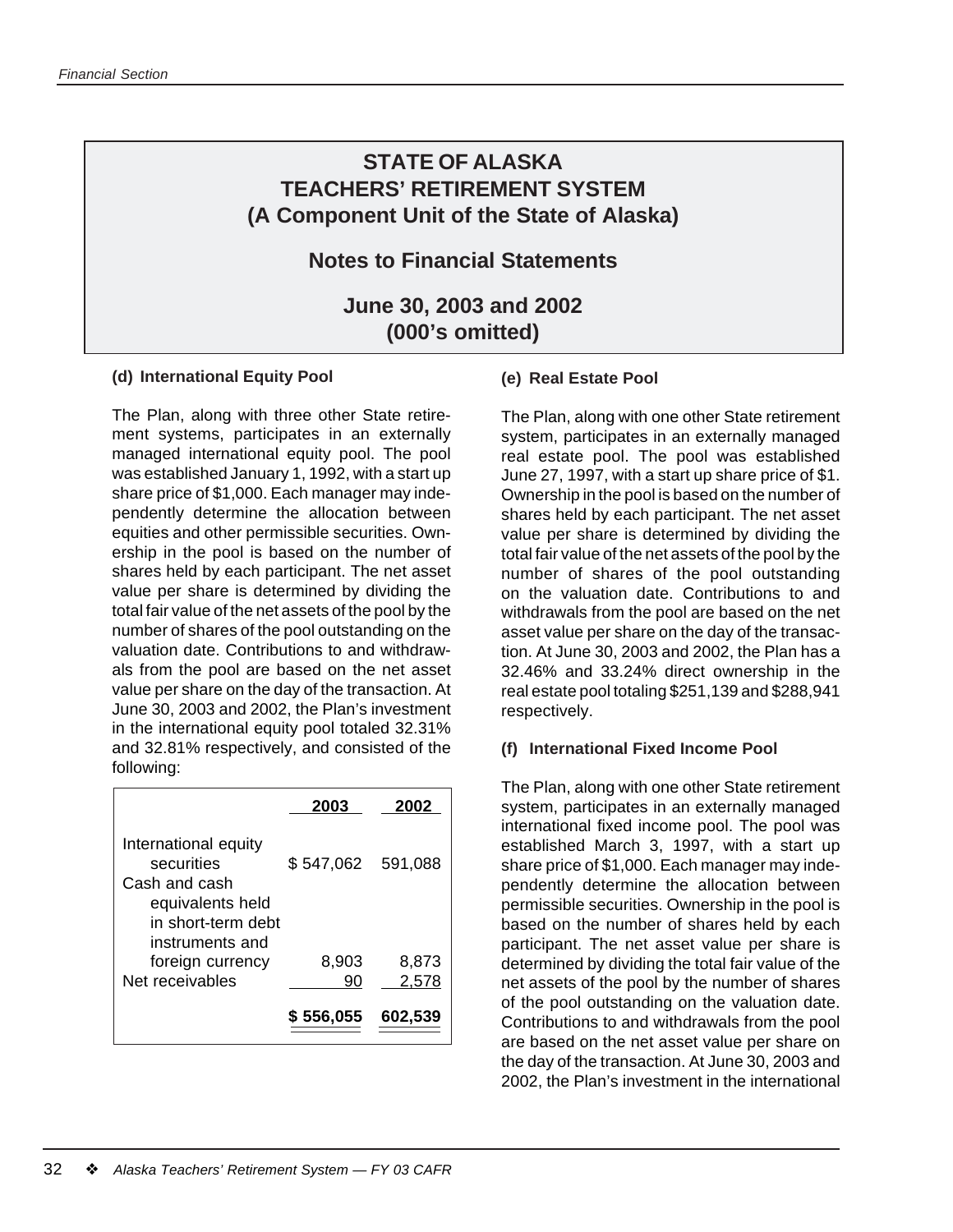# STATE OF ALASKA
# TEACHERS' RETIREMENT SYSTEM
# (A Component Unit of the State of Alaska)

## Notes to Financial Statements

## June 30, 2003 and 2002
## (000's omitted)

**(d) International Equity Pool**

The Plan, along with three other State retirement systems, participates in an externally managed international equity pool. The pool was established January 1, 1992, with a start up share price of $1,000. Each manager may independently determine the allocation between equities and other permissible securities. Ownership in the pool is based on the number of shares held by each participant. The net asset value per share is determined by dividing the total fair value of the net assets of the pool by the number of shares of the pool outstanding on the valuation date. Contributions to and withdrawals from the pool are based on the net asset value per share on the day of the transaction. At June 30, 2003 and 2002, the Plan's investment in the international equity pool totaled 32.31% and 32.81% respectively, and consisted of the following:

| | 2003 | 2002 |
|---|---|---|
| International equity securities | $ 547,062 | 591,088 |
| Cash and cash equivalents held in short-term debt instruments and foreign currency | 8,903 | 8,873 |
| Net receivables | 90 | 2,578 |
| | **$ 556,055** | **602,539** |

**(e) Real Estate Pool**

The Plan, along with one other State retirement system, participates in an externally managed real estate pool. The pool was established June 27, 1997, with a start up share price of $1. Ownership in the pool is based on the number of shares held by each participant. The net asset value per share is determined by dividing the total fair value of the net assets of the pool by the number of shares of the pool outstanding on the valuation date. Contributions to and withdrawals from the pool are based on the net asset value per share on the day of the transaction. At June 30, 2003 and 2002, the Plan has a 32.46% and 33.24% direct ownership in the real estate pool totaling $251,139 and $288,941 respectively.

**(f) International Fixed Income Pool**

The Plan, along with one other State retirement system, participates in an externally managed international fixed income pool. The pool was established March 3, 1997, with a start up share price of $1,000. Each manager may independently determine the allocation between permissible securities. Ownership in the pool is based on the number of shares held by each participant. The net asset value per share is determined by dividing the total fair value of the net assets of the pool by the number of shares of the pool outstanding on the valuation date. Contributions to and withdrawals from the pool are based on the net asset value per share on the day of the transaction. At June 30, 2003 and 2002, the Plan's investment in the international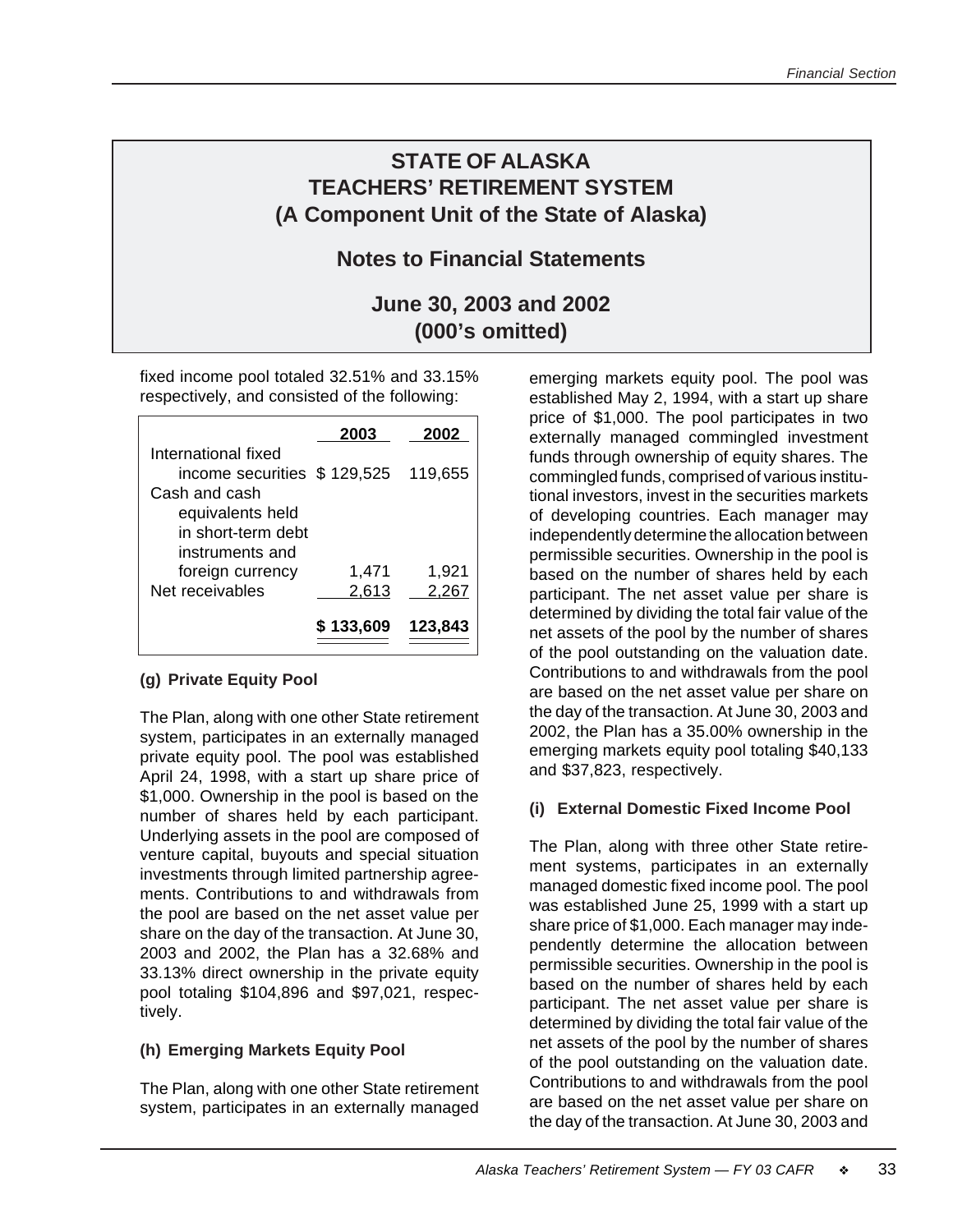# STATE OF ALASKA
# TEACHERS' RETIREMENT SYSTEM
# (A Component Unit of the State of Alaska)

## Notes to Financial Statements

## June 30, 2003 and 2002
## (000's omitted)

fixed income pool totaled 32.51% and 33.15% respectively, and consisted of the following:

| | 2003 | 2002 |
|---|---|---|
| International fixed income securities | $ 129,525 | 119,655 |
| Cash and cash equivalents held in short-term debt instruments and foreign currency | 1,471 | 1,921 |
| Net receivables | 2,613 | 2,267 |
| | $ 133,609 | 123,843 |

**(g) Private Equity Pool**

The Plan, along with one other State retirement system, participates in an externally managed private equity pool. The pool was established April 24, 1998, with a start up share price of $1,000. Ownership in the pool is based on the number of shares held by each participant. Underlying assets in the pool are composed of venture capital, buyouts and special situation investments through limited partnership agreements. Contributions to and withdrawals from the pool are based on the net asset value per share on the day of the transaction. At June 30, 2003 and 2002, the Plan has a 32.68% and 33.13% direct ownership in the private equity pool totaling $104,896 and $97,021, respectively.

**(h) Emerging Markets Equity Pool**

The Plan, along with one other State retirement system, participates in an externally managed emerging markets equity pool. The pool was established May 2, 1994, with a start up share price of $1,000. The pool participates in two externally managed commingled investment funds through ownership of equity shares. The commingled funds, comprised of various institutional investors, invest in the securities markets of developing countries. Each manager may independently determine the allocation between permissible securities. Ownership in the pool is based on the number of shares held by each participant. The net asset value per share is determined by dividing the total fair value of the net assets of the pool by the number of shares of the pool outstanding on the valuation date. Contributions to and withdrawals from the pool are based on the net asset value per share on the day of the transaction. At June 30, 2003 and 2002, the Plan has a 35.00% ownership in the emerging markets equity pool totaling $40,133 and $37,823, respectively.

**(i) External Domestic Fixed Income Pool**

The Plan, along with three other State retirement systems, participates in an externally managed domestic fixed income pool. The pool was established June 25, 1999 with a start up share price of $1,000. Each manager may independently determine the allocation between permissible securities. Ownership in the pool is based on the number of shares held by each participant. The net asset value per share is determined by dividing the total fair value of the net assets of the pool by the number of shares of the pool outstanding on the valuation date. Contributions to and withdrawals from the pool are based on the net asset value per share on the day of the transaction. At June 30, 2003 and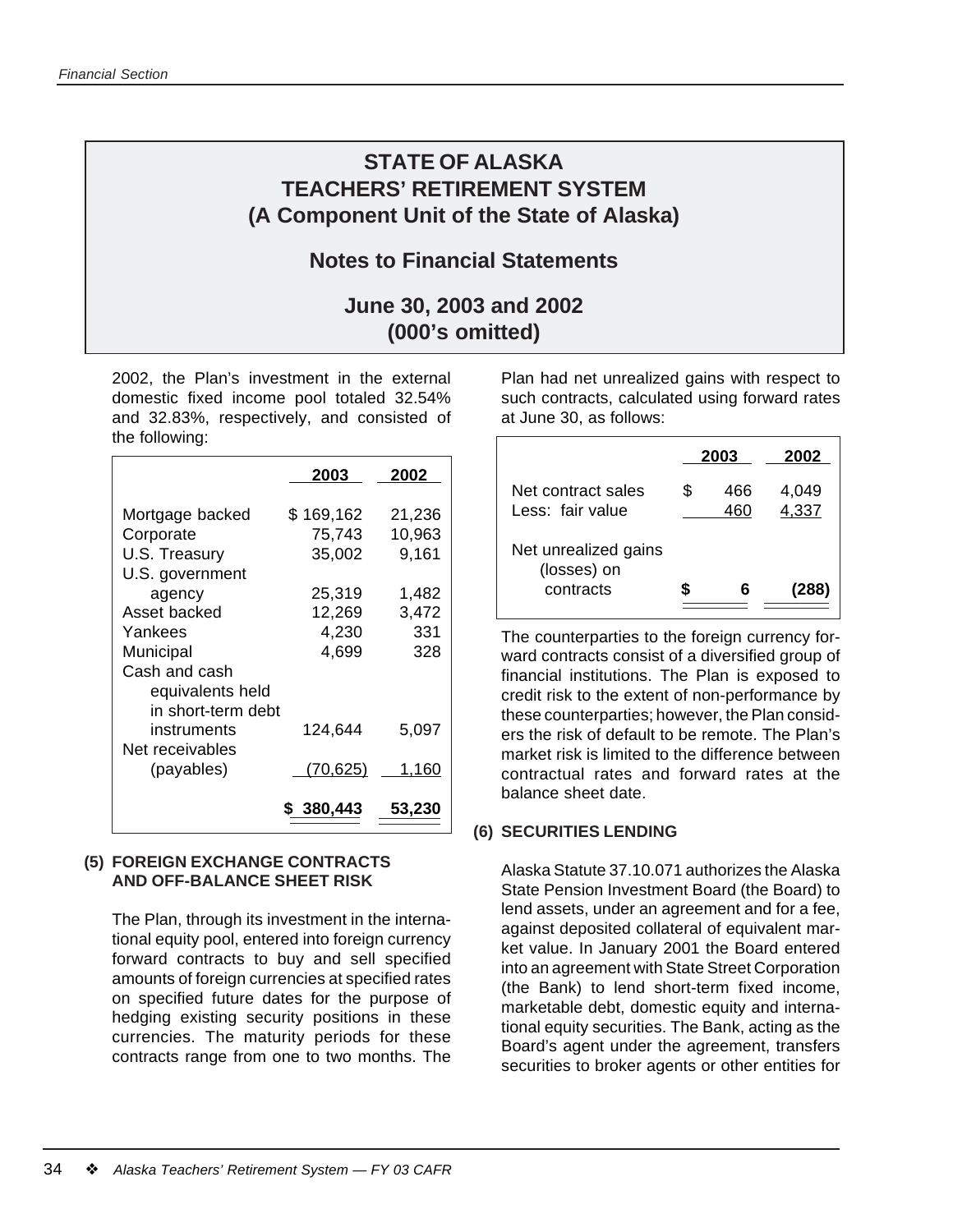# STATE OF ALASKA
# TEACHERS' RETIREMENT SYSTEM
# (A Component Unit of the State of Alaska)

## Notes to Financial Statements

## June 30, 2003 and 2002
## (000's omitted)

2002, the Plan's investment in the external domestic fixed income pool totaled 32.54% and 32.83%, respectively, and consisted of the following:

| | 2003 | 2002 |
|---|---|---|
| Mortgage backed | $ 169,162 | 21,236 |
| Corporate | 75,743 | 10,963 |
| U.S. Treasury | 35,002 | 9,161 |
| U.S. government agency | 25,319 | 1,482 |
| Asset backed | 12,269 | 3,472 |
| Yankees | 4,230 | 331 |
| Municipal | 4,699 | 328 |
| Cash and cash equivalents held in short-term debt instruments | 124,644 | 5,097 |
| Net receivables (payables) | (70,625) | 1,160 |
| | $ 380,443 | 53,230 |

### (5) FOREIGN EXCHANGE CONTRACTS AND OFF-BALANCE SHEET RISK

The Plan, through its investment in the international equity pool, entered into foreign currency forward contracts to buy and sell specified amounts of foreign currencies at specified rates on specified future dates for the purpose of hedging existing security positions in these currencies. The maturity periods for these contracts range from one to two months. The Plan had net unrealized gains with respect to such contracts, calculated using forward rates at June 30, as follows:

| | 2003 | 2002 |
|---|---|---|
| Net contract sales | $ 466 | 4,049 |
| Less: fair value | 460 | 4,337 |
| Net unrealized gains (losses) on contracts | $ 6 | (288) |

The counterparties to the foreign currency forward contracts consist of a diversified group of financial institutions. The Plan is exposed to credit risk to the extent of non-performance by these counterparties; however, the Plan considers the risk of default to be remote. The Plan's market risk is limited to the difference between contractual rates and forward rates at the balance sheet date.

### (6) SECURITIES LENDING

Alaska Statute 37.10.071 authorizes the Alaska State Pension Investment Board (the Board) to lend assets, under an agreement and for a fee, against deposited collateral of equivalent market value. In January 2001 the Board entered into an agreement with State Street Corporation (the Bank) to lend short-term fixed income, marketable debt, domestic equity and international equity securities. The Bank, acting as the Board's agent under the agreement, transfers securities to broker agents or other entities for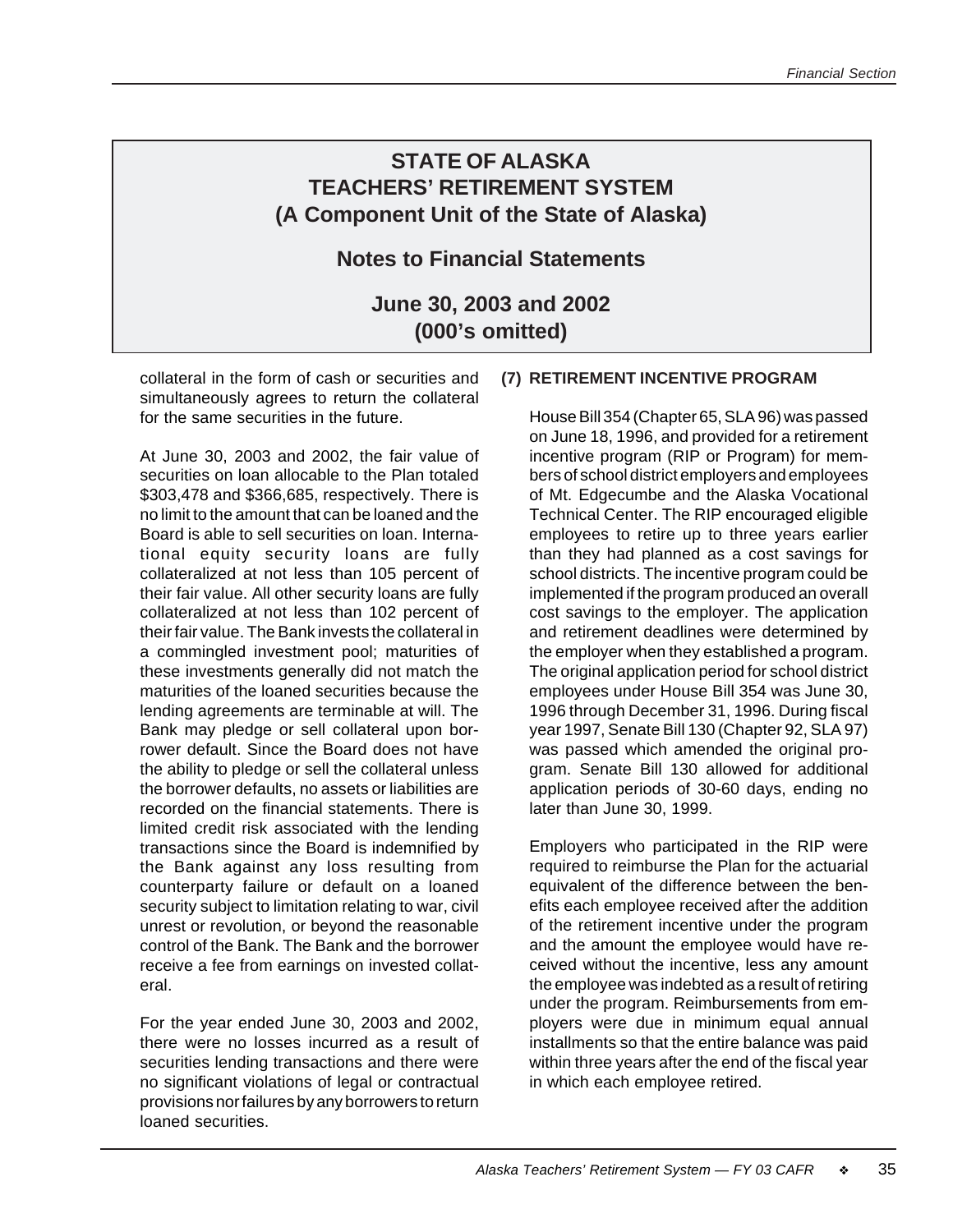# STATE OF ALASKA
# TEACHERS' RETIREMENT SYSTEM
# (A Component Unit of the State of Alaska)

## Notes to Financial Statements

## June 30, 2003 and 2002
## (000's omitted)

collateral in the form of cash or securities and simultaneously agrees to return the collateral for the same securities in the future.

At June 30, 2003 and 2002, the fair value of securities on loan allocable to the Plan totaled $303,478 and $366,685, respectively. There is no limit to the amount that can be loaned and the Board is able to sell securities on loan. International equity security loans are fully collateralized at not less than 105 percent of their fair value. All other security loans are fully collateralized at not less than 102 percent of their fair value. The Bank invests the collateral in a commingled investment pool; maturities of these investments generally did not match the maturities of the loaned securities because the lending agreements are terminable at will. The Bank may pledge or sell collateral upon borrower default. Since the Board does not have the ability to pledge or sell the collateral unless the borrower defaults, no assets or liabilities are recorded on the financial statements. There is limited credit risk associated with the lending transactions since the Board is indemnified by the Bank against any loss resulting from counterparty failure or default on a loaned security subject to limitation relating to war, civil unrest or revolution, or beyond the reasonable control of the Bank. The Bank and the borrower receive a fee from earnings on invested collateral.

For the year ended June 30, 2003 and 2002, there were no losses incurred as a result of securities lending transactions and there were no significant violations of legal or contractual provisions nor failures by any borrowers to return loaned securities.

### (7) RETIREMENT INCENTIVE PROGRAM

House Bill 354 (Chapter 65, SLA 96) was passed on June 18, 1996, and provided for a retirement incentive program (RIP or Program) for members of school district employers and employees of Mt. Edgecumbe and the Alaska Vocational Technical Center. The RIP encouraged eligible employees to retire up to three years earlier than they had planned as a cost savings for school districts. The incentive program could be implemented if the program produced an overall cost savings to the employer. The application and retirement deadlines were determined by the employer when they established a program. The original application period for school district employees under House Bill 354 was June 30, 1996 through December 31, 1996. During fiscal year 1997, Senate Bill 130 (Chapter 92, SLA 97) was passed which amended the original program. Senate Bill 130 allowed for additional application periods of 30-60 days, ending no later than June 30, 1999.

Employers who participated in the RIP were required to reimburse the Plan for the actuarial equivalent of the difference between the benefits each employee received after the addition of the retirement incentive under the program and the amount the employee would have received without the incentive, less any amount the employee was indebted as a result of retiring under the program. Reimbursements from employers were due in minimum equal annual installments so that the entire balance was paid within three years after the end of the fiscal year in which each employee retired.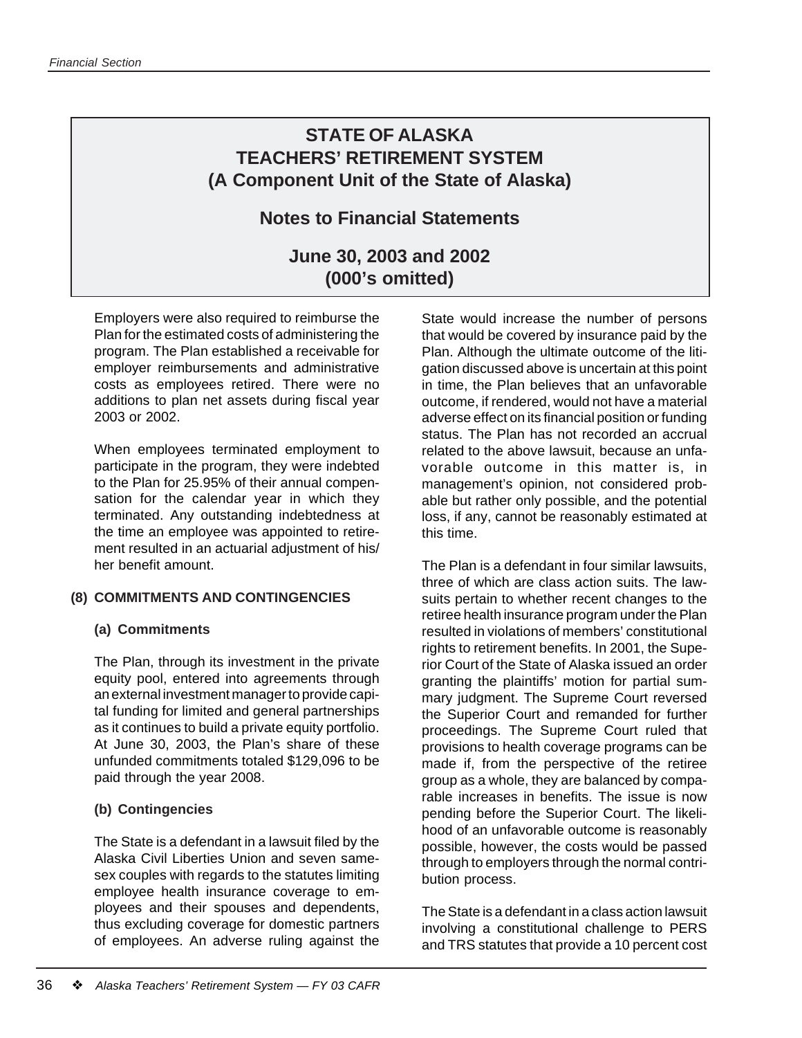# STATE OF ALASKA
# TEACHERS' RETIREMENT SYSTEM
# (A Component Unit of the State of Alaska)

## Notes to Financial Statements

## June 30, 2003 and 2002
## (000's omitted)

Employers were also required to reimburse the Plan for the estimated costs of administering the program. The Plan established a receivable for employer reimbursements and administrative costs as employees retired. There were no additions to plan net assets during fiscal year 2003 or 2002.

When employees terminated employment to participate in the program, they were indebted to the Plan for 25.95% of their annual compensation for the calendar year in which they terminated. Any outstanding indebtedness at the time an employee was appointed to retirement resulted in an actuarial adjustment of his/her benefit amount.

### (8) COMMITMENTS AND CONTINGENCIES

#### (a) Commitments

The Plan, through its investment in the private equity pool, entered into agreements through an external investment manager to provide capital funding for limited and general partnerships as it continues to build a private equity portfolio. At June 30, 2003, the Plan's share of these unfunded commitments totaled $129,096 to be paid through the year 2008.

#### (b) Contingencies

The State is a defendant in a lawsuit filed by the Alaska Civil Liberties Union and seven same-sex couples with regards to the statutes limiting employee health insurance coverage to employees and their spouses and dependents, thus excluding coverage for domestic partners of employees. An adverse ruling against the State would increase the number of persons that would be covered by insurance paid by the Plan. Although the ultimate outcome of the litigation discussed above is uncertain at this point in time, the Plan believes that an unfavorable outcome, if rendered, would not have a material adverse effect on its financial position or funding status. The Plan has not recorded an accrual related to the above lawsuit, because an unfavorable outcome in this matter is, in management's opinion, not considered probable but rather only possible, and the potential loss, if any, cannot be reasonably estimated at this time.

The Plan is a defendant in four similar lawsuits, three of which are class action suits. The lawsuits pertain to whether recent changes to the retiree health insurance program under the Plan resulted in violations of members' constitutional rights to retirement benefits. In 2001, the Superior Court of the State of Alaska issued an order granting the plaintiffs' motion for partial summary judgment. The Supreme Court reversed the Superior Court and remanded for further proceedings. The Supreme Court ruled that provisions to health coverage programs can be made if, from the perspective of the retiree group as a whole, they are balanced by comparable increases in benefits. The issue is now pending before the Superior Court. The likelihood of an unfavorable outcome is reasonably possible, however, the costs would be passed through to employers through the normal contribution process.

The State is a defendant in a class action lawsuit involving a constitutional challenge to PERS and TRS statutes that provide a 10 percent cost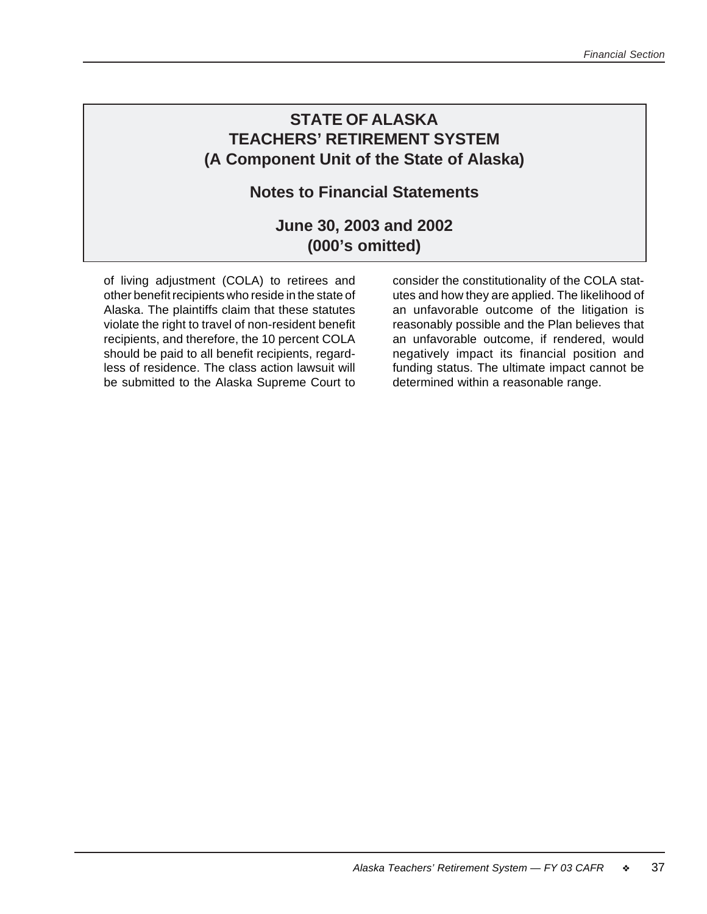# STATE OF ALASKA
# TEACHERS' RETIREMENT SYSTEM
# (A Component Unit of the State of Alaska)

## Notes to Financial Statements

## June 30, 2003 and 2002
## (000's omitted)

of living adjustment (COLA) to retirees and other benefit recipients who reside in the state of Alaska. The plaintiffs claim that these statutes violate the right to travel of non-resident benefit recipients, and therefore, the 10 percent COLA should be paid to all benefit recipients, regardless of residence. The class action lawsuit will be submitted to the Alaska Supreme Court to consider the constitutionality of the COLA statutes and how they are applied. The likelihood of an unfavorable outcome of the litigation is reasonably possible and the Plan believes that an unfavorable outcome, if rendered, would negatively impact its financial position and funding status. The ultimate impact cannot be determined within a reasonable range.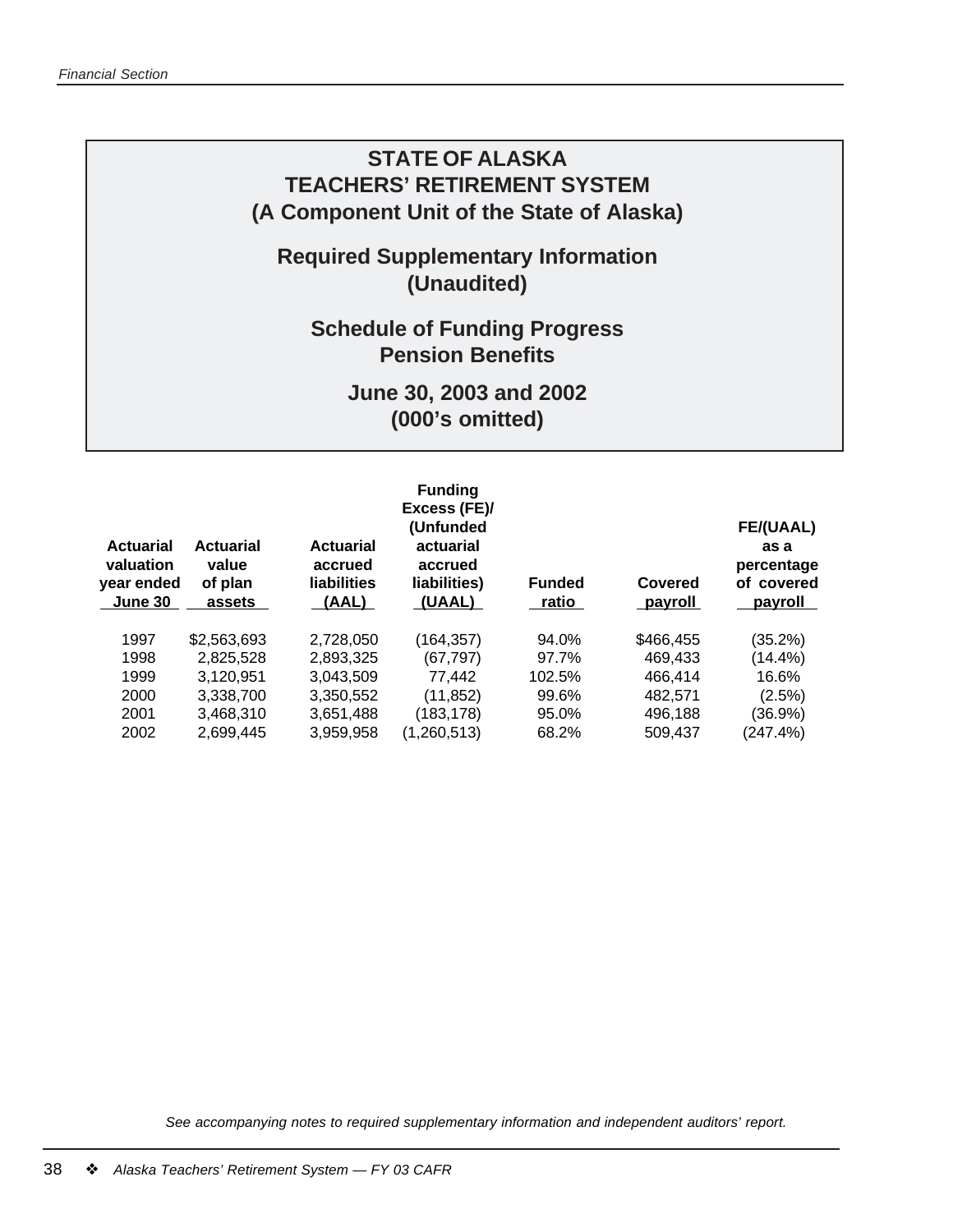# STATE OF ALASKA
# TEACHERS' RETIREMENT SYSTEM
# (A Component Unit of the State of Alaska)

## Required Supplementary Information (Unaudited)

## Schedule of Funding Progress Pension Benefits

## June 30, 2003 and 2002 (000's omitted)

| Actuarial valuation year ended June 30 | Actuarial value of plan assets | Actuarial accrued liabilities (AAL) | Funding Excess (FE)/ (Unfunded actuarial accrued liabilities) (UAAL) | Funded ratio | Covered payroll | FE/(UAAL) as a percentage of covered payroll |
|---|---|---|---|---|---|---|
| 1997 | $2,563,693 | 2,728,050 | (164,357) | 94.0% | $466,455 | (35.2%) |
| 1998 | 2,825,528 | 2,893,325 | (67,797) | 97.7% | 469,433 | (14.4%) |
| 1999 | 3,120,951 | 3,043,509 | 77,442 | 102.5% | 466,414 | 16.6% |
| 2000 | 3,338,700 | 3,350,552 | (11,852) | 99.6% | 482,571 | (2.5%) |
| 2001 | 3,468,310 | 3,651,488 | (183,178) | 95.0% | 496,188 | (36.9%) |
| 2002 | 2,699,445 | 3,959,958 | (1,260,513) | 68.2% | 509,437 | (247.4%) |

*See accompanying notes to required supplementary information and independent auditors' report.*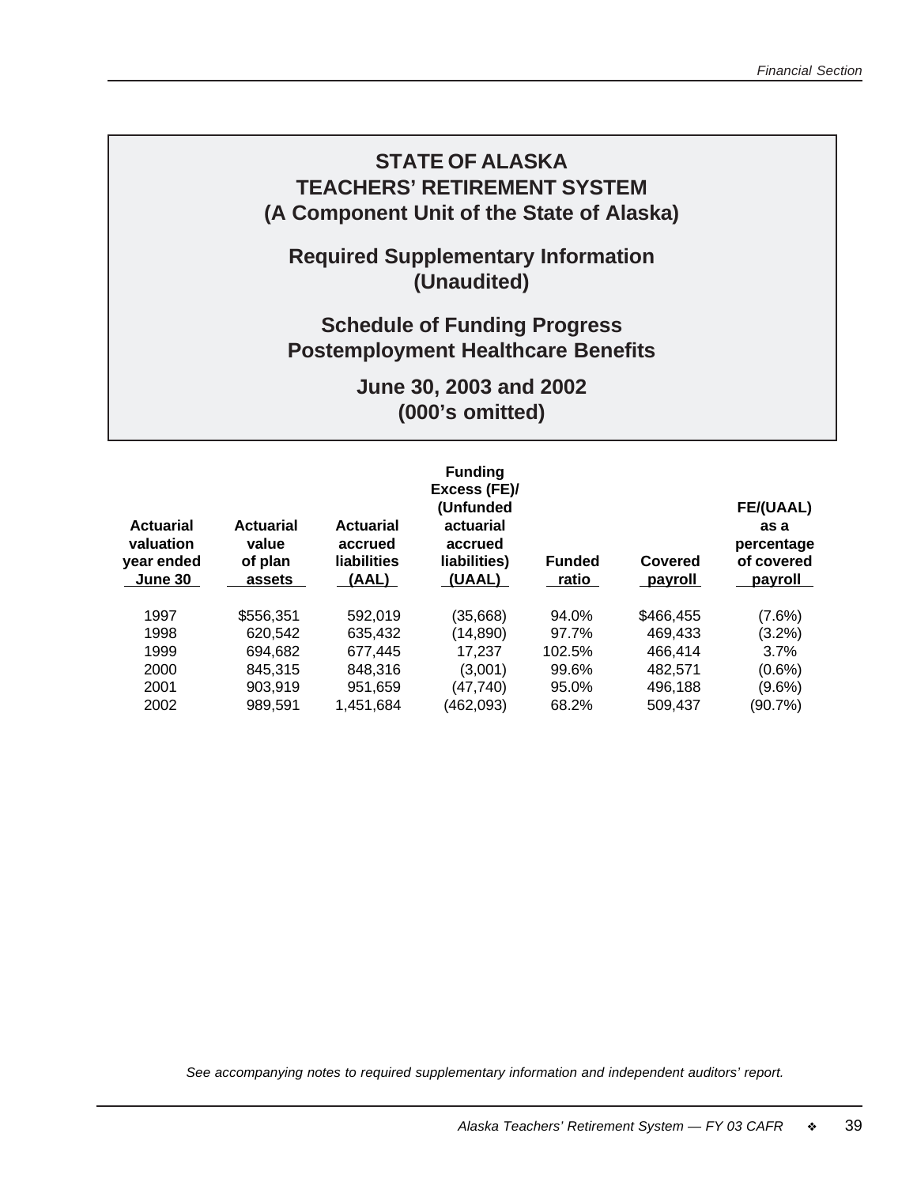# STATE OF ALASKA
# TEACHERS' RETIREMENT SYSTEM
# (A Component Unit of the State of Alaska)

## Required Supplementary Information (Unaudited)

## Schedule of Funding Progress
## Postemployment Healthcare Benefits

## June 30, 2003 and 2002
## (000's omitted)

| Actuarial valuation year ended June 30 | Actuarial value of plan assets | Actuarial accrued liabilities (AAL) | Funding Excess (FE)/ (Unfunded actuarial accrued liabilities) (UAAL) | Funded ratio | Covered payroll | FE/(UAAL) as a percentage of covered payroll |
|---|---|---|---|---|---|---|
| 1997 | $556,351 | 592,019 | (35,668) | 94.0% | $466,455 | (7.6%) |
| 1998 | 620,542 | 635,432 | (14,890) | 97.7% | 469,433 | (3.2%) |
| 1999 | 694,682 | 677,445 | 17,237 | 102.5% | 466,414 | 3.7% |
| 2000 | 845,315 | 848,316 | (3,001) | 99.6% | 482,571 | (0.6%) |
| 2001 | 903,919 | 951,659 | (47,740) | 95.0% | 496,188 | (9.6%) |
| 2002 | 989,591 | 1,451,684 | (462,093) | 68.2% | 509,437 | (90.7%) |

*See accompanying notes to required supplementary information and independent auditors' report.*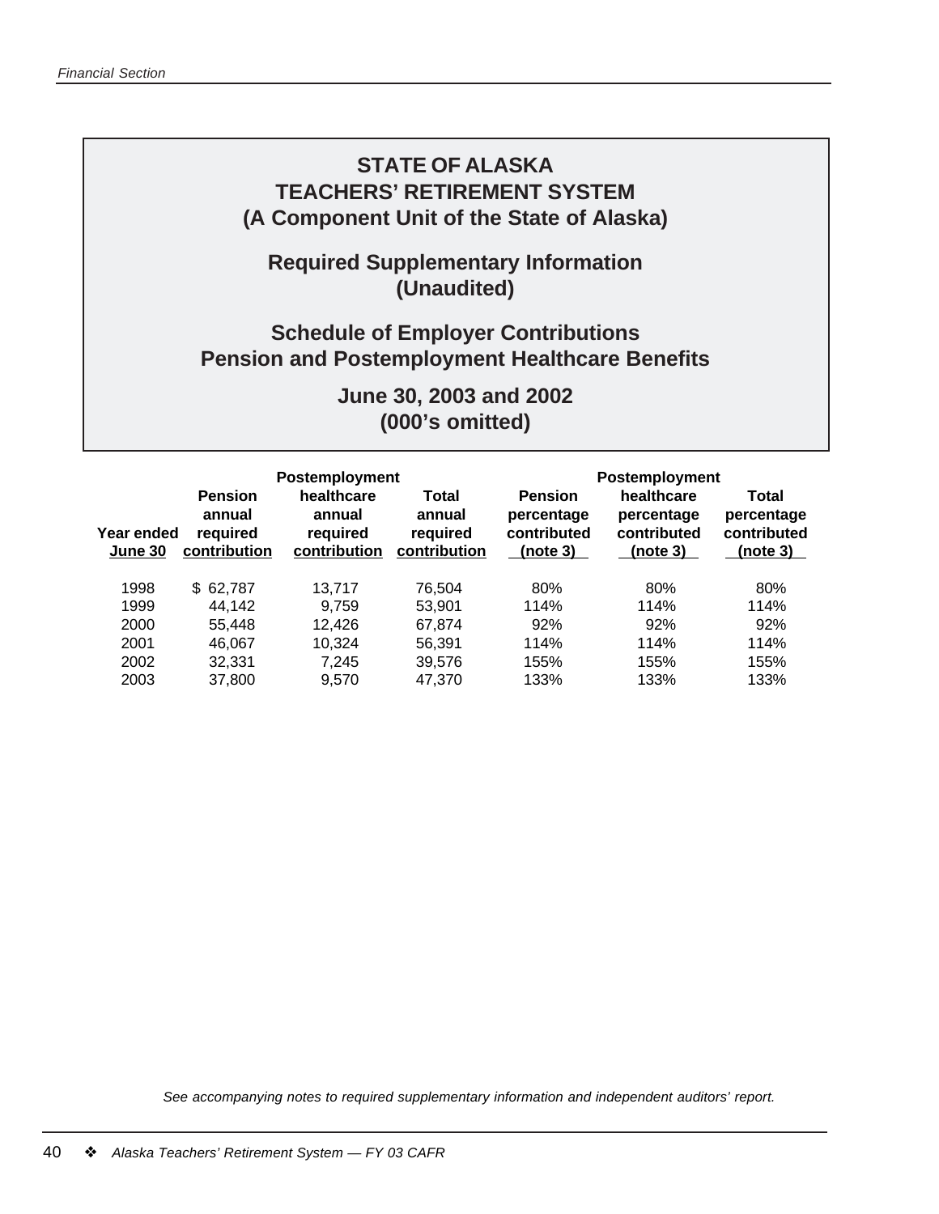# STATE OF ALASKA
# TEACHERS' RETIREMENT SYSTEM
# (A Component Unit of the State of Alaska)

## Required Supplementary Information
## (Unaudited)

## Schedule of Employer Contributions
## Pension and Postemployment Healthcare Benefits

## June 30, 2003 and 2002
## (000's omitted)

| Year ended June 30 | Pension annual required contribution | Postemployment healthcare annual required contribution | Total annual required contribution | Pension percentage contributed (note 3) | Postemployment healthcare percentage contributed (note 3) | Total percentage contributed (note 3) |
|---|---|---|---|---|---|---|
| 1998 | $ 62,787 | 13,717 | 76,504 | 80% | 80% | 80% |
| 1999 | 44,142 | 9,759 | 53,901 | 114% | 114% | 114% |
| 2000 | 55,448 | 12,426 | 67,874 | 92% | 92% | 92% |
| 2001 | 46,067 | 10,324 | 56,391 | 114% | 114% | 114% |
| 2002 | 32,331 | 7,245 | 39,576 | 155% | 155% | 155% |
| 2003 | 37,800 | 9,570 | 47,370 | 133% | 133% | 133% |

*See accompanying notes to required supplementary information and independent auditors' report.*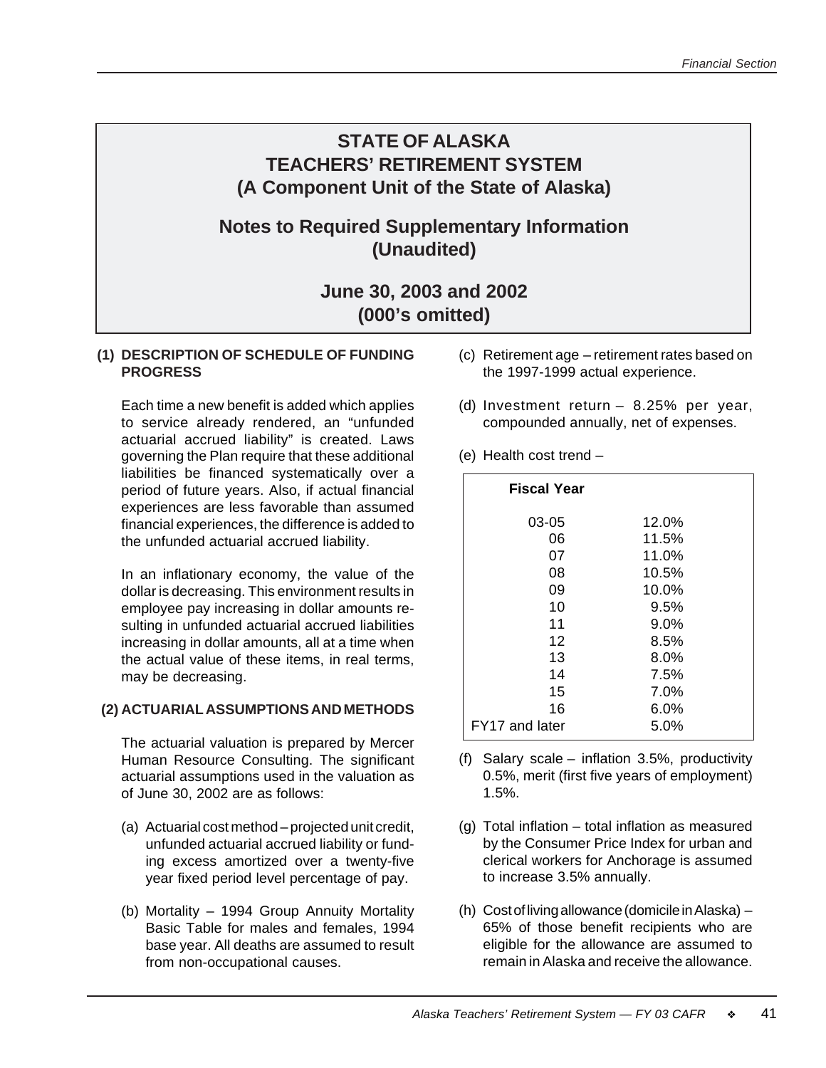# STATE OF ALASKA
# TEACHERS' RETIREMENT SYSTEM
# (A Component Unit of the State of Alaska)

## Notes to Required Supplementary Information (Unaudited)

## June 30, 2003 and 2002 (000's omitted)

**(1) DESCRIPTION OF SCHEDULE OF FUNDING PROGRESS**

Each time a new benefit is added which applies to service already rendered, an "unfunded actuarial accrued liability" is created. Laws governing the Plan require that these additional liabilities be financed systematically over a period of future years. Also, if actual financial experiences are less favorable than assumed financial experiences, the difference is added to the unfunded actuarial accrued liability.

In an inflationary economy, the value of the dollar is decreasing. This environment results in employee pay increasing in dollar amounts resulting in unfunded actuarial accrued liabilities increasing in dollar amounts, all at a time when the actual value of these items, in real terms, may be decreasing.

**(2) ACTUARIAL ASSUMPTIONS AND METHODS**

The actuarial valuation is prepared by Mercer Human Resource Consulting. The significant actuarial assumptions used in the valuation as of June 30, 2002 are as follows:

(a) Actuarial cost method – projected unit credit, unfunded actuarial accrued liability or funding excess amortized over a twenty-five year fixed period level percentage of pay.

(b) Mortality – 1994 Group Annuity Mortality Basic Table for males and females, 1994 base year. All deaths are assumed to result from non-occupational causes.

(c) Retirement age – retirement rates based on the 1997-1999 actual experience.

(d) Investment return – 8.25% per year, compounded annually, net of expenses.

(e) Health cost trend –

| Fiscal Year | |
|---|---|
| 03-05 | 12.0% |
| 06 | 11.5% |
| 07 | 11.0% |
| 08 | 10.5% |
| 09 | 10.0% |
| 10 | 9.5% |
| 11 | 9.0% |
| 12 | 8.5% |
| 13 | 8.0% |
| 14 | 7.5% |
| 15 | 7.0% |
| 16 | 6.0% |
| FY17 and later | 5.0% |

(f) Salary scale – inflation 3.5%, productivity 0.5%, merit (first five years of employment) 1.5%.

(g) Total inflation – total inflation as measured by the Consumer Price Index for urban and clerical workers for Anchorage is assumed to increase 3.5% annually.

(h) Cost of living allowance (domicile in Alaska) – 65% of those benefit recipients who are eligible for the allowance are assumed to remain in Alaska and receive the allowance.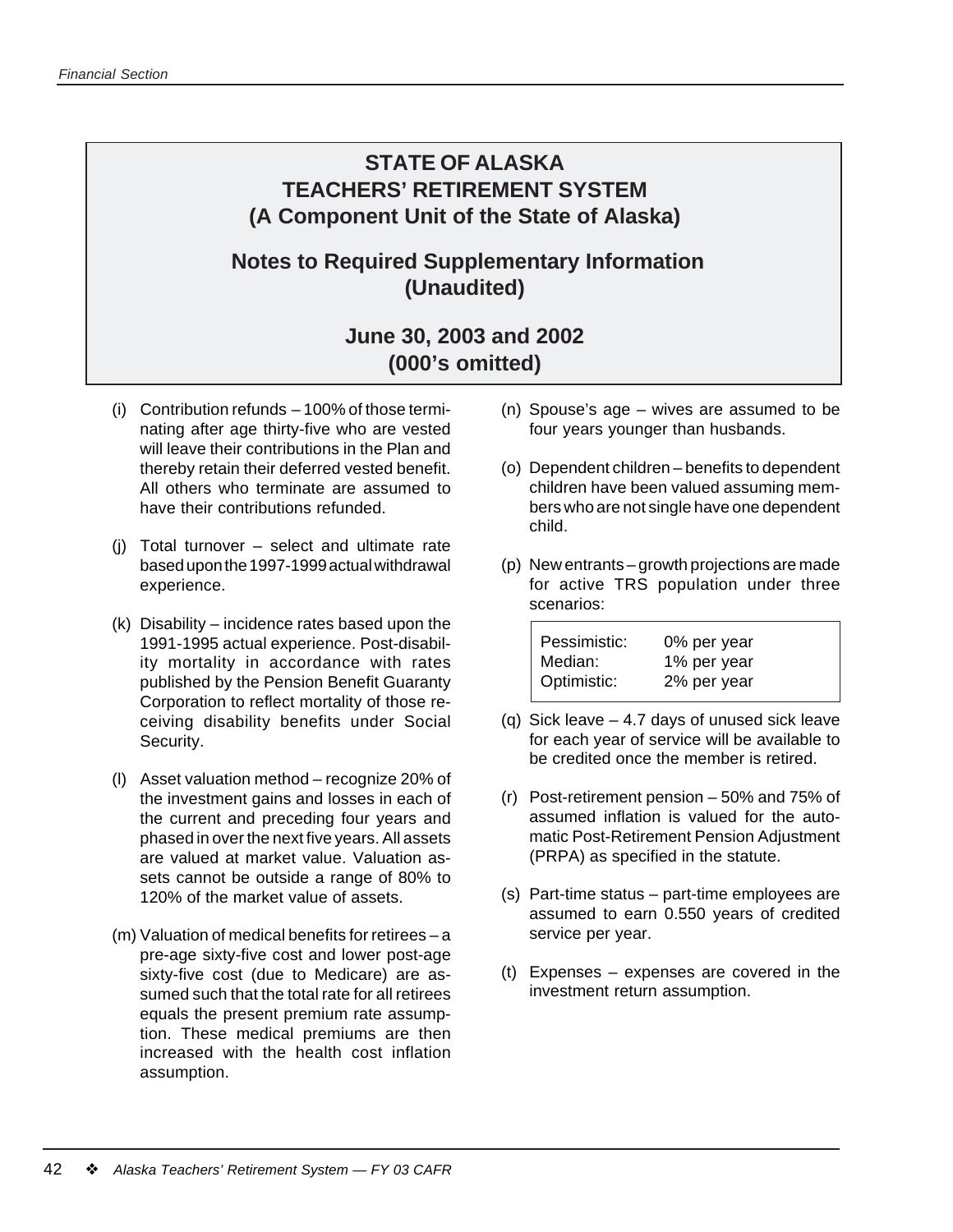# STATE OF ALASKA
# TEACHERS' RETIREMENT SYSTEM
# (A Component Unit of the State of Alaska)

## Notes to Required Supplementary Information (Unaudited)

## June 30, 2003 and 2002 (000's omitted)

(i) Contribution refunds – 100% of those terminating after age thirty-five who are vested will leave their contributions in the Plan and thereby retain their deferred vested benefit. All others who terminate are assumed to have their contributions refunded.

(j) Total turnover – select and ultimate rate based upon the 1997-1999 actual withdrawal experience.

(k) Disability – incidence rates based upon the 1991-1995 actual experience. Post-disability mortality in accordance with rates published by the Pension Benefit Guaranty Corporation to reflect mortality of those receiving disability benefits under Social Security.

(l) Asset valuation method – recognize 20% of the investment gains and losses in each of the current and preceding four years and phased in over the next five years. All assets are valued at market value. Valuation assets cannot be outside a range of 80% to 120% of the market value of assets.

(m) Valuation of medical benefits for retirees – a pre-age sixty-five cost and lower post-age sixty-five cost (due to Medicare) are assumed such that the total rate for all retirees equals the present premium rate assumption. These medical premiums are then increased with the health cost inflation assumption.

(n) Spouse's age – wives are assumed to be four years younger than husbands.

(o) Dependent children – benefits to dependent children have been valued assuming members who are not single have one dependent child.

(p) New entrants – growth projections are made for active TRS population under three scenarios:

| | |
|---|---|
| Pessimistic: | 0% per year |
| Median: | 1% per year |
| Optimistic: | 2% per year |

(q) Sick leave – 4.7 days of unused sick leave for each year of service will be available to be credited once the member is retired.

(r) Post-retirement pension – 50% and 75% of assumed inflation is valued for the automatic Post-Retirement Pension Adjustment (PRPA) as specified in the statute.

(s) Part-time status – part-time employees are assumed to earn 0.550 years of credited service per year.

(t) Expenses – expenses are covered in the investment return assumption.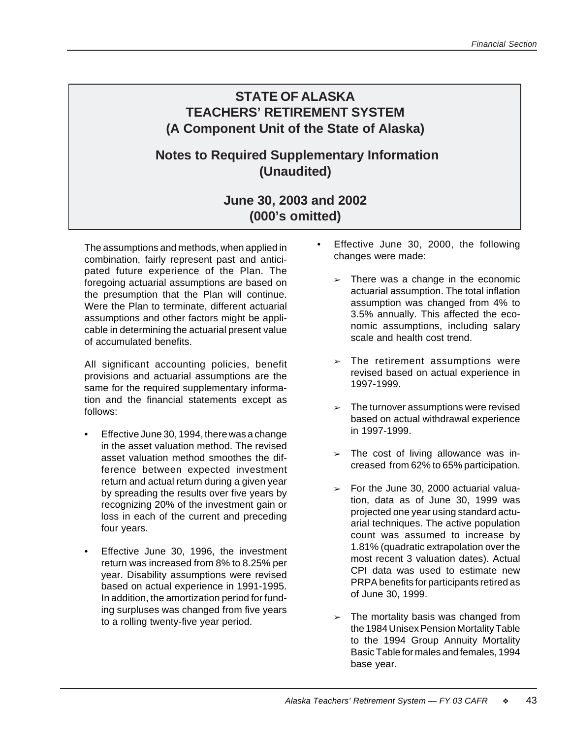# STATE OF ALASKA
# TEACHERS' RETIREMENT SYSTEM
# (A Component Unit of the State of Alaska)

## Notes to Required Supplementary Information (Unaudited)

## June 30, 2003 and 2002
## (000's omitted)

The assumptions and methods, when applied in combination, fairly represent past and anticipated future experience of the Plan. The foregoing actuarial assumptions are based on the presumption that the Plan will continue. Were the Plan to terminate, different actuarial assumptions and other factors might be applicable in determining the actuarial present value of accumulated benefits.

All significant accounting policies, benefit provisions and actuarial assumptions are the same for the required supplementary information and the financial statements except as follows:

- Effective June 30, 1994, there was a change in the asset valuation method. The revised asset valuation method smoothes the difference between expected investment return and actual return during a given year by spreading the results over five years by recognizing 20% of the investment gain or loss in each of the current and preceding four years.
- Effective June 30, 1996, the investment return was increased from 8% to 8.25% per year. Disability assumptions were revised based on actual experience in 1991-1995. In addition, the amortization period for funding surpluses was changed from five years to a rolling twenty-five year period.
- Effective June 30, 2000, the following changes were made:
  - There was a change in the economic actuarial assumption. The total inflation assumption was changed from 4% to 3.5% annually. This affected the economic assumptions, including salary scale and health cost trend.
  - The retirement assumptions were revised based on actual experience in 1997-1999.
  - The turnover assumptions were revised based on actual withdrawal experience in 1997-1999.
  - The cost of living allowance was increased from 62% to 65% participation.
  - For the June 30, 2000 actuarial valuation, data as of June 30, 1999 was projected one year using standard actuarial techniques. The active population count was assumed to increase by 1.81% (quadratic extrapolation over the most recent 3 valuation dates). Actual CPI data was used to estimate new PRPA benefits for participants retired as of June 30, 1999.
  - The mortality basis was changed from the 1984 Unisex Pension Mortality Table to the 1994 Group Annuity Mortality Basic Table for males and females, 1994 base year.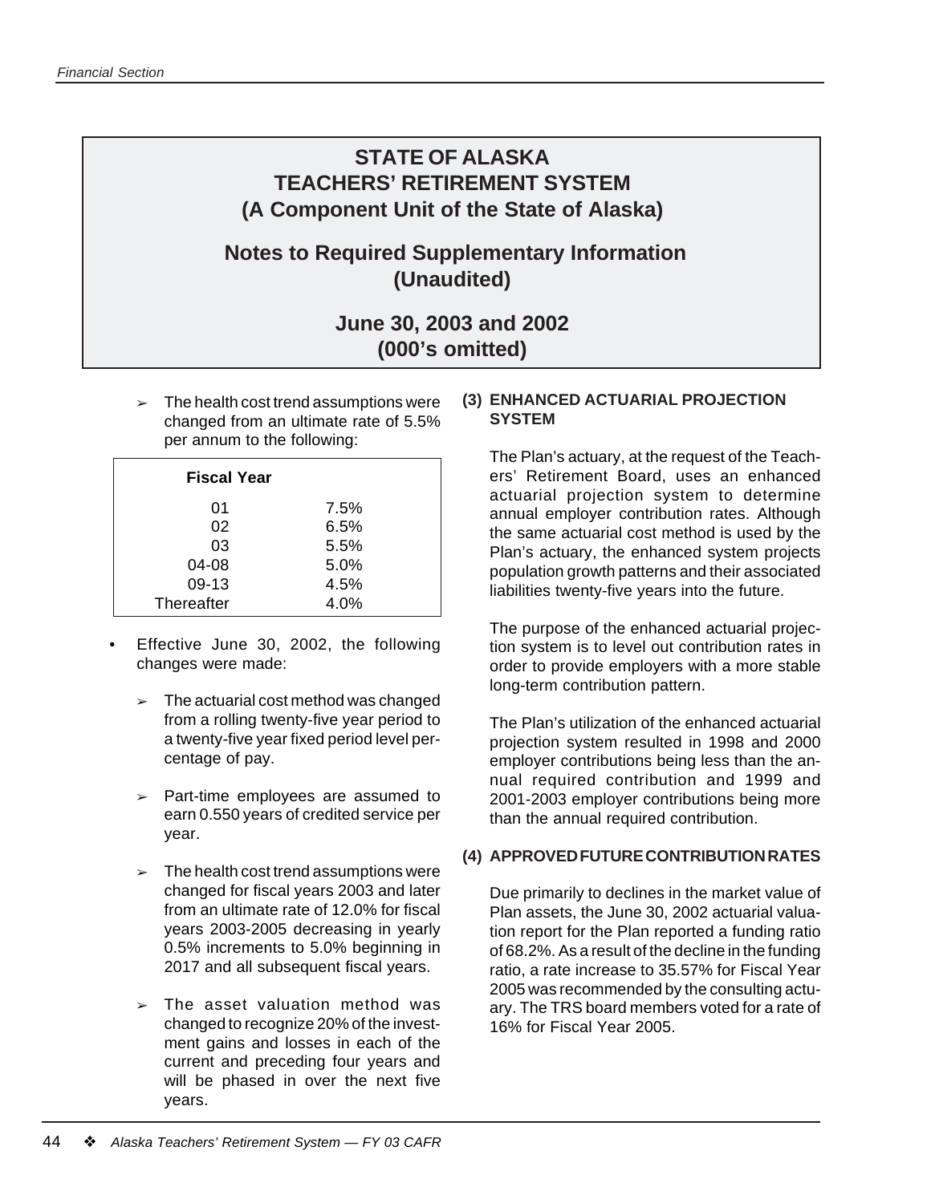# STATE OF ALASKA
# TEACHERS' RETIREMENT SYSTEM
# (A Component Unit of the State of Alaska)

## Notes to Required Supplementary Information (Unaudited)

### June 30, 2003 and 2002
### (000's omitted)

- The health cost trend assumptions were changed from an ultimate rate of 5.5% per annum to the following:

| Fiscal Year | |
|---|---|
| 01 | 7.5% |
| 02 | 6.5% |
| 03 | 5.5% |
| 04-08 | 5.0% |
| 09-13 | 4.5% |
| Thereafter | 4.0% |

- Effective June 30, 2002, the following changes were made:

  - The actuarial cost method was changed from a rolling twenty-five year period to a twenty-five year fixed period level percentage of pay.

  - Part-time employees are assumed to earn 0.550 years of credited service per year.

  - The health cost trend assumptions were changed for fiscal years 2003 and later from an ultimate rate of 12.0% for fiscal years 2003-2005 decreasing in yearly 0.5% increments to 5.0% beginning in 2017 and all subsequent fiscal years.

  - The asset valuation method was changed to recognize 20% of the investment gains and losses in each of the current and preceding four years and will be phased in over the next five years.

**(3) ENHANCED ACTUARIAL PROJECTION SYSTEM**

The Plan's actuary, at the request of the Teachers' Retirement Board, uses an enhanced actuarial projection system to determine annual employer contribution rates. Although the same actuarial cost method is used by the Plan's actuary, the enhanced system projects population growth patterns and their associated liabilities twenty-five years into the future.

The purpose of the enhanced actuarial projection system is to level out contribution rates in order to provide employers with a more stable long-term contribution pattern.

The Plan's utilization of the enhanced actuarial projection system resulted in 1998 and 2000 employer contributions being less than the annual required contribution and 1999 and 2001-2003 employer contributions being more than the annual required contribution.

**(4) APPROVED FUTURE CONTRIBUTION RATES**

Due primarily to declines in the market value of Plan assets, the June 30, 2002 actuarial valuation report for the Plan reported a funding ratio of 68.2%. As a result of the decline in the funding ratio, a rate increase to 35.57% for Fiscal Year 2005 was recommended by the consulting actuary. The TRS board members voted for a rate of 16% for Fiscal Year 2005.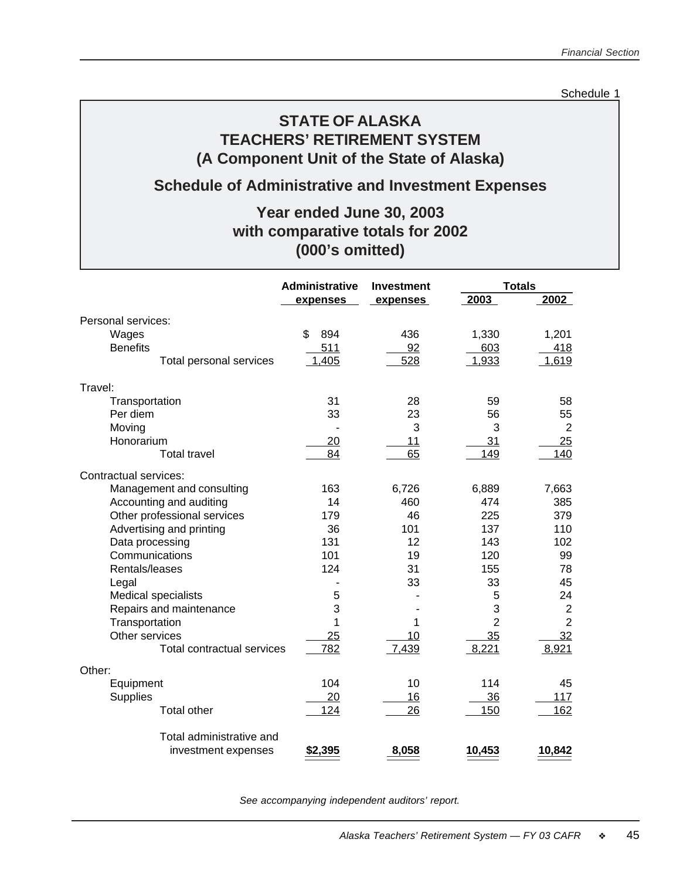Schedule 1

# STATE OF ALASKA
# TEACHERS' RETIREMENT SYSTEM
# (A Component Unit of the State of Alaska)

## Schedule of Administrative and Investment Expenses

### Year ended June 30, 2003
### with comparative totals for 2002
### (000's omitted)

| | Administrative expenses | Investment expenses | Totals 2003 | Totals 2002 |
|---|---|---|---|---|
| Personal services: | | | | |
| Wages | $ 894 | 436 | 1,330 | 1,201 |
| Benefits | 511 | 92 | 603 | 418 |
| Total personal services | 1,405 | 528 | 1,933 | 1,619 |
| Travel: | | | | |
| Transportation | 31 | 28 | 59 | 58 |
| Per diem | 33 | 23 | 56 | 55 |
| Moving | - | 3 | 3 | 2 |
| Honorarium | 20 | 11 | 31 | 25 |
| Total travel | 84 | 65 | 149 | 140 |
| Contractual services: | | | | |
| Management and consulting | 163 | 6,726 | 6,889 | 7,663 |
| Accounting and auditing | 14 | 460 | 474 | 385 |
| Other professional services | 179 | 46 | 225 | 379 |
| Advertising and printing | 36 | 101 | 137 | 110 |
| Data processing | 131 | 12 | 143 | 102 |
| Communications | 101 | 19 | 120 | 99 |
| Rentals/leases | 124 | 31 | 155 | 78 |
| Legal | - | 33 | 33 | 45 |
| Medical specialists | 5 | - | 5 | 24 |
| Repairs and maintenance | 3 | - | 3 | 2 |
| Transportation | 1 | 1 | 2 | 2 |
| Other services | 25 | 10 | 35 | 32 |
| Total contractual services | 782 | 7,439 | 8,221 | 8,921 |
| Other: | | | | |
| Equipment | 104 | 10 | 114 | 45 |
| Supplies | 20 | 16 | 36 | 117 |
| Total other | 124 | 26 | 150 | 162 |
| Total administrative and investment expenses | **$2,395** | **8,058** | **10,453** | **10,842** |

*See accompanying independent auditors' report.*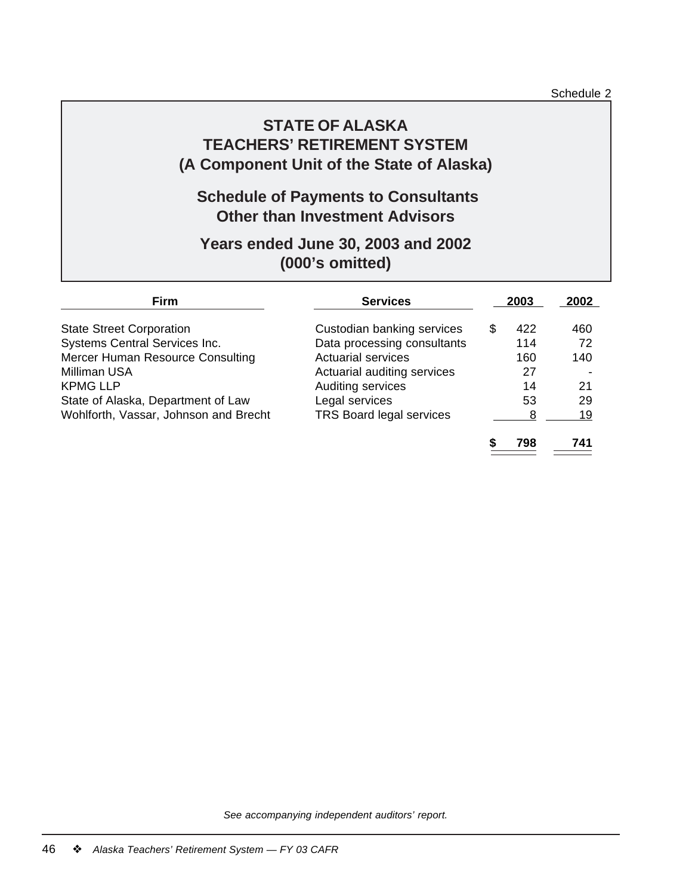Schedule 2

# STATE OF ALASKA
# TEACHERS' RETIREMENT SYSTEM
# (A Component Unit of the State of Alaska)

## Schedule of Payments to Consultants Other than Investment Advisors

## Years ended June 30, 2003 and 2002 (000's omitted)

| Firm | Services | 2003 | 2002 |
|---|---|---|---|
| State Street Corporation | Custodian banking services | $ 422 | 460 |
| Systems Central Services Inc. | Data processing consultants | 114 | 72 |
| Mercer Human Resource Consulting | Actuarial services | 160 | 140 |
| Milliman USA | Actuarial auditing services | 27 | - |
| KPMG LLP | Auditing services | 14 | 21 |
| State of Alaska, Department of Law | Legal services | 53 | 29 |
| Wohlforth, Vassar, Johnson and Brecht | TRS Board legal services | 8 | 19 |
| | | **$ 798** | **741** |

*See accompanying independent auditors' report.*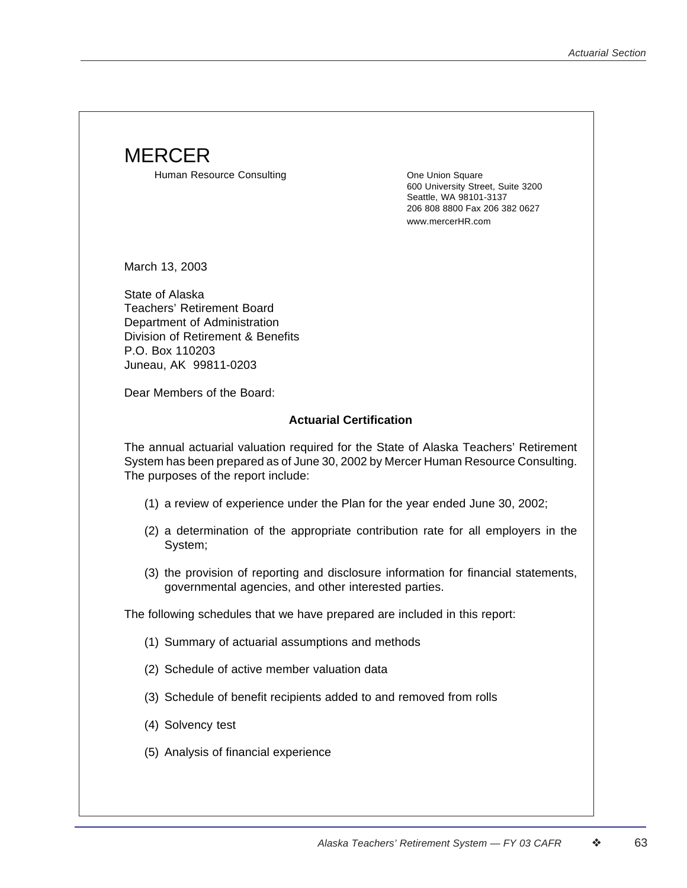MERCER

Human Resource Consulting

One Union Square
600 University Street, Suite 3200
Seattle, WA 98101-3137
206 808 8800 Fax 206 382 0627
www.mercerHR.com

March 13, 2003

State of Alaska
Teachers' Retirement Board
Department of Administration
Division of Retirement & Benefits
P.O. Box 110203
Juneau, AK 99811-0203

Dear Members of the Board:

**Actuarial Certification**

The annual actuarial valuation required for the State of Alaska Teachers' Retirement System has been prepared as of June 30, 2002 by Mercer Human Resource Consulting. The purposes of the report include:

(1) a review of experience under the Plan for the year ended June 30, 2002;

(2) a determination of the appropriate contribution rate for all employers in the System;

(3) the provision of reporting and disclosure information for financial statements, governmental agencies, and other interested parties.

The following schedules that we have prepared are included in this report:

(1) Summary of actuarial assumptions and methods

(2) Schedule of active member valuation data

(3) Schedule of benefit recipients added to and removed from rolls

(4) Solvency test

(5) Analysis of financial experience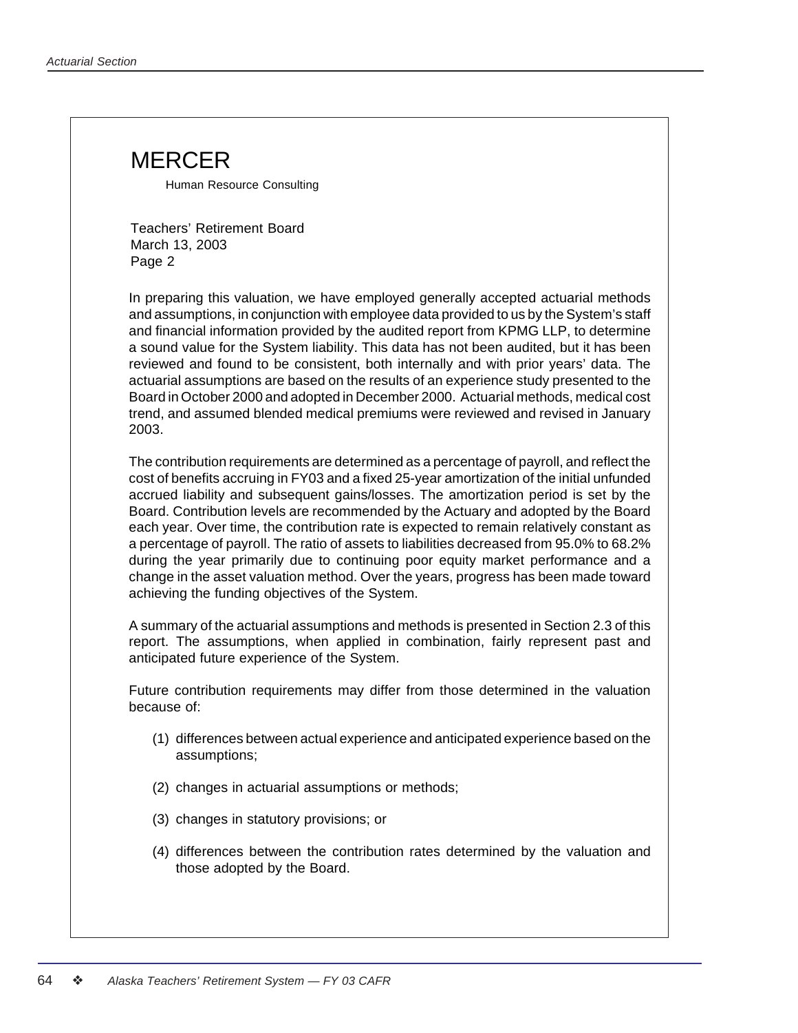# MERCER

Human Resource Consulting

Teachers' Retirement Board
March 13, 2003
Page 2

In preparing this valuation, we have employed generally accepted actuarial methods and assumptions, in conjunction with employee data provided to us by the System's staff and financial information provided by the audited report from KPMG LLP, to determine a sound value for the System liability. This data has not been audited, but it has been reviewed and found to be consistent, both internally and with prior years' data. The actuarial assumptions are based on the results of an experience study presented to the Board in October 2000 and adopted in December 2000. Actuarial methods, medical cost trend, and assumed blended medical premiums were reviewed and revised in January 2003.

The contribution requirements are determined as a percentage of payroll, and reflect the cost of benefits accruing in FY03 and a fixed 25-year amortization of the initial unfunded accrued liability and subsequent gains/losses. The amortization period is set by the Board. Contribution levels are recommended by the Actuary and adopted by the Board each year. Over time, the contribution rate is expected to remain relatively constant as a percentage of payroll. The ratio of assets to liabilities decreased from 95.0% to 68.2% during the year primarily due to continuing poor equity market performance and a change in the asset valuation method. Over the years, progress has been made toward achieving the funding objectives of the System.

A summary of the actuarial assumptions and methods is presented in Section 2.3 of this report. The assumptions, when applied in combination, fairly represent past and anticipated future experience of the System.

Future contribution requirements may differ from those determined in the valuation because of:

(1) differences between actual experience and anticipated experience based on the assumptions;

(2) changes in actuarial assumptions or methods;

(3) changes in statutory provisions; or

(4) differences between the contribution rates determined by the valuation and those adopted by the Board.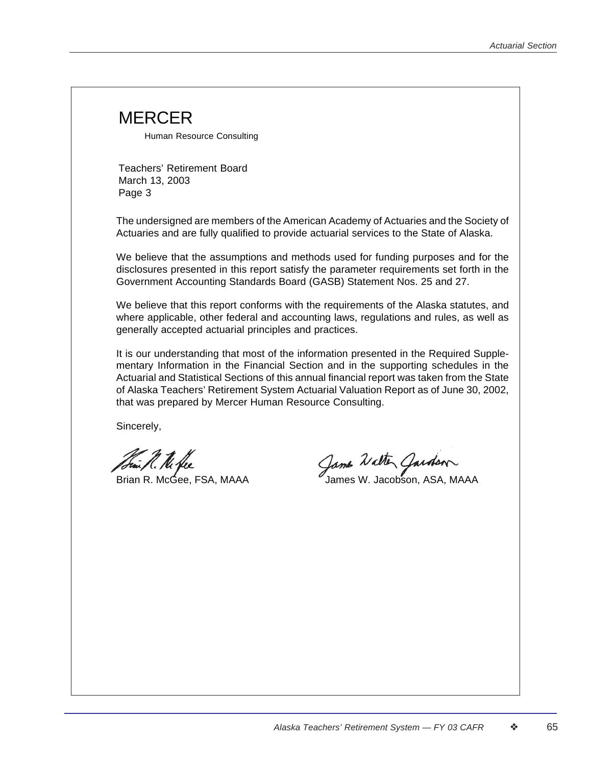# MERCER

Human Resource Consulting

Teachers' Retirement Board
March 13, 2003
Page 3

The undersigned are members of the American Academy of Actuaries and the Society of Actuaries and are fully qualified to provide actuarial services to the State of Alaska.

We believe that the assumptions and methods used for funding purposes and for the disclosures presented in this report satisfy the parameter requirements set forth in the Government Accounting Standards Board (GASB) Statement Nos. 25 and 27.

We believe that this report conforms with the requirements of the Alaska statutes, and where applicable, other federal and accounting laws, regulations and rules, as well as generally accepted actuarial principles and practices.

It is our understanding that most of the information presented in the Required Supplementary Information in the Financial Section and in the supporting schedules in the Actuarial and Statistical Sections of this annual financial report was taken from the State of Alaska Teachers' Retirement System Actuarial Valuation Report as of June 30, 2002, that was prepared by Mercer Human Resource Consulting.

Sincerely,

Brian R. McGee, FSA, MAAA

James W. Jacobson, ASA, MAAA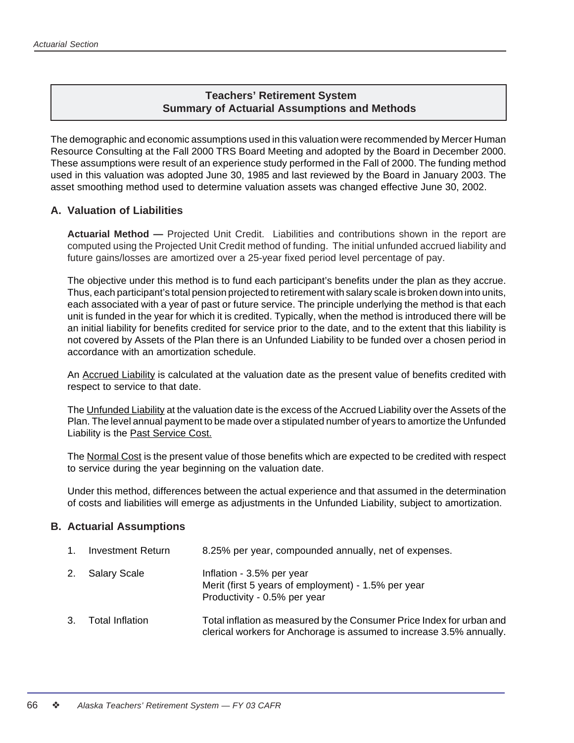## Teachers' Retirement System
## Summary of Actuarial Assumptions and Methods

The demographic and economic assumptions used in this valuation were recommended by Mercer Human Resource Consulting at the Fall 2000 TRS Board Meeting and adopted by the Board in December 2000. These assumptions were result of an experience study performed in the Fall of 2000. The funding method used in this valuation was adopted June 30, 1985 and last reviewed by the Board in January 2003. The asset smoothing method used to determine valuation assets was changed effective June 30, 2002.

### A. Valuation of Liabilities

**Actuarial Method —** Projected Unit Credit. Liabilities and contributions shown in the report are computed using the Projected Unit Credit method of funding. The initial unfunded accrued liability and future gains/losses are amortized over a 25-year fixed period level percentage of pay.

The objective under this method is to fund each participant's benefits under the plan as they accrue. Thus, each participant's total pension projected to retirement with salary scale is broken down into units, each associated with a year of past or future service. The principle underlying the method is that each unit is funded in the year for which it is credited. Typically, when the method is introduced there will be an initial liability for benefits credited for service prior to the date, and to the extent that this liability is not covered by Assets of the Plan there is an Unfunded Liability to be funded over a chosen period in accordance with an amortization schedule.

An Accrued Liability is calculated at the valuation date as the present value of benefits credited with respect to service to that date.

The Unfunded Liability at the valuation date is the excess of the Accrued Liability over the Assets of the Plan. The level annual payment to be made over a stipulated number of years to amortize the Unfunded Liability is the Past Service Cost.

The Normal Cost is the present value of those benefits which are expected to be credited with respect to service during the year beginning on the valuation date.

Under this method, differences between the actual experience and that assumed in the determination of costs and liabilities will emerge as adjustments in the Unfunded Liability, subject to amortization.

### B. Actuarial Assumptions

| | | |
|---|---|---|
| 1. | Investment Return | 8.25% per year, compounded annually, net of expenses. |
| 2. | Salary Scale | Inflation - 3.5% per year<br>Merit (first 5 years of employment) - 1.5% per year<br>Productivity - 0.5% per year |
| 3. | Total Inflation | Total inflation as measured by the Consumer Price Index for urban and clerical workers for Anchorage is assumed to increase 3.5% annually. |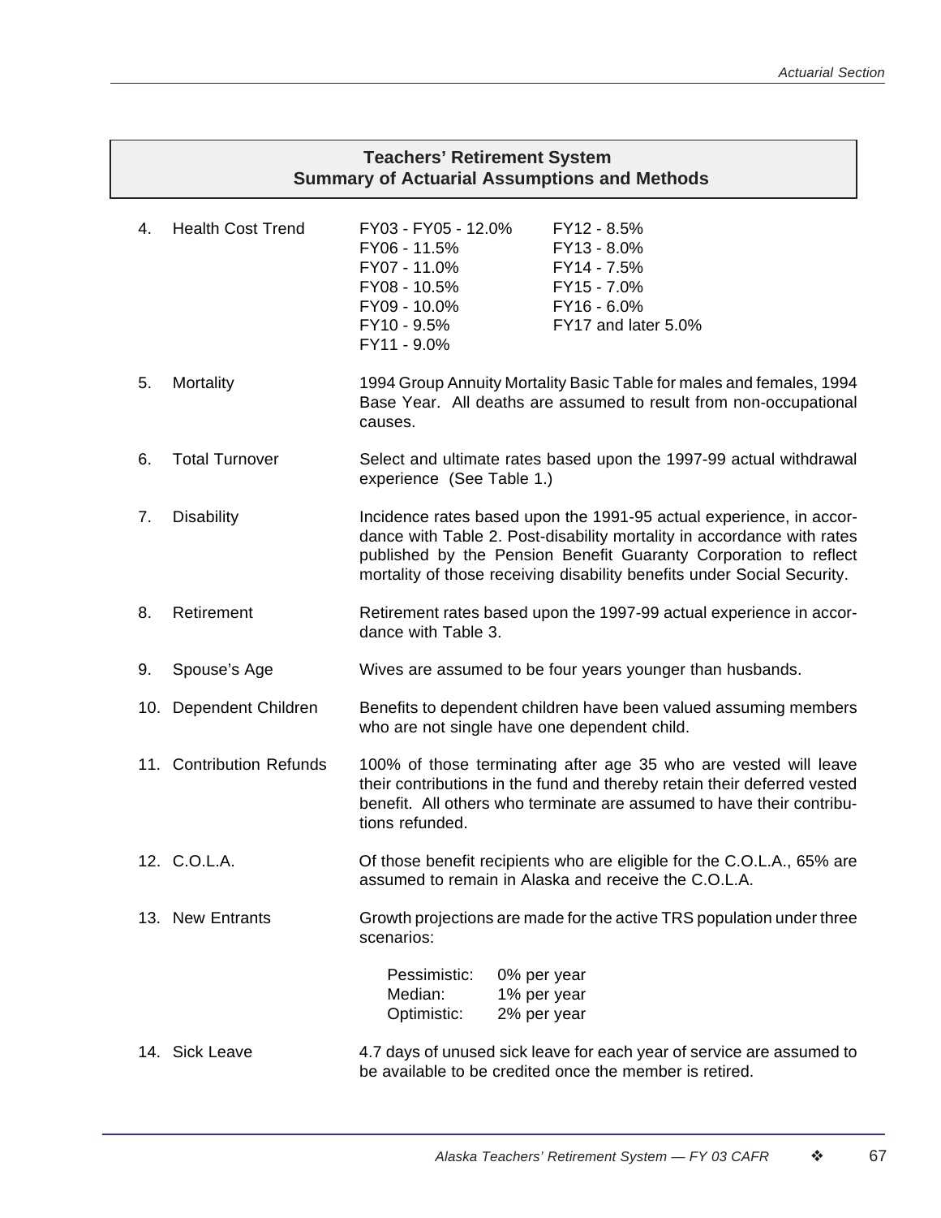## Teachers' Retirement System
## Summary of Actuarial Assumptions and Methods

4. **Health Cost Trend**

| | |
|---|---|
| FY03 - FY05 - 12.0% | FY12 - 8.5% |
| FY06 - 11.5% | FY13 - 8.0% |
| FY07 - 11.0% | FY14 - 7.5% |
| FY08 - 10.5% | FY15 - 7.0% |
| FY09 - 10.0% | FY16 - 6.0% |
| FY10 - 9.5% | FY17 and later 5.0% |
| FY11 - 9.0% | |

5. **Mortality** — 1994 Group Annuity Mortality Basic Table for males and females, 1994 Base Year. All deaths are assumed to result from non-occupational causes.

6. **Total Turnover** — Select and ultimate rates based upon the 1997-99 actual withdrawal experience (See Table 1.)

7. **Disability** — Incidence rates based upon the 1991-95 actual experience, in accordance with Table 2. Post-disability mortality in accordance with rates published by the Pension Benefit Guaranty Corporation to reflect mortality of those receiving disability benefits under Social Security.

8. **Retirement** — Retirement rates based upon the 1997-99 actual experience in accordance with Table 3.

9. **Spouse's Age** — Wives are assumed to be four years younger than husbands.

10. **Dependent Children** — Benefits to dependent children have been valued assuming members who are not single have one dependent child.

11. **Contribution Refunds** — 100% of those terminating after age 35 who are vested will leave their contributions in the fund and thereby retain their deferred vested benefit. All others who terminate are assumed to have their contributions refunded.

12. **C.O.L.A.** — Of those benefit recipients who are eligible for the C.O.L.A., 65% are assumed to remain in Alaska and receive the C.O.L.A.

13. **New Entrants** — Growth projections are made for the active TRS population under three scenarios:

| | |
|---|---|
| Pessimistic: | 0% per year |
| Median: | 1% per year |
| Optimistic: | 2% per year |

14. **Sick Leave** — 4.7 days of unused sick leave for each year of service are assumed to be available to be credited once the member is retired.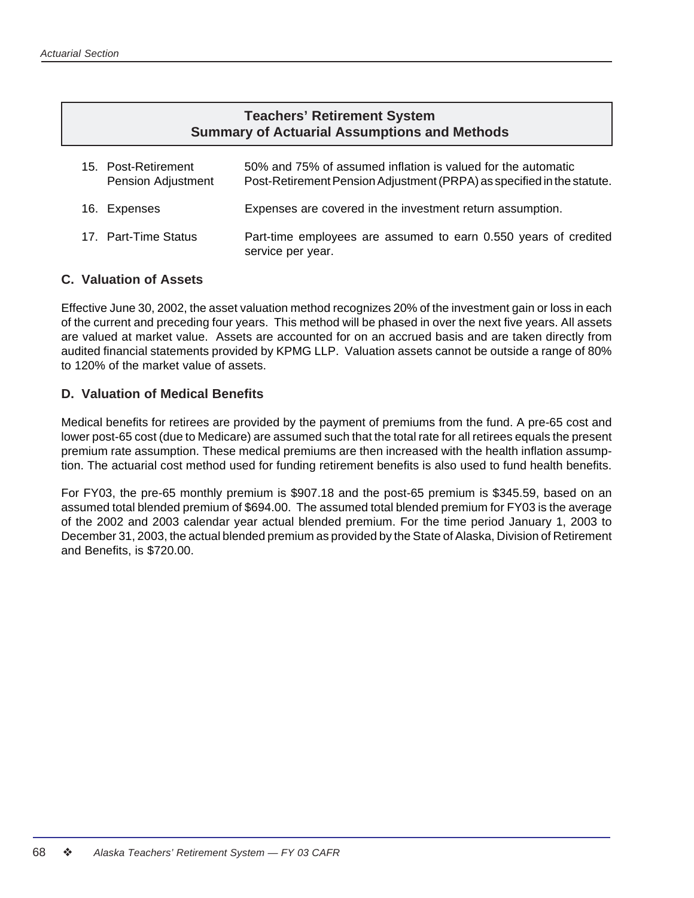## Teachers' Retirement System
## Summary of Actuarial Assumptions and Methods

| | |
|---|---|
| 15. Post-Retirement Pension Adjustment | 50% and 75% of assumed inflation is valued for the automatic Post-Retirement Pension Adjustment (PRPA) as specified in the statute. |
| 16. Expenses | Expenses are covered in the investment return assumption. |
| 17. Part-Time Status | Part-time employees are assumed to earn 0.550 years of credited service per year. |

### C. Valuation of Assets

Effective June 30, 2002, the asset valuation method recognizes 20% of the investment gain or loss in each of the current and preceding four years. This method will be phased in over the next five years. All assets are valued at market value. Assets are accounted for on an accrued basis and are taken directly from audited financial statements provided by KPMG LLP. Valuation assets cannot be outside a range of 80% to 120% of the market value of assets.

### D. Valuation of Medical Benefits

Medical benefits for retirees are provided by the payment of premiums from the fund. A pre-65 cost and lower post-65 cost (due to Medicare) are assumed such that the total rate for all retirees equals the present premium rate assumption. These medical premiums are then increased with the health inflation assumption. The actuarial cost method used for funding retirement benefits is also used to fund health benefits.

For FY03, the pre-65 monthly premium is $907.18 and the post-65 premium is $345.59, based on an assumed total blended premium of $694.00. The assumed total blended premium for FY03 is the average of the 2002 and 2003 calendar year actual blended premium. For the time period January 1, 2003 to December 31, 2003, the actual blended premium as provided by the State of Alaska, Division of Retirement and Benefits, is $720.00.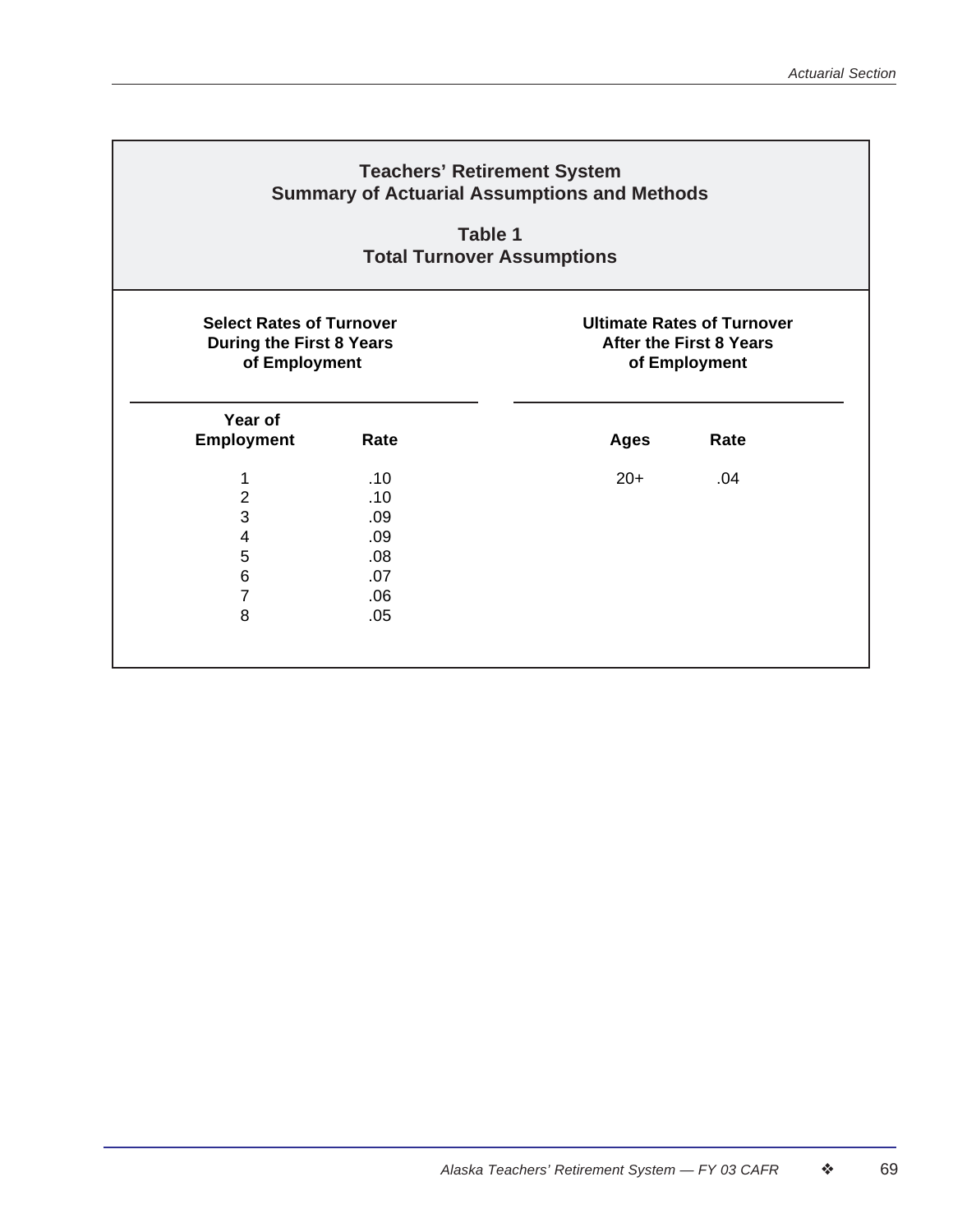## Teachers' Retirement System
## Summary of Actuarial Assumptions and Methods

### Table 1
### Total Turnover Assumptions

**Select Rates of Turnover During the First 8 Years of Employment**

| Year of Employment | Rate |
|---|---|
| 1 | .10 |
| 2 | .10 |
| 3 | .09 |
| 4 | .09 |
| 5 | .08 |
| 6 | .07 |
| 7 | .06 |
| 8 | .05 |

**Ultimate Rates of Turnover After the First 8 Years of Employment**

| Ages | Rate |
|---|---|
| 20+ | .04 |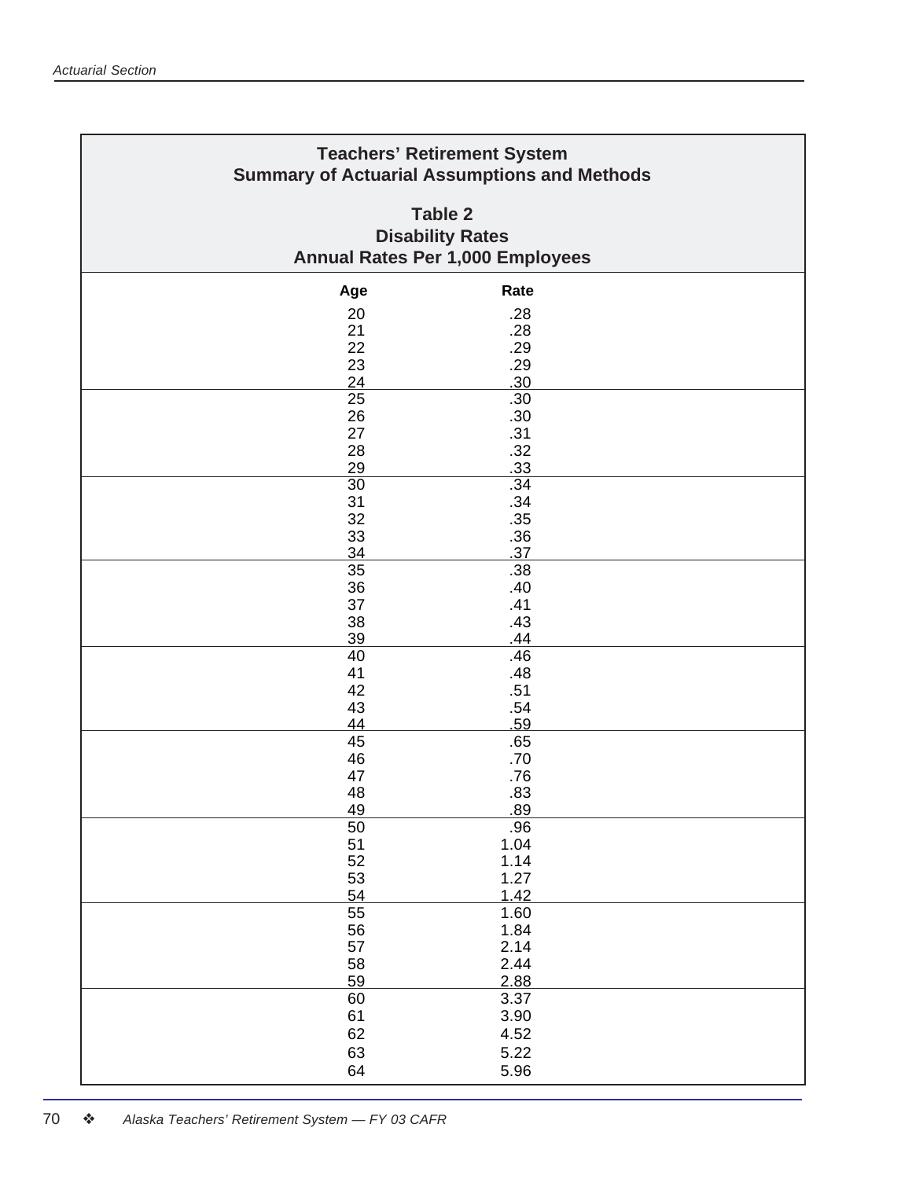## Teachers' Retirement System
## Summary of Actuarial Assumptions and Methods

### Table 2
### Disability Rates
### Annual Rates Per 1,000 Employees

| Age | Rate |
|---|---|
| 20 | .28 |
| 21 | .28 |
| 22 | .29 |
| 23 | .29 |
| 24 | .30 |
| 25 | .30 |
| 26 | .30 |
| 27 | .31 |
| 28 | .32 |
| 29 | .33 |
| 30 | .34 |
| 31 | .34 |
| 32 | .35 |
| 33 | .36 |
| 34 | .37 |
| 35 | .38 |
| 36 | .40 |
| 37 | .41 |
| 38 | .43 |
| 39 | .44 |
| 40 | .46 |
| 41 | .48 |
| 42 | .51 |
| 43 | .54 |
| 44 | .59 |
| 45 | .65 |
| 46 | .70 |
| 47 | .76 |
| 48 | .83 |
| 49 | .89 |
| 50 | .96 |
| 51 | 1.04 |
| 52 | 1.14 |
| 53 | 1.27 |
| 54 | 1.42 |
| 55 | 1.60 |
| 56 | 1.84 |
| 57 | 2.14 |
| 58 | 2.44 |
| 59 | 2.88 |
| 60 | 3.37 |
| 61 | 3.90 |
| 62 | 4.52 |
| 63 | 5.22 |
| 64 | 5.96 |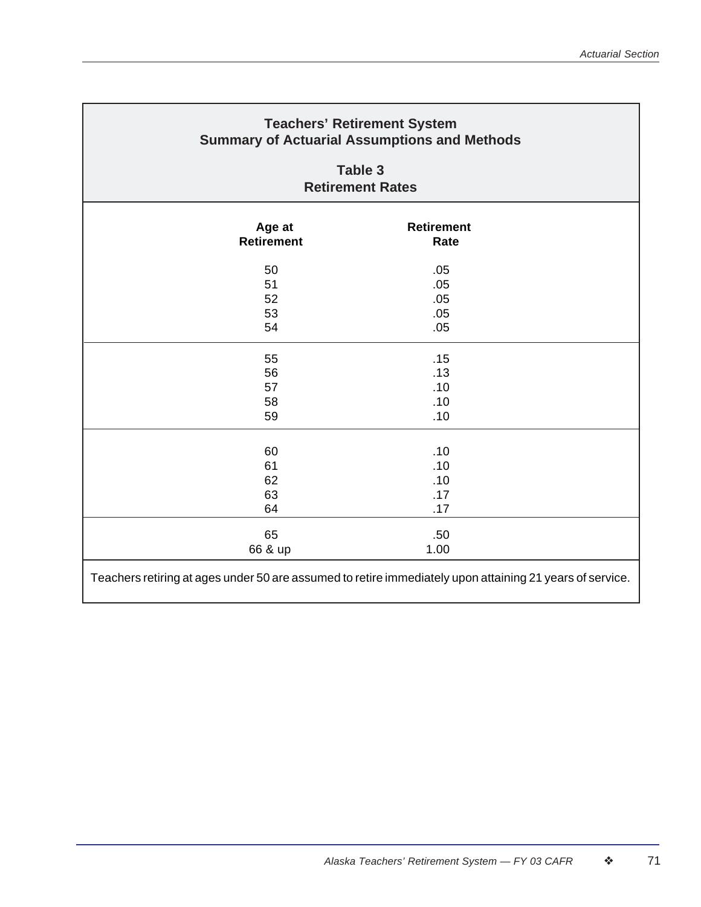## Teachers' Retirement System
## Summary of Actuarial Assumptions and Methods

### Table 3
### Retirement Rates

| Age at Retirement | Retirement Rate |
|---|---|
| 50 | .05 |
| 51 | .05 |
| 52 | .05 |
| 53 | .05 |
| 54 | .05 |
| 55 | .15 |
| 56 | .13 |
| 57 | .10 |
| 58 | .10 |
| 59 | .10 |
| 60 | .10 |
| 61 | .10 |
| 62 | .10 |
| 63 | .17 |
| 64 | .17 |
| 65 | .50 |
| 66 & up | 1.00 |

Teachers retiring at ages under 50 are assumed to retire immediately upon attaining 21 years of service.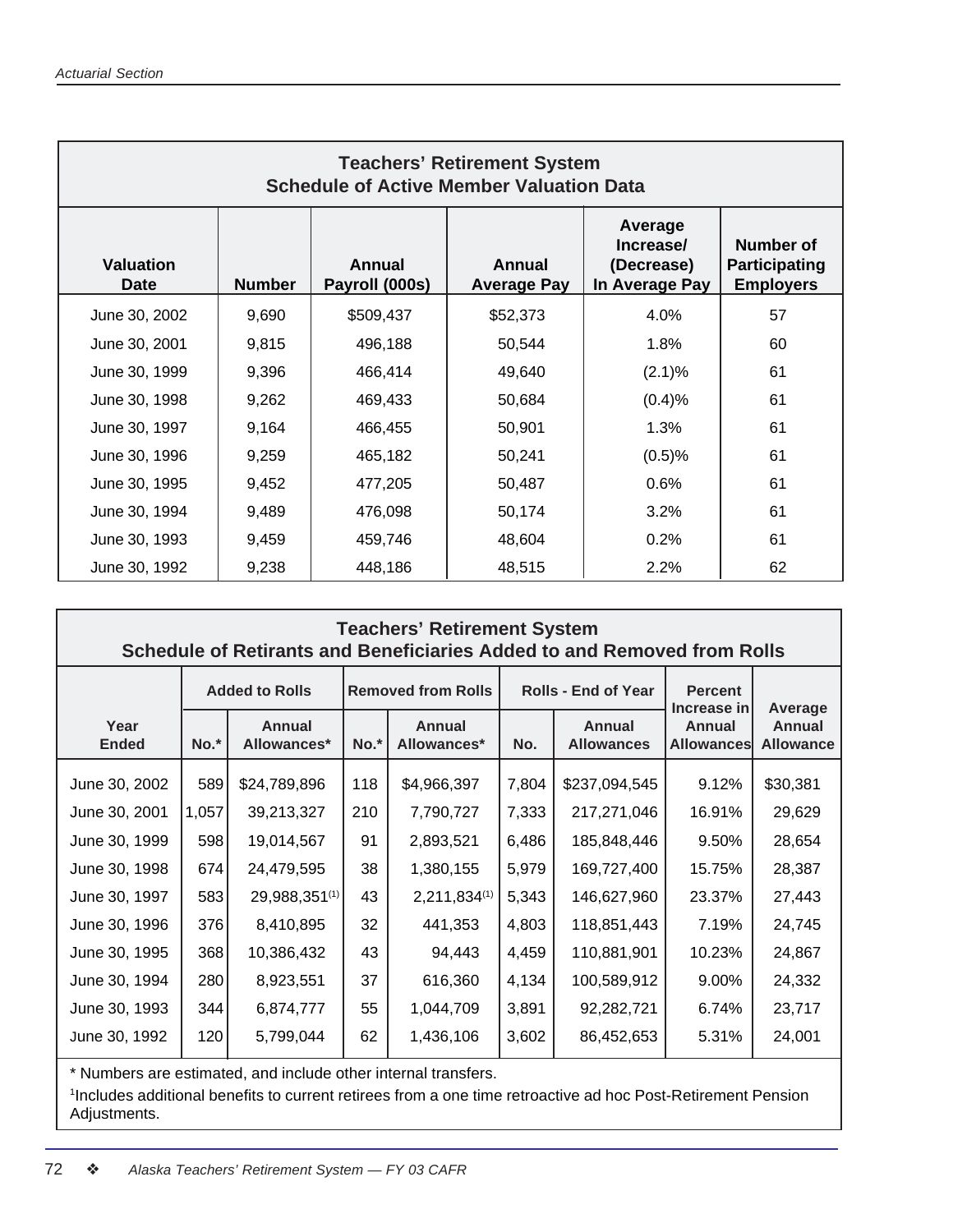## Teachers' Retirement System
### Schedule of Active Member Valuation Data

| Valuation Date | Number | Annual Payroll (000s) | Annual Average Pay | Average Increase/ (Decrease) In Average Pay | Number of Participating Employers |
|---|---|---|---|---|---|
| June 30, 2002 | 9,690 | $509,437 | $52,373 | 4.0% | 57 |
| June 30, 2001 | 9,815 | 496,188 | 50,544 | 1.8% | 60 |
| June 30, 1999 | 9,396 | 466,414 | 49,640 | (2.1)% | 61 |
| June 30, 1998 | 9,262 | 469,433 | 50,684 | (0.4)% | 61 |
| June 30, 1997 | 9,164 | 466,455 | 50,901 | 1.3% | 61 |
| June 30, 1996 | 9,259 | 465,182 | 50,241 | (0.5)% | 61 |
| June 30, 1995 | 9,452 | 477,205 | 50,487 | 0.6% | 61 |
| June 30, 1994 | 9,489 | 476,098 | 50,174 | 3.2% | 61 |
| June 30, 1993 | 9,459 | 459,746 | 48,604 | 0.2% | 61 |
| June 30, 1992 | 9,238 | 448,186 | 48,515 | 2.2% | 62 |

## Teachers' Retirement System
### Schedule of Retirants and Beneficiaries Added to and Removed from Rolls

| Year Ended | Added to Rolls | | Removed from Rolls | | Rolls - End of Year | | Percent Increase in Annual Allowances | Average Annual Allowance |
|---|---|---|---|---|---|---|---|---|
| | No.* | Annual Allowances* | No.* | Annual Allowances* | No. | Annual Allowances | | |
| June 30, 2002 | 589 | $24,789,896 | 118 | $4,966,397 | 7,804 | $237,094,545 | 9.12% | $30,381 |
| June 30, 2001 | 1,057 | 39,213,327 | 210 | 7,790,727 | 7,333 | 217,271,046 | 16.91% | 29,629 |
| June 30, 1999 | 598 | 19,014,567 | 91 | 2,893,521 | 6,486 | 185,848,446 | 9.50% | 28,654 |
| June 30, 1998 | 674 | 24,479,595 | 38 | 1,380,155 | 5,979 | 169,727,400 | 15.75% | 28,387 |
| June 30, 1997 | 583 | 29,988,351(1) | 43 | 2,211,834(1) | 5,343 | 146,627,960 | 23.37% | 27,443 |
| June 30, 1996 | 376 | 8,410,895 | 32 | 441,353 | 4,803 | 118,851,443 | 7.19% | 24,745 |
| June 30, 1995 | 368 | 10,386,432 | 43 | 94,443 | 4,459 | 110,881,901 | 10.23% | 24,867 |
| June 30, 1994 | 280 | 8,923,551 | 37 | 616,360 | 4,134 | 100,589,912 | 9.00% | 24,332 |
| June 30, 1993 | 344 | 6,874,777 | 55 | 1,044,709 | 3,891 | 92,282,721 | 6.74% | 23,717 |
| June 30, 1992 | 120 | 5,799,044 | 62 | 1,436,106 | 3,602 | 86,452,653 | 5.31% | 24,001 |

* Numbers are estimated, and include other internal transfers.

[1]Includes additional benefits to current retirees from a one time retroactive ad hoc Post-Retirement Pension Adjustments.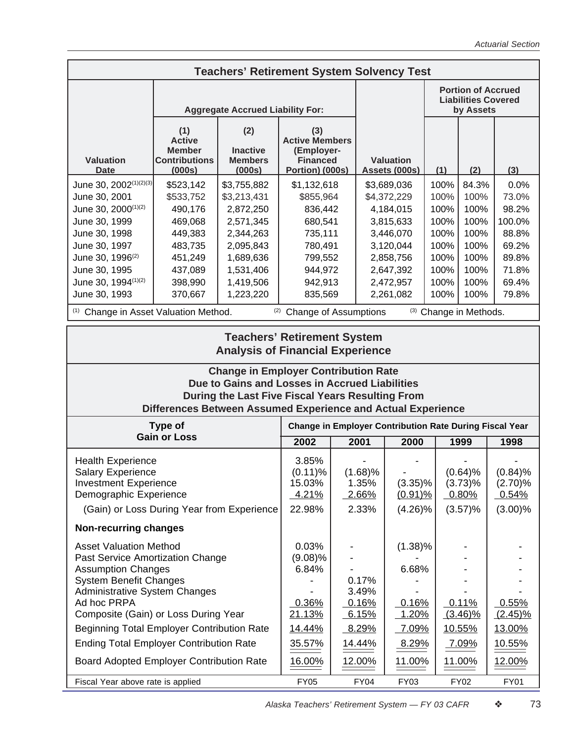## Teachers' Retirement System Solvency Test

| | Aggregate Accrued Liability For: | | | | Portion of Accrued Liabilities Covered by Assets | | |
|---|---|---|---|---|---|---|---|
| Valuation Date | (1) Active Member Contributions (000s) | (2) Inactive Members (000s) | (3) Active Members (Employer-Financed Portion) (000s) | Valuation Assets (000s) | (1) | (2) | (3) |
| June 30, 2002[(1)(2)(3)] | $523,142 | $3,755,882 | $1,132,618 | $3,689,036 | 100% | 84.3% | 0.0% |
| June 30, 2001 | $533,752 | $3,213,431 | $855,964 | $4,372,229 | 100% | 100% | 73.0% |
| June 30, 2000[(1)(2)] | 490,176 | 2,872,250 | 836,442 | 4,184,015 | 100% | 100% | 98.2% |
| June 30, 1999 | 469,068 | 2,571,345 | 680,541 | 3,815,633 | 100% | 100% | 100.0% |
| June 30, 1998 | 449,383 | 2,344,263 | 735,111 | 3,446,070 | 100% | 100% | 88.8% |
| June 30, 1997 | 483,735 | 2,095,843 | 780,491 | 3,120,044 | 100% | 100% | 69.2% |
| June 30, 1996[(2)] | 451,249 | 1,689,636 | 799,552 | 2,858,756 | 100% | 100% | 89.8% |
| June 30, 1995 | 437,089 | 1,531,406 | 944,972 | 2,647,392 | 100% | 100% | 71.8% |
| June 30, 1994[(1)(2)] | 398,990 | 1,419,506 | 942,913 | 2,472,957 | 100% | 100% | 69.4% |
| June 30, 1993 | 370,667 | 1,223,220 | 835,569 | 2,261,082 | 100% | 100% | 79.8% |

(1) Change in Asset Valuation Method. (2) Change of Assumptions (3) Change in Methods.

## Teachers' Retirement System Analysis of Financial Experience

### Change in Employer Contribution Rate Due to Gains and Losses in Accrued Liabilities During the Last Five Fiscal Years Resulting From Differences Between Assumed Experience and Actual Experience

| Type of Gain or Loss | Change in Employer Contribution Rate During Fiscal Year | | | | |
|---|---|---|---|---|---|
| | 2002 | 2001 | 2000 | 1999 | 1998 |
| Health Experience | 3.85% | - | - | - | - |
| Salary Experience | (0.11)% | (1.68)% | - | (0.64)% | (0.84)% |
| Investment Experience | 15.03% | 1.35% | (3.35)% | (3.73)% | (2.70)% |
| Demographic Experience | 4.21% | 2.66% | (0.91)% | 0.80% | 0.54% |
| (Gain) or Loss During Year from Experience | 22.98% | 2.33% | (4.26)% | (3.57)% | (3.00)% |
| **Non-recurring changes** | | | | | |
| Asset Valuation Method | 0.03% | - | (1.38)% | - | - |
| Past Service Amortization Change | (9.08)% | - | - | - | - |
| Assumption Changes | 6.84% | - | 6.68% | - | - |
| System Benefit Changes | - | 0.17% | - | - | - |
| Administrative System Changes | - | 3.49% | - | - | - |
| Ad hoc PRPA | 0.36% | 0.16% | 0.16% | 0.11% | 0.55% |
| Composite (Gain) or Loss During Year | 21.13% | 6.15% | 1.20% | (3.46)% | (2.45)% |
| Beginning Total Employer Contribution Rate | 14.44% | 8.29% | 7.09% | 10.55% | 13.00% |
| Ending Total Employer Contribution Rate | 35.57% | 14.44% | 8.29% | 7.09% | 10.55% |
| Board Adopted Employer Contribution Rate | 16.00% | 12.00% | 11.00% | 11.00% | 12.00% |
| Fiscal Year above rate is applied | FY05 | FY04 | FY03 | FY02 | FY01 |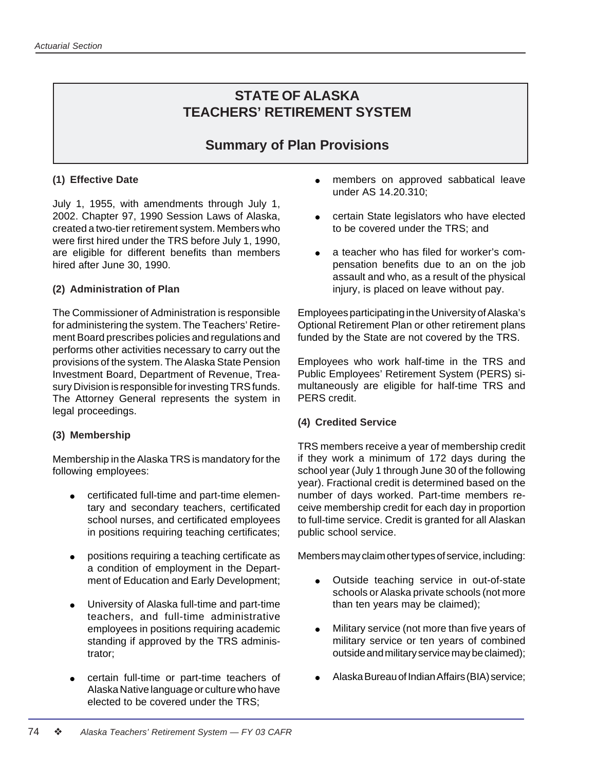# STATE OF ALASKA
# TEACHERS' RETIREMENT SYSTEM

## Summary of Plan Provisions

**(1) Effective Date**

July 1, 1955, with amendments through July 1, 2002. Chapter 97, 1990 Session Laws of Alaska, created a two-tier retirement system. Members who were first hired under the TRS before July 1, 1990, are eligible for different benefits than members hired after June 30, 1990.

**(2) Administration of Plan**

The Commissioner of Administration is responsible for administering the system. The Teachers' Retirement Board prescribes policies and regulations and performs other activities necessary to carry out the provisions of the system. The Alaska State Pension Investment Board, Department of Revenue, Treasury Division is responsible for investing TRS funds. The Attorney General represents the system in legal proceedings.

**(3) Membership**

Membership in the Alaska TRS is mandatory for the following employees:

- certificated full-time and part-time elementary and secondary teachers, certificated school nurses, and certificated employees in positions requiring teaching certificates;
- positions requiring a teaching certificate as a condition of employment in the Department of Education and Early Development;
- University of Alaska full-time and part-time teachers, and full-time administrative employees in positions requiring academic standing if approved by the TRS administrator;
- certain full-time or part-time teachers of Alaska Native language or culture who have elected to be covered under the TRS;
- members on approved sabbatical leave under AS 14.20.310;
- certain State legislators who have elected to be covered under the TRS; and
- a teacher who has filed for worker's compensation benefits due to an on the job assault and who, as a result of the physical injury, is placed on leave without pay.

Employees participating in the University of Alaska's Optional Retirement Plan or other retirement plans funded by the State are not covered by the TRS.

Employees who work half-time in the TRS and Public Employees' Retirement System (PERS) simultaneously are eligible for half-time TRS and PERS credit.

**(4) Credited Service**

TRS members receive a year of membership credit if they work a minimum of 172 days during the school year (July 1 through June 30 of the following year). Fractional credit is determined based on the number of days worked. Part-time members receive membership credit for each day in proportion to full-time service. Credit is granted for all Alaskan public school service.

Members may claim other types of service, including:

- Outside teaching service in out-of-state schools or Alaska private schools (not more than ten years may be claimed);
- Military service (not more than five years of military service or ten years of combined outside and military service may be claimed);
- Alaska Bureau of Indian Affairs (BIA) service;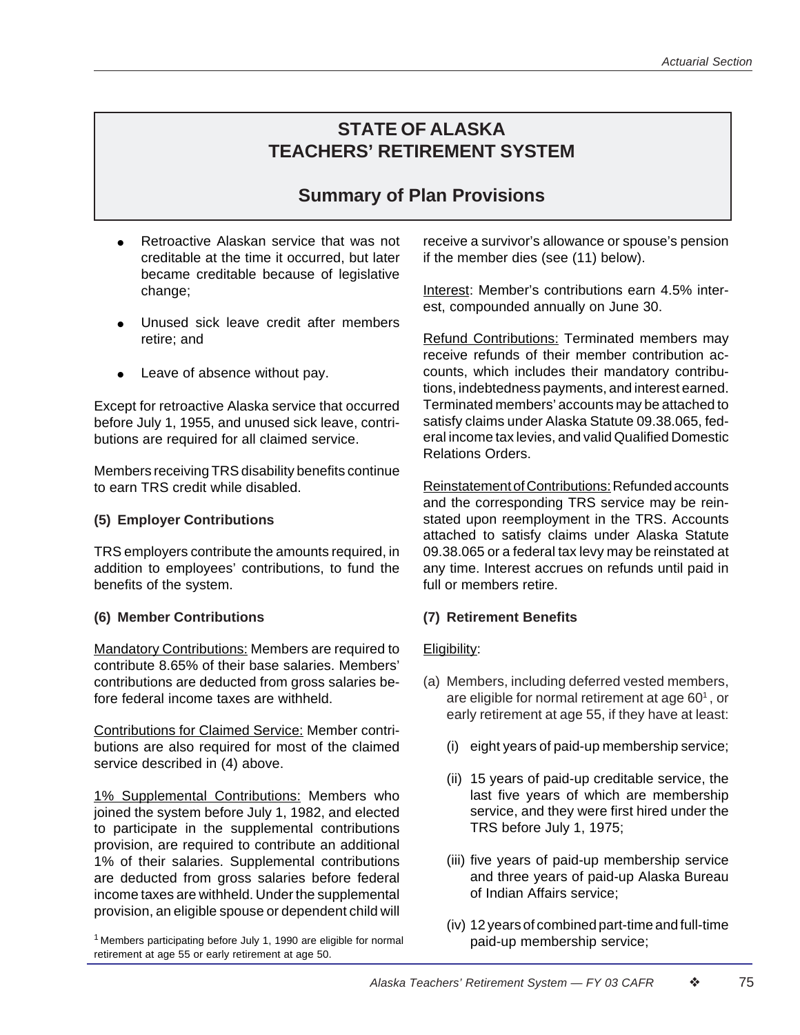# STATE OF ALASKA
# TEACHERS' RETIREMENT SYSTEM

## Summary of Plan Provisions

- Retroactive Alaskan service that was not creditable at the time it occurred, but later became creditable because of legislative change;
- Unused sick leave credit after members retire; and
- Leave of absence without pay.

Except for retroactive Alaska service that occurred before July 1, 1955, and unused sick leave, contributions are required for all claimed service.

Members receiving TRS disability benefits continue to earn TRS credit while disabled.

### (5) Employer Contributions

TRS employers contribute the amounts required, in addition to employees' contributions, to fund the benefits of the system.

### (6) Member Contributions

Mandatory Contributions: Members are required to contribute 8.65% of their base salaries. Members' contributions are deducted from gross salaries before federal income taxes are withheld.

Contributions for Claimed Service: Member contributions are also required for most of the claimed service described in (4) above.

1% Supplemental Contributions: Members who joined the system before July 1, 1982, and elected to participate in the supplemental contributions provision, are required to contribute an additional 1% of their salaries. Supplemental contributions are deducted from gross salaries before federal income taxes are withheld. Under the supplemental provision, an eligible spouse or dependent child will receive a survivor's allowance or spouse's pension if the member dies (see (11) below).

Interest: Member's contributions earn 4.5% interest, compounded annually on June 30.

Refund Contributions: Terminated members may receive refunds of their member contribution accounts, which includes their mandatory contributions, indebtedness payments, and interest earned. Terminated members' accounts may be attached to satisfy claims under Alaska Statute 09.38.065, federal income tax levies, and valid Qualified Domestic Relations Orders.

Reinstatement of Contributions: Refunded accounts and the corresponding TRS service may be reinstated upon reemployment in the TRS. Accounts attached to satisfy claims under Alaska Statute 09.38.065 or a federal tax levy may be reinstated at any time. Interest accrues on refunds until paid in full or members retire.

### (7) Retirement Benefits

Eligibility:

(a) Members, including deferred vested members, are eligible for normal retirement at age 60[1], or early retirement at age 55, if they have at least:

(i) eight years of paid-up membership service;

(ii) 15 years of paid-up creditable service, the last five years of which are membership service, and they were first hired under the TRS before July 1, 1975;

(iii) five years of paid-up membership service and three years of paid-up Alaska Bureau of Indian Affairs service;

(iv) 12 years of combined part-time and full-time paid-up membership service;

[1] Members participating before July 1, 1990 are eligible for normal retirement at age 55 or early retirement at age 50.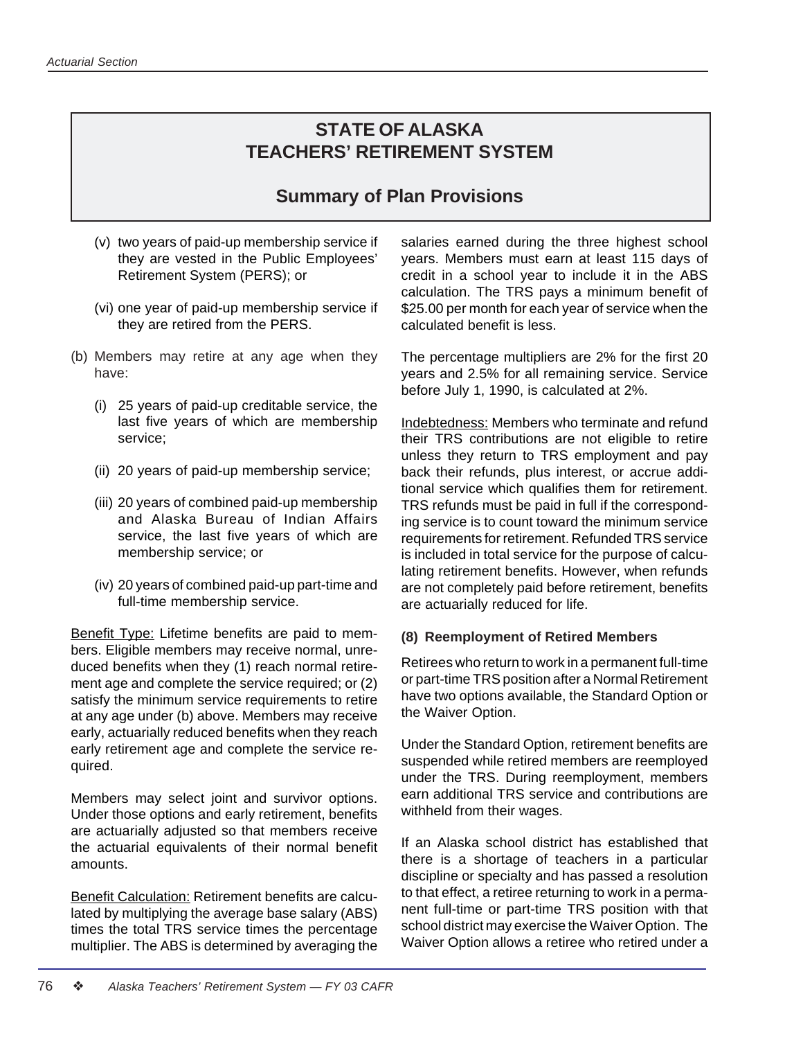# STATE OF ALASKA TEACHERS' RETIREMENT SYSTEM

## Summary of Plan Provisions

- (v) two years of paid-up membership service if they are vested in the Public Employees' Retirement System (PERS); or
- (vi) one year of paid-up membership service if they are retired from the PERS.

(b) Members may retire at any age when they have:

- (i) 25 years of paid-up creditable service, the last five years of which are membership service;
- (ii) 20 years of paid-up membership service;
- (iii) 20 years of combined paid-up membership and Alaska Bureau of Indian Affairs service, the last five years of which are membership service; or
- (iv) 20 years of combined paid-up part-time and full-time membership service.

Benefit Type: Lifetime benefits are paid to members. Eligible members may receive normal, unreduced benefits when they (1) reach normal retirement age and complete the service required; or (2) satisfy the minimum service requirements to retire at any age under (b) above. Members may receive early, actuarially reduced benefits when they reach early retirement age and complete the service required.

Members may select joint and survivor options. Under those options and early retirement, benefits are actuarially adjusted so that members receive the actuarial equivalents of their normal benefit amounts.

Benefit Calculation: Retirement benefits are calculated by multiplying the average base salary (ABS) times the total TRS service times the percentage multiplier. The ABS is determined by averaging the salaries earned during the three highest school years. Members must earn at least 115 days of credit in a school year to include it in the ABS calculation. The TRS pays a minimum benefit of $25.00 per month for each year of service when the calculated benefit is less.

The percentage multipliers are 2% for the first 20 years and 2.5% for all remaining service. Service before July 1, 1990, is calculated at 2%.

Indebtedness: Members who terminate and refund their TRS contributions are not eligible to retire unless they return to TRS employment and pay back their refunds, plus interest, or accrue additional service which qualifies them for retirement. TRS refunds must be paid in full if the corresponding service is to count toward the minimum service requirements for retirement. Refunded TRS service is included in total service for the purpose of calculating retirement benefits. However, when refunds are not completely paid before retirement, benefits are actuarially reduced for life.

**(8) Reemployment of Retired Members**

Retirees who return to work in a permanent full-time or part-time TRS position after a Normal Retirement have two options available, the Standard Option or the Waiver Option.

Under the Standard Option, retirement benefits are suspended while retired members are reemployed under the TRS. During reemployment, members earn additional TRS service and contributions are withheld from their wages.

If an Alaska school district has established that there is a shortage of teachers in a particular discipline or specialty and has passed a resolution to that effect, a retiree returning to work in a permanent full-time or part-time TRS position with that school district may exercise the Waiver Option. The Waiver Option allows a retiree who retired under a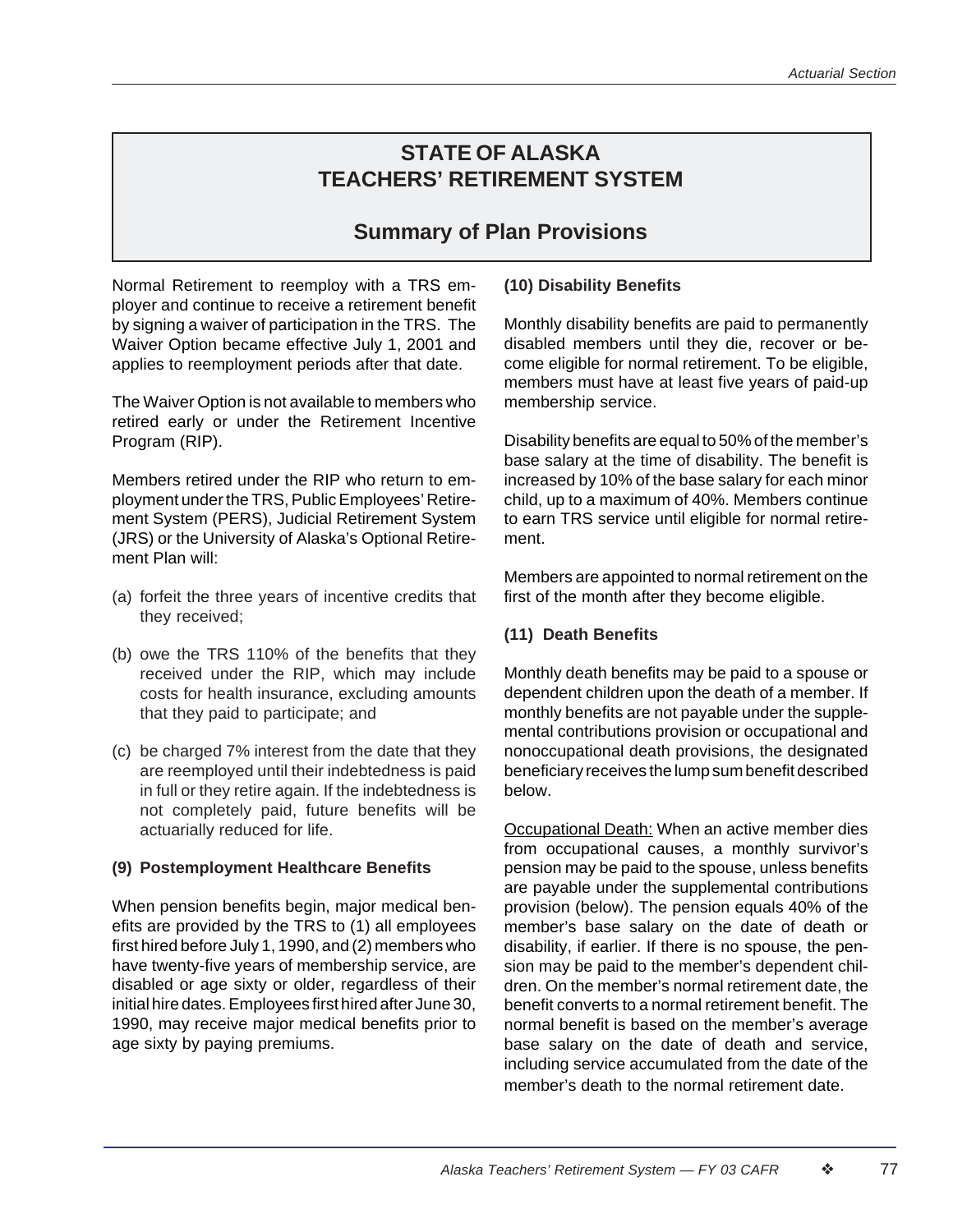# STATE OF ALASKA
# TEACHERS' RETIREMENT SYSTEM

## Summary of Plan Provisions

Normal Retirement to reemploy with a TRS employer and continue to receive a retirement benefit by signing a waiver of participation in the TRS. The Waiver Option became effective July 1, 2001 and applies to reemployment periods after that date.

The Waiver Option is not available to members who retired early or under the Retirement Incentive Program (RIP).

Members retired under the RIP who return to employment under the TRS, Public Employees' Retirement System (PERS), Judicial Retirement System (JRS) or the University of Alaska's Optional Retirement Plan will:

(a) forfeit the three years of incentive credits that they received;

(b) owe the TRS 110% of the benefits that they received under the RIP, which may include costs for health insurance, excluding amounts that they paid to participate; and

(c) be charged 7% interest from the date that they are reemployed until their indebtedness is paid in full or they retire again. If the indebtedness is not completely paid, future benefits will be actuarially reduced for life.

**(9) Postemployment Healthcare Benefits**

When pension benefits begin, major medical benefits are provided by the TRS to (1) all employees first hired before July 1, 1990, and (2) members who have twenty-five years of membership service, are disabled or age sixty or older, regardless of their initial hire dates. Employees first hired after June 30, 1990, may receive major medical benefits prior to age sixty by paying premiums.

**(10) Disability Benefits**

Monthly disability benefits are paid to permanently disabled members until they die, recover or become eligible for normal retirement. To be eligible, members must have at least five years of paid-up membership service.

Disability benefits are equal to 50% of the member's base salary at the time of disability. The benefit is increased by 10% of the base salary for each minor child, up to a maximum of 40%. Members continue to earn TRS service until eligible for normal retirement.

Members are appointed to normal retirement on the first of the month after they become eligible.

**(11) Death Benefits**

Monthly death benefits may be paid to a spouse or dependent children upon the death of a member. If monthly benefits are not payable under the supplemental contributions provision or occupational and nonoccupational death provisions, the designated beneficiary receives the lump sum benefit described below.

Occupational Death: When an active member dies from occupational causes, a monthly survivor's pension may be paid to the spouse, unless benefits are payable under the supplemental contributions provision (below). The pension equals 40% of the member's base salary on the date of death or disability, if earlier. If there is no spouse, the pension may be paid to the member's dependent children. On the member's normal retirement date, the benefit converts to a normal retirement benefit. The normal benefit is based on the member's average base salary on the date of death and service, including service accumulated from the date of the member's death to the normal retirement date.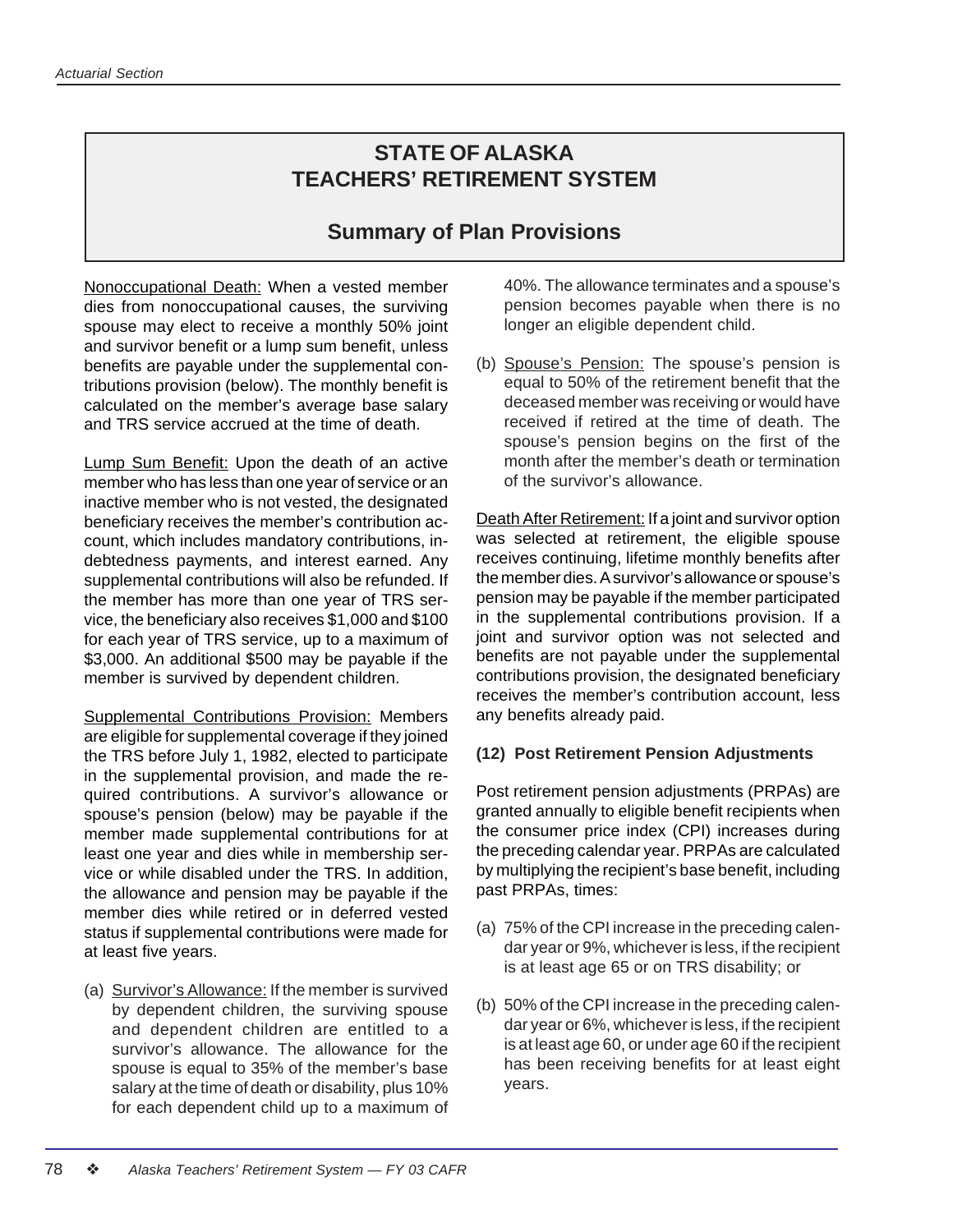# STATE OF ALASKA
# TEACHERS' RETIREMENT SYSTEM

## Summary of Plan Provisions

Nonoccupational Death: When a vested member dies from nonoccupational causes, the surviving spouse may elect to receive a monthly 50% joint and survivor benefit or a lump sum benefit, unless benefits are payable under the supplemental contributions provision (below). The monthly benefit is calculated on the member's average base salary and TRS service accrued at the time of death.

Lump Sum Benefit: Upon the death of an active member who has less than one year of service or an inactive member who is not vested, the designated beneficiary receives the member's contribution account, which includes mandatory contributions, indebtedness payments, and interest earned. Any supplemental contributions will also be refunded. If the member has more than one year of TRS service, the beneficiary also receives $1,000 and $100 for each year of TRS service, up to a maximum of $3,000. An additional $500 may be payable if the member is survived by dependent children.

Supplemental Contributions Provision: Members are eligible for supplemental coverage if they joined the TRS before July 1, 1982, elected to participate in the supplemental provision, and made the required contributions. A survivor's allowance or spouse's pension (below) may be payable if the member made supplemental contributions for at least one year and dies while in membership service or while disabled under the TRS. In addition, the allowance and pension may be payable if the member dies while retired or in deferred vested status if supplemental contributions were made for at least five years.

(a) Survivor's Allowance: If the member is survived by dependent children, the surviving spouse and dependent children are entitled to a survivor's allowance. The allowance for the spouse is equal to 35% of the member's base salary at the time of death or disability, plus 10% for each dependent child up to a maximum of 40%. The allowance terminates and a spouse's pension becomes payable when there is no longer an eligible dependent child.

(b) Spouse's Pension: The spouse's pension is equal to 50% of the retirement benefit that the deceased member was receiving or would have received if retired at the time of death. The spouse's pension begins on the first of the month after the member's death or termination of the survivor's allowance.

Death After Retirement: If a joint and survivor option was selected at retirement, the eligible spouse receives continuing, lifetime monthly benefits after the member dies. A survivor's allowance or spouse's pension may be payable if the member participated in the supplemental contributions provision. If a joint and survivor option was not selected and benefits are not payable under the supplemental contributions provision, the designated beneficiary receives the member's contribution account, less any benefits already paid.

**(12) Post Retirement Pension Adjustments**

Post retirement pension adjustments (PRPAs) are granted annually to eligible benefit recipients when the consumer price index (CPI) increases during the preceding calendar year. PRPAs are calculated by multiplying the recipient's base benefit, including past PRPAs, times:

(a) 75% of the CPI increase in the preceding calendar year or 9%, whichever is less, if the recipient is at least age 65 or on TRS disability; or

(b) 50% of the CPI increase in the preceding calendar year or 6%, whichever is less, if the recipient is at least age 60, or under age 60 if the recipient has been receiving benefits for at least eight years.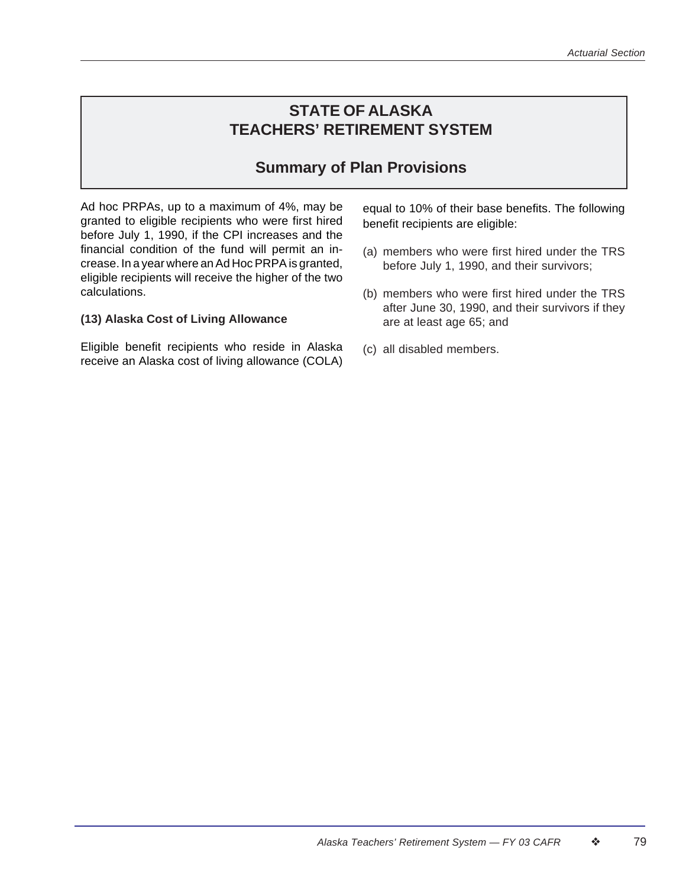# STATE OF ALASKA
# TEACHERS' RETIREMENT SYSTEM

## Summary of Plan Provisions

Ad hoc PRPAs, up to a maximum of 4%, may be granted to eligible recipients who were first hired before July 1, 1990, if the CPI increases and the financial condition of the fund will permit an increase. In a year where an Ad Hoc PRPA is granted, eligible recipients will receive the higher of the two calculations.

**(13) Alaska Cost of Living Allowance**

Eligible benefit recipients who reside in Alaska receive an Alaska cost of living allowance (COLA) equal to 10% of their base benefits. The following benefit recipients are eligible:

(a) members who were first hired under the TRS before July 1, 1990, and their survivors;

(b) members who were first hired under the TRS after June 30, 1990, and their survivors if they are at least age 65; and

(c) all disabled members.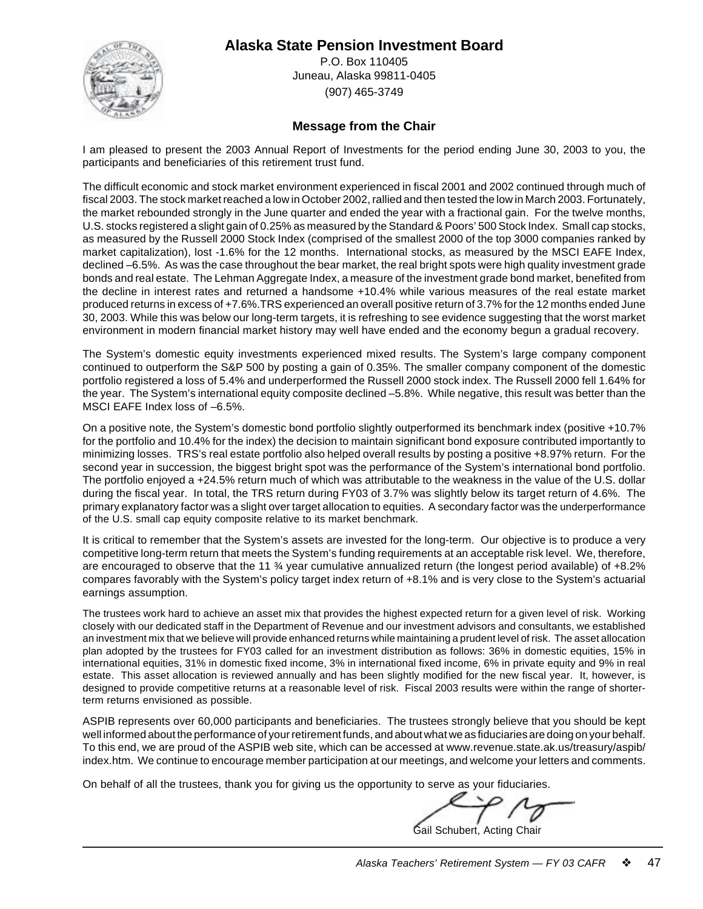# Alaska State Pension Investment Board

P.O. Box 110405
Juneau, Alaska 99811-0405
(907) 465-3749

## Message from the Chair

I am pleased to present the 2003 Annual Report of Investments for the period ending June 30, 2003 to you, the participants and beneficiaries of this retirement trust fund.

The difficult economic and stock market environment experienced in fiscal 2001 and 2002 continued through much of fiscal 2003. The stock market reached a low in October 2002, rallied and then tested the low in March 2003. Fortunately, the market rebounded strongly in the June quarter and ended the year with a fractional gain. For the twelve months, U.S. stocks registered a slight gain of 0.25% as measured by the Standard & Poors' 500 Stock Index. Small cap stocks, as measured by the Russell 2000 Stock Index (comprised of the smallest 2000 of the top 3000 companies ranked by market capitalization), lost -1.6% for the 12 months. International stocks, as measured by the MSCI EAFE Index, declined –6.5%. As was the case throughout the bear market, the real bright spots were high quality investment grade bonds and real estate. The Lehman Aggregate Index, a measure of the investment grade bond market, benefited from the decline in interest rates and returned a handsome +10.4% while various measures of the real estate market produced returns in excess of +7.6%.TRS experienced an overall positive return of 3.7% for the 12 months ended June 30, 2003. While this was below our long-term targets, it is refreshing to see evidence suggesting that the worst market environment in modern financial market history may well have ended and the economy begun a gradual recovery.

The System's domestic equity investments experienced mixed results. The System's large company component continued to outperform the S&P 500 by posting a gain of 0.35%. The smaller company component of the domestic portfolio registered a loss of 5.4% and underperformed the Russell 2000 stock index. The Russell 2000 fell 1.64% for the year. The System's international equity composite declined –5.8%. While negative, this result was better than the MSCI EAFE Index loss of –6.5%.

On a positive note, the System's domestic bond portfolio slightly outperformed its benchmark index (positive +10.7% for the portfolio and 10.4% for the index) the decision to maintain significant bond exposure contributed importantly to minimizing losses. TRS's real estate portfolio also helped overall results by posting a positive +8.97% return. For the second year in succession, the biggest bright spot was the performance of the System's international bond portfolio. The portfolio enjoyed a +24.5% return much of which was attributable to the weakness in the value of the U.S. dollar during the fiscal year. In total, the TRS return during FY03 of 3.7% was slightly below its target return of 4.6%. The primary explanatory factor was a slight over target allocation to equities. A secondary factor was the underperformance of the U.S. small cap equity composite relative to its market benchmark.

It is critical to remember that the System's assets are invested for the long-term. Our objective is to produce a very competitive long-term return that meets the System's funding requirements at an acceptable risk level. We, therefore, are encouraged to observe that the 11 ¾ year cumulative annualized return (the longest period available) of +8.2% compares favorably with the System's policy target index return of +8.1% and is very close to the System's actuarial earnings assumption.

The trustees work hard to achieve an asset mix that provides the highest expected return for a given level of risk. Working closely with our dedicated staff in the Department of Revenue and our investment advisors and consultants, we established an investment mix that we believe will provide enhanced returns while maintaining a prudent level of risk. The asset allocation plan adopted by the trustees for FY03 called for an investment distribution as follows: 36% in domestic equities, 15% in international equities, 31% in domestic fixed income, 3% in international fixed income, 6% in private equity and 9% in real estate. This asset allocation is reviewed annually and has been slightly modified for the new fiscal year. It, however, is designed to provide competitive returns at a reasonable level of risk. Fiscal 2003 results were within the range of shorter-term returns envisioned as possible.

ASPIB represents over 60,000 participants and beneficiaries. The trustees strongly believe that you should be kept well informed about the performance of your retirement funds, and about what we as fiduciaries are doing on your behalf. To this end, we are proud of the ASPIB web site, which can be accessed at www.revenue.state.ak.us/treasury/aspib/index.htm. We continue to encourage member participation at our meetings, and welcome your letters and comments.

On behalf of all the trustees, thank you for giving us the opportunity to serve as your fiduciaries.

Gail Schubert, Acting Chair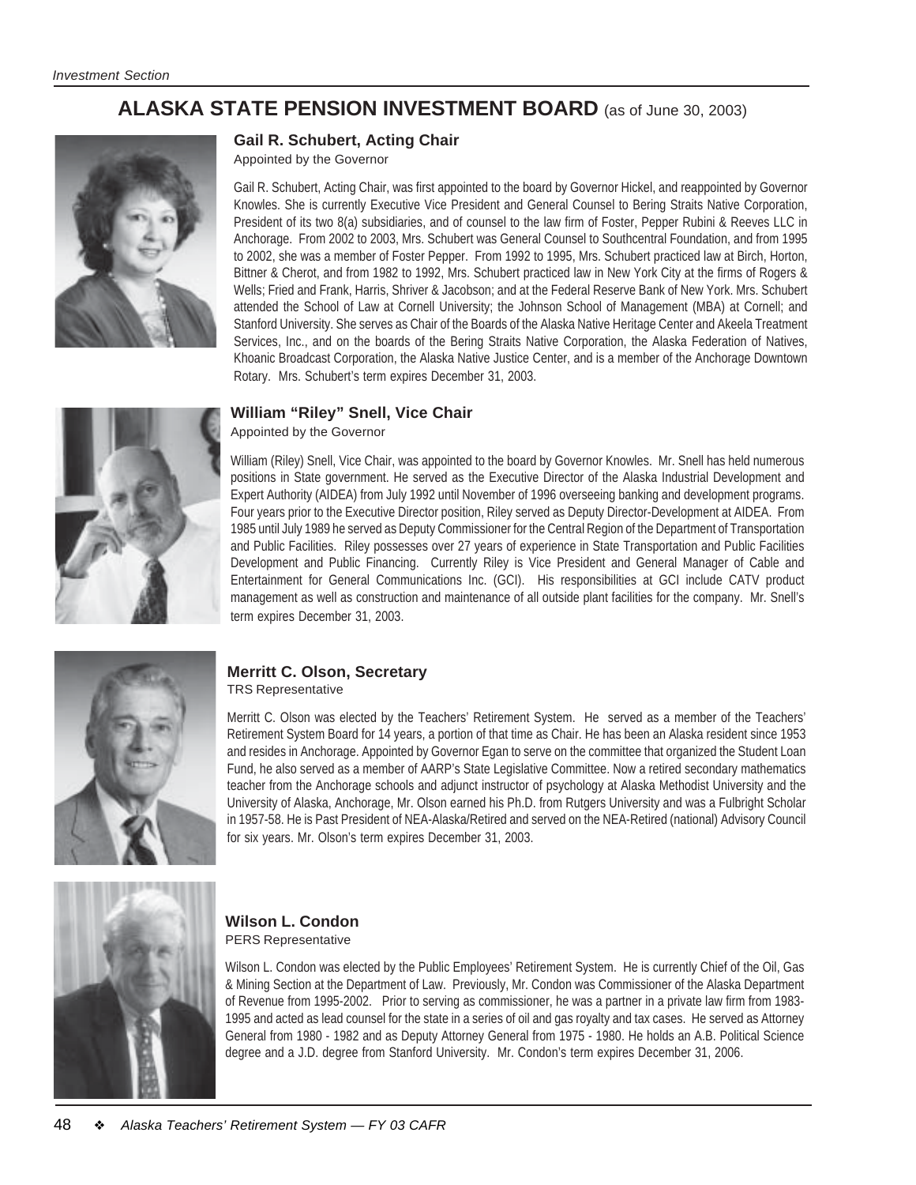# ALASKA STATE PENSION INVESTMENT BOARD (as of June 30, 2003)

### Gail R. Schubert, Acting Chair

Appointed by the Governor

Gail R. Schubert, Acting Chair, was first appointed to the board by Governor Hickel, and reappointed by Governor Knowles. She is currently Executive Vice President and General Counsel to Bering Straits Native Corporation, President of its two 8(a) subsidiaries, and of counsel to the law firm of Foster, Pepper Rubini & Reeves LLC in Anchorage. From 2002 to 2003, Mrs. Schubert was General Counsel to Southcentral Foundation, and from 1995 to 2002, she was a member of Foster Pepper. From 1992 to 1995, Mrs. Schubert practiced law at Birch, Horton, Bittner & Cherot, and from 1982 to 1992, Mrs. Schubert practiced law in New York City at the firms of Rogers & Wells; Fried and Frank, Harris, Shriver & Jacobson; and at the Federal Reserve Bank of New York. Mrs. Schubert attended the School of Law at Cornell University; the Johnson School of Management (MBA) at Cornell; and Stanford University. She serves as Chair of the Boards of the Alaska Native Heritage Center and Akeela Treatment Services, Inc., and on the boards of the Bering Straits Native Corporation, the Alaska Federation of Natives, Khoanic Broadcast Corporation, the Alaska Native Justice Center, and is a member of the Anchorage Downtown Rotary. Mrs. Schubert's term expires December 31, 2003.

### William "Riley" Snell, Vice Chair

Appointed by the Governor

William (Riley) Snell, Vice Chair, was appointed to the board by Governor Knowles. Mr. Snell has held numerous positions in State government. He served as the Executive Director of the Alaska Industrial Development and Expert Authority (AIDEA) from July 1992 until November of 1996 overseeing banking and development programs. Four years prior to the Executive Director position, Riley served as Deputy Director-Development at AIDEA. From 1985 until July 1989 he served as Deputy Commissioner for the Central Region of the Department of Transportation and Public Facilities. Riley possesses over 27 years of experience in State Transportation and Public Facilities Development and Public Financing. Currently Riley is Vice President and General Manager of Cable and Entertainment for General Communications Inc. (GCI). His responsibilities at GCI include CATV product management as well as construction and maintenance of all outside plant facilities for the company. Mr. Snell's term expires December 31, 2003.

### Merritt C. Olson, Secretary

TRS Representative

Merritt C. Olson was elected by the Teachers' Retirement System. He served as a member of the Teachers' Retirement System Board for 14 years, a portion of that time as Chair. He has been an Alaska resident since 1953 and resides in Anchorage. Appointed by Governor Egan to serve on the committee that organized the Student Loan Fund, he also served as a member of AARP's State Legislative Committee. Now a retired secondary mathematics teacher from the Anchorage schools and adjunct instructor of psychology at Alaska Methodist University and the University of Alaska, Anchorage, Mr. Olson earned his Ph.D. from Rutgers University and was a Fulbright Scholar in 1957-58. He is Past President of NEA-Alaska/Retired and served on the NEA-Retired (national) Advisory Council for six years. Mr. Olson's term expires December 31, 2003.

### Wilson L. Condon

PERS Representative

Wilson L. Condon was elected by the Public Employees' Retirement System. He is currently Chief of the Oil, Gas & Mining Section at the Department of Law. Previously, Mr. Condon was Commissioner of the Alaska Department of Revenue from 1995-2002. Prior to serving as commissioner, he was a partner in a private law firm from 1983-1995 and acted as lead counsel for the state in a series of oil and gas royalty and tax cases. He served as Attorney General from 1980 - 1982 and as Deputy Attorney General from 1975 - 1980. He holds an A.B. Political Science degree and a J.D. degree from Stanford University. Mr. Condon's term expires December 31, 2006.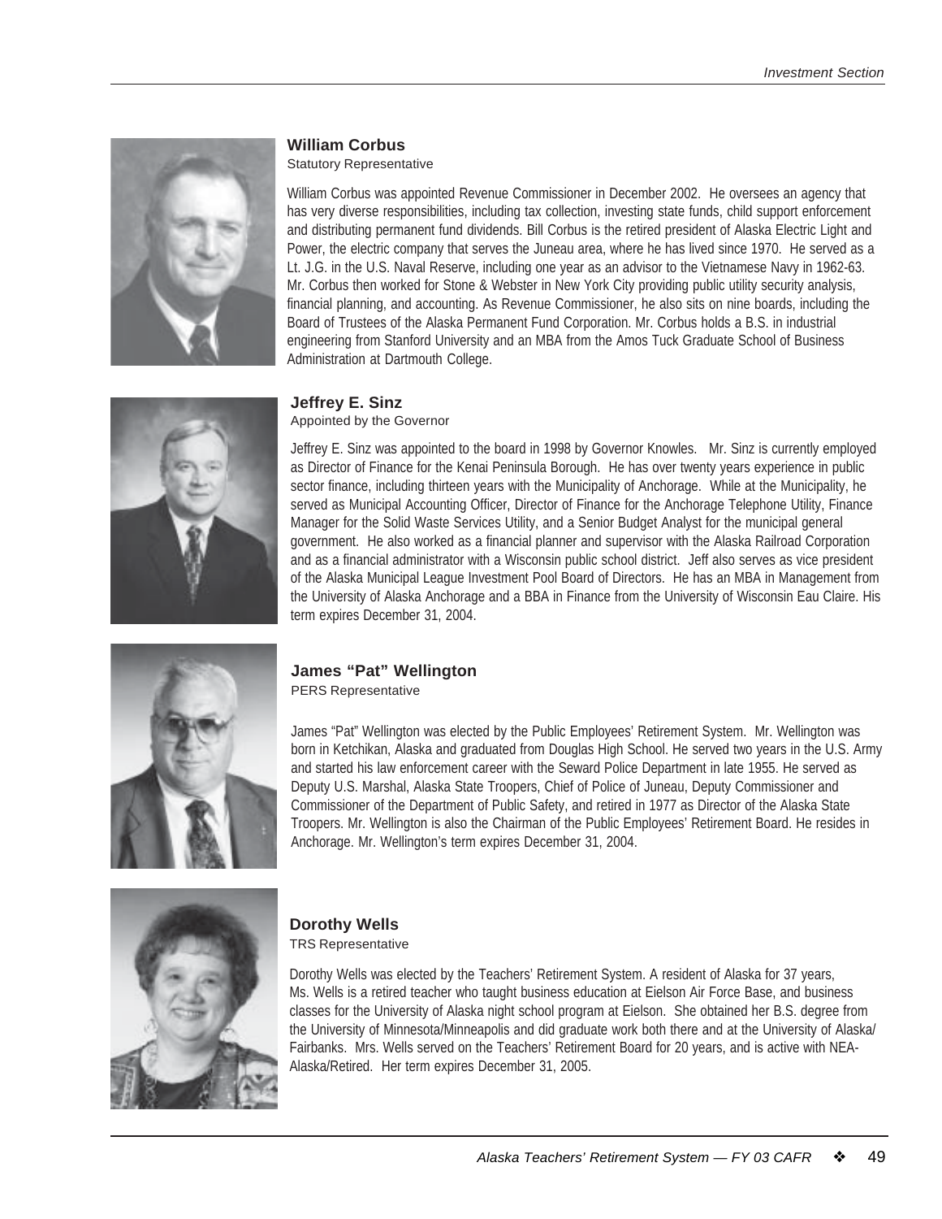### William Corbus

Statutory Representative

William Corbus was appointed Revenue Commissioner in December 2002. He oversees an agency that has very diverse responsibilities, including tax collection, investing state funds, child support enforcement and distributing permanent fund dividends. Bill Corbus is the retired president of Alaska Electric Light and Power, the electric company that serves the Juneau area, where he has lived since 1970. He served as a Lt. J.G. in the U.S. Naval Reserve, including one year as an advisor to the Vietnamese Navy in 1962-63. Mr. Corbus then worked for Stone & Webster in New York City providing public utility security analysis, financial planning, and accounting. As Revenue Commissioner, he also sits on nine boards, including the Board of Trustees of the Alaska Permanent Fund Corporation. Mr. Corbus holds a B.S. in industrial engineering from Stanford University and an MBA from the Amos Tuck Graduate School of Business Administration at Dartmouth College.

### Jeffrey E. Sinz

Appointed by the Governor

Jeffrey E. Sinz was appointed to the board in 1998 by Governor Knowles. Mr. Sinz is currently employed as Director of Finance for the Kenai Peninsula Borough. He has over twenty years experience in public sector finance, including thirteen years with the Municipality of Anchorage. While at the Municipality, he served as Municipal Accounting Officer, Director of Finance for the Anchorage Telephone Utility, Finance Manager for the Solid Waste Services Utility, and a Senior Budget Analyst for the municipal general government. He also worked as a financial planner and supervisor with the Alaska Railroad Corporation and as a financial administrator with a Wisconsin public school district. Jeff also serves as vice president of the Alaska Municipal League Investment Pool Board of Directors. He has an MBA in Management from the University of Alaska Anchorage and a BBA in Finance from the University of Wisconsin Eau Claire. His term expires December 31, 2004.

### James “Pat” Wellington

PERS Representative

James “Pat” Wellington was elected by the Public Employees’ Retirement System. Mr. Wellington was born in Ketchikan, Alaska and graduated from Douglas High School. He served two years in the U.S. Army and started his law enforcement career with the Seward Police Department in late 1955. He served as Deputy U.S. Marshal, Alaska State Troopers, Chief of Police of Juneau, Deputy Commissioner and Commissioner of the Department of Public Safety, and retired in 1977 as Director of the Alaska State Troopers. Mr. Wellington is also the Chairman of the Public Employees’ Retirement Board. He resides in Anchorage. Mr. Wellington’s term expires December 31, 2004.

### Dorothy Wells

TRS Representative

Dorothy Wells was elected by the Teachers’ Retirement System. A resident of Alaska for 37 years, Ms. Wells is a retired teacher who taught business education at Eielson Air Force Base, and business classes for the University of Alaska night school program at Eielson. She obtained her B.S. degree from the University of Minnesota/Minneapolis and did graduate work both there and at the University of Alaska/Fairbanks. Mrs. Wells served on the Teachers’ Retirement Board for 20 years, and is active with NEA-Alaska/Retired. Her term expires December 31, 2005.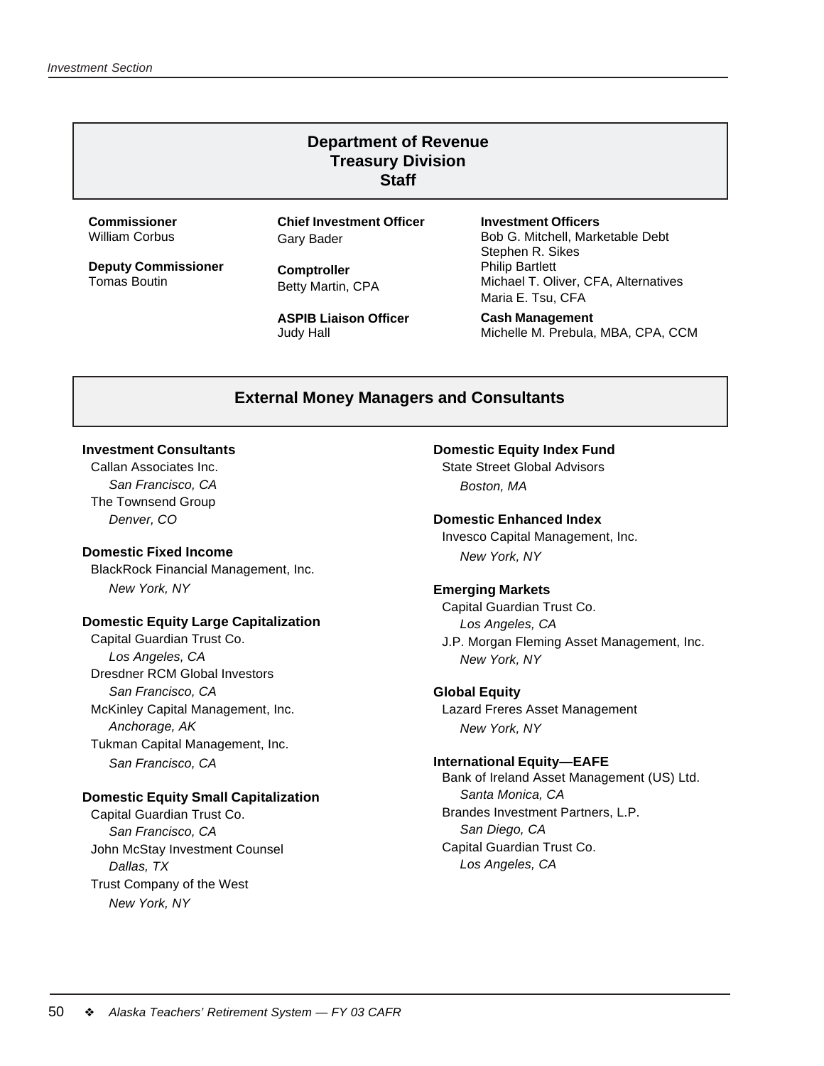## Department of Revenue
## Treasury Division
## Staff

**Commissioner**
William Corbus

**Deputy Commissioner**
Tomas Boutin

**Chief Investment Officer**
Gary Bader

**Comptroller**
Betty Martin, CPA

**ASPIB Liaison Officer**
Judy Hall

**Investment Officers**
Bob G. Mitchell, Marketable Debt
Stephen R. Sikes
Philip Bartlett
Michael T. Oliver, CFA, Alternatives
Maria E. Tsu, CFA

**Cash Management**
Michelle M. Prebula, MBA, CPA, CCM

## External Money Managers and Consultants

**Investment Consultants**
Callan Associates Inc.
*San Francisco, CA*
The Townsend Group
*Denver, CO*

**Domestic Fixed Income**
BlackRock Financial Management, Inc.
*New York, NY*

**Domestic Equity Large Capitalization**
Capital Guardian Trust Co.
*Los Angeles, CA*
Dresdner RCM Global Investors
*San Francisco, CA*
McKinley Capital Management, Inc.
*Anchorage, AK*
Tukman Capital Management, Inc.
*San Francisco, CA*

**Domestic Equity Small Capitalization**
Capital Guardian Trust Co.
*San Francisco, CA*
John McStay Investment Counsel
*Dallas, TX*
Trust Company of the West
*New York, NY*

**Domestic Equity Index Fund**
State Street Global Advisors
*Boston, MA*

**Domestic Enhanced Index**
Invesco Capital Management, Inc.
*New York, NY*

**Emerging Markets**
Capital Guardian Trust Co.
*Los Angeles, CA*
J.P. Morgan Fleming Asset Management, Inc.
*New York, NY*

**Global Equity**
Lazard Freres Asset Management
*New York, NY*

**International Equity—EAFE**
Bank of Ireland Asset Management (US) Ltd.
*Santa Monica, CA*
Brandes Investment Partners, L.P.
*San Diego, CA*
Capital Guardian Trust Co.
*Los Angeles, CA*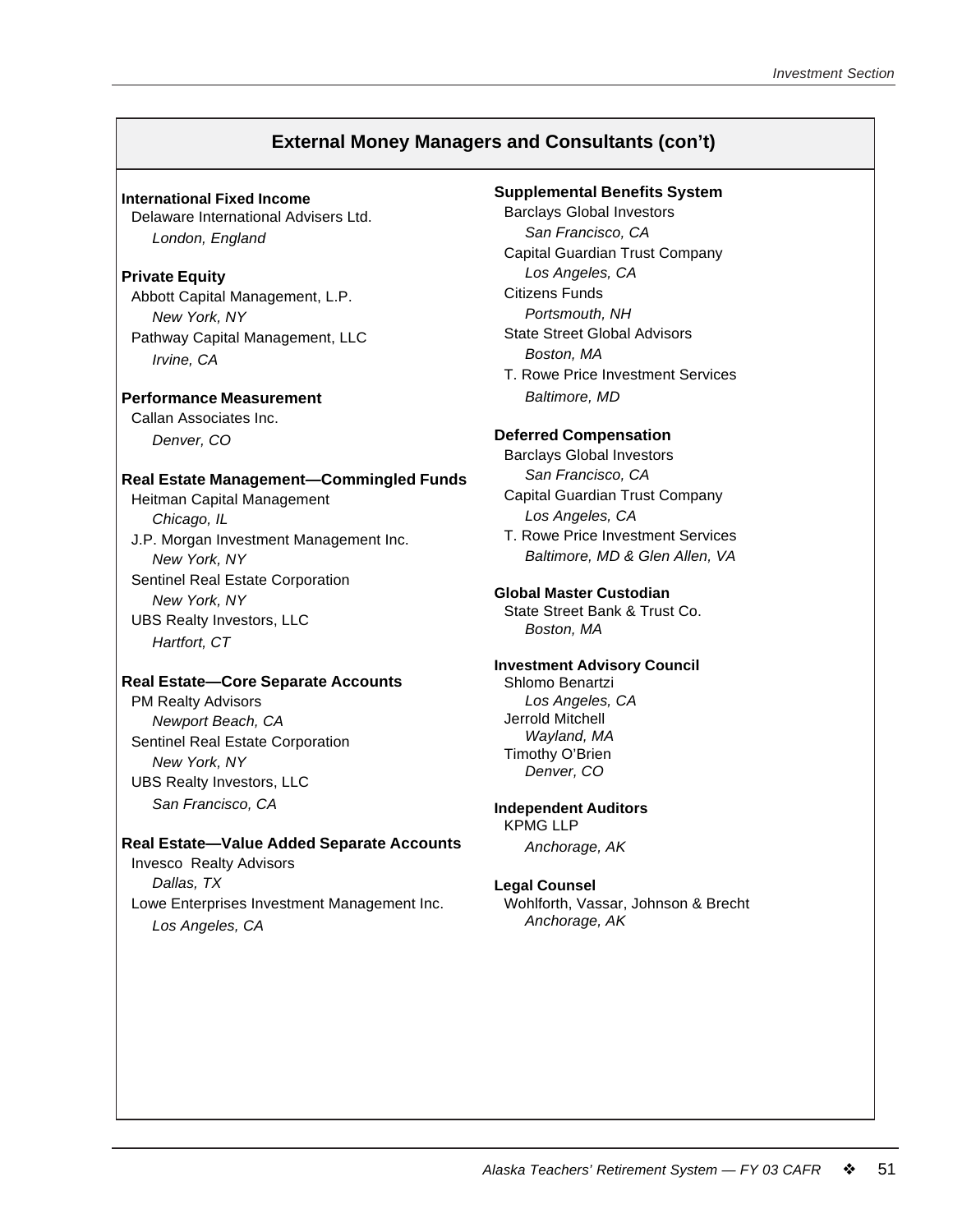## External Money Managers and Consultants (con't)

**International Fixed Income**
Delaware International Advisers Ltd.
*London, England*

**Private Equity**
Abbott Capital Management, L.P.
*New York, NY*
Pathway Capital Management, LLC
*Irvine, CA*

**Performance Measurement**
Callan Associates Inc.
*Denver, CO*

**Real Estate Management—Commingled Funds**
Heitman Capital Management
*Chicago, IL*
J.P. Morgan Investment Management Inc.
*New York, NY*
Sentinel Real Estate Corporation
*New York, NY*
UBS Realty Investors, LLC
*Hartfort, CT*

**Real Estate—Core Separate Accounts**
PM Realty Advisors
*Newport Beach, CA*
Sentinel Real Estate Corporation
*New York, NY*
UBS Realty Investors, LLC
*San Francisco, CA*

**Real Estate—Value Added Separate Accounts**
Invesco Realty Advisors
*Dallas, TX*
Lowe Enterprises Investment Management Inc.
*Los Angeles, CA*

**Supplemental Benefits System**
Barclays Global Investors
*San Francisco, CA*
Capital Guardian Trust Company
*Los Angeles, CA*
Citizens Funds
*Portsmouth, NH*
State Street Global Advisors
*Boston, MA*
T. Rowe Price Investment Services
*Baltimore, MD*

**Deferred Compensation**
Barclays Global Investors
*San Francisco, CA*
Capital Guardian Trust Company
*Los Angeles, CA*
T. Rowe Price Investment Services
*Baltimore, MD & Glen Allen, VA*

**Global Master Custodian**
State Street Bank & Trust Co.
*Boston, MA*

**Investment Advisory Council**
Shlomo Benartzi
*Los Angeles, CA*
Jerrold Mitchell
*Wayland, MA*
Timothy O'Brien
*Denver, CO*

**Independent Auditors**
KPMG LLP
*Anchorage, AK*

**Legal Counsel**
Wohlforth, Vassar, Johnson & Brecht
*Anchorage, AK*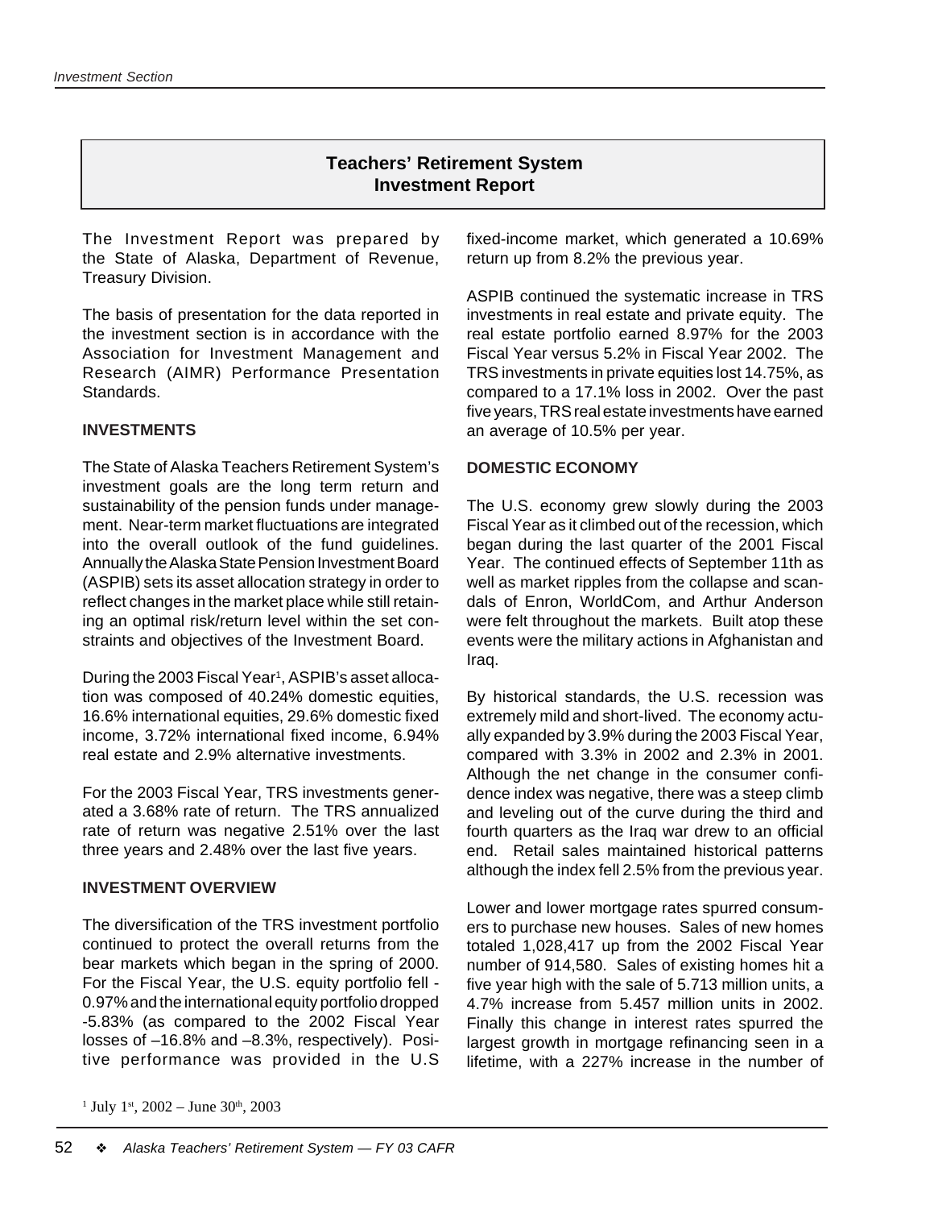## Teachers' Retirement System Investment Report

The Investment Report was prepared by the State of Alaska, Department of Revenue, Treasury Division.

The basis of presentation for the data reported in the investment section is in accordance with the Association for Investment Management and Research (AIMR) Performance Presentation Standards.

**INVESTMENTS**

The State of Alaska Teachers Retirement System's investment goals are the long term return and sustainability of the pension funds under management. Near-term market fluctuations are integrated into the overall outlook of the fund guidelines. Annually the Alaska State Pension Investment Board (ASPIB) sets its asset allocation strategy in order to reflect changes in the market place while still retaining an optimal risk/return level within the set constraints and objectives of the Investment Board.

During the 2003 Fiscal Year[1], ASPIB's asset allocation was composed of 40.24% domestic equities, 16.6% international equities, 29.6% domestic fixed income, 3.72% international fixed income, 6.94% real estate and 2.9% alternative investments.

For the 2003 Fiscal Year, TRS investments generated a 3.68% rate of return. The TRS annualized rate of return was negative 2.51% over the last three years and 2.48% over the last five years.

**INVESTMENT OVERVIEW**

The diversification of the TRS investment portfolio continued to protect the overall returns from the bear markets which began in the spring of 2000. For the Fiscal Year, the U.S. equity portfolio fell -0.97% and the international equity portfolio dropped -5.83% (as compared to the 2002 Fiscal Year losses of –16.8% and –8.3%, respectively). Positive performance was provided in the U.S fixed-income market, which generated a 10.69% return up from 8.2% the previous year.

ASPIB continued the systematic increase in TRS investments in real estate and private equity. The real estate portfolio earned 8.97% for the 2003 Fiscal Year versus 5.2% in Fiscal Year 2002. The TRS investments in private equities lost 14.75%, as compared to a 17.1% loss in 2002. Over the past five years, TRS real estate investments have earned an average of 10.5% per year.

**DOMESTIC ECONOMY**

The U.S. economy grew slowly during the 2003 Fiscal Year as it climbed out of the recession, which began during the last quarter of the 2001 Fiscal Year. The continued effects of September 11th as well as market ripples from the collapse and scandals of Enron, WorldCom, and Arthur Anderson were felt throughout the markets. Built atop these events were the military actions in Afghanistan and Iraq.

By historical standards, the U.S. recession was extremely mild and short-lived. The economy actually expanded by 3.9% during the 2003 Fiscal Year, compared with 3.3% in 2002 and 2.3% in 2001. Although the net change in the consumer confidence index was negative, there was a steep climb and leveling out of the curve during the third and fourth quarters as the Iraq war drew to an official end. Retail sales maintained historical patterns although the index fell 2.5% from the previous year.

Lower and lower mortgage rates spurred consumers to purchase new houses. Sales of new homes totaled 1,028,417 up from the 2002 Fiscal Year number of 914,580. Sales of existing homes hit a five year high with the sale of 5.713 million units, a 4.7% increase from 5.457 million units in 2002. Finally this change in interest rates spurred the largest growth in mortgage refinancing seen in a lifetime, with a 227% increase in the number of

[1] July 1st, 2002 – June 30th, 2003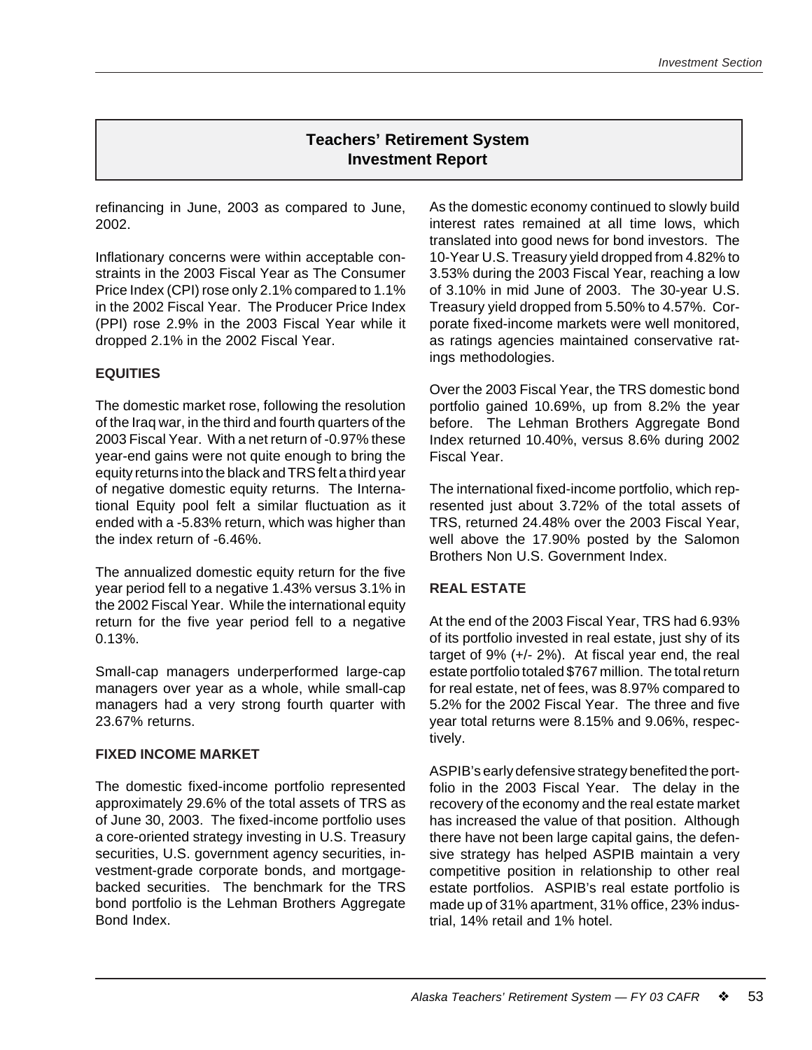## Teachers' Retirement System Investment Report

refinancing in June, 2003 as compared to June, 2002.

Inflationary concerns were within acceptable constraints in the 2003 Fiscal Year as The Consumer Price Index (CPI) rose only 2.1% compared to 1.1% in the 2002 Fiscal Year. The Producer Price Index (PPI) rose 2.9% in the 2003 Fiscal Year while it dropped 2.1% in the 2002 Fiscal Year.

### EQUITIES

The domestic market rose, following the resolution of the Iraq war, in the third and fourth quarters of the 2003 Fiscal Year. With a net return of -0.97% these year-end gains were not quite enough to bring the equity returns into the black and TRS felt a third year of negative domestic equity returns. The International Equity pool felt a similar fluctuation as it ended with a -5.83% return, which was higher than the index return of -6.46%.

The annualized domestic equity return for the five year period fell to a negative 1.43% versus 3.1% in the 2002 Fiscal Year. While the international equity return for the five year period fell to a negative 0.13%.

Small-cap managers underperformed large-cap managers over year as a whole, while small-cap managers had a very strong fourth quarter with 23.67% returns.

### FIXED INCOME MARKET

The domestic fixed-income portfolio represented approximately 29.6% of the total assets of TRS as of June 30, 2003. The fixed-income portfolio uses a core-oriented strategy investing in U.S. Treasury securities, U.S. government agency securities, investment-grade corporate bonds, and mortgage-backed securities. The benchmark for the TRS bond portfolio is the Lehman Brothers Aggregate Bond Index.

As the domestic economy continued to slowly build interest rates remained at all time lows, which translated into good news for bond investors. The 10-Year U.S. Treasury yield dropped from 4.82% to 3.53% during the 2003 Fiscal Year, reaching a low of 3.10% in mid June of 2003. The 30-year U.S. Treasury yield dropped from 5.50% to 4.57%. Corporate fixed-income markets were well monitored, as ratings agencies maintained conservative ratings methodologies.

Over the 2003 Fiscal Year, the TRS domestic bond portfolio gained 10.69%, up from 8.2% the year before. The Lehman Brothers Aggregate Bond Index returned 10.40%, versus 8.6% during 2002 Fiscal Year.

The international fixed-income portfolio, which represented just about 3.72% of the total assets of TRS, returned 24.48% over the 2003 Fiscal Year, well above the 17.90% posted by the Salomon Brothers Non U.S. Government Index.

### REAL ESTATE

At the end of the 2003 Fiscal Year, TRS had 6.93% of its portfolio invested in real estate, just shy of its target of 9% (+/- 2%). At fiscal year end, the real estate portfolio totaled $767 million. The total return for real estate, net of fees, was 8.97% compared to 5.2% for the 2002 Fiscal Year. The three and five year total returns were 8.15% and 9.06%, respectively.

ASPIB's early defensive strategy benefited the portfolio in the 2003 Fiscal Year. The delay in the recovery of the economy and the real estate market has increased the value of that position. Although there have not been large capital gains, the defensive strategy has helped ASPIB maintain a very competitive position in relationship to other real estate portfolios. ASPIB's real estate portfolio is made up of 31% apartment, 31% office, 23% industrial, 14% retail and 1% hotel.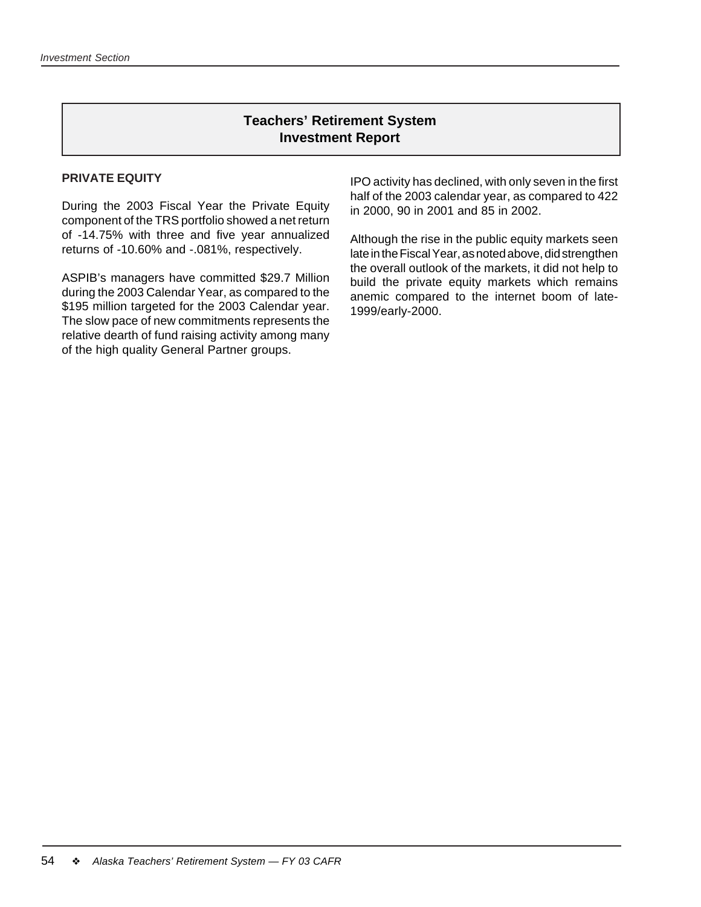## Teachers' Retirement System
## Investment Report

**PRIVATE EQUITY**

During the 2003 Fiscal Year the Private Equity component of the TRS portfolio showed a net return of -14.75% with three and five year annualized returns of -10.60% and -.081%, respectively.

ASPIB's managers have committed $29.7 Million during the 2003 Calendar Year, as compared to the $195 million targeted for the 2003 Calendar year. The slow pace of new commitments represents the relative dearth of fund raising activity among many of the high quality General Partner groups.

IPO activity has declined, with only seven in the first half of the 2003 calendar year, as compared to 422 in 2000, 90 in 2001 and 85 in 2002.

Although the rise in the public equity markets seen late in the Fiscal Year, as noted above, did strengthen the overall outlook of the markets, it did not help to build the private equity markets which remains anemic compared to the internet boom of late-1999/early-2000.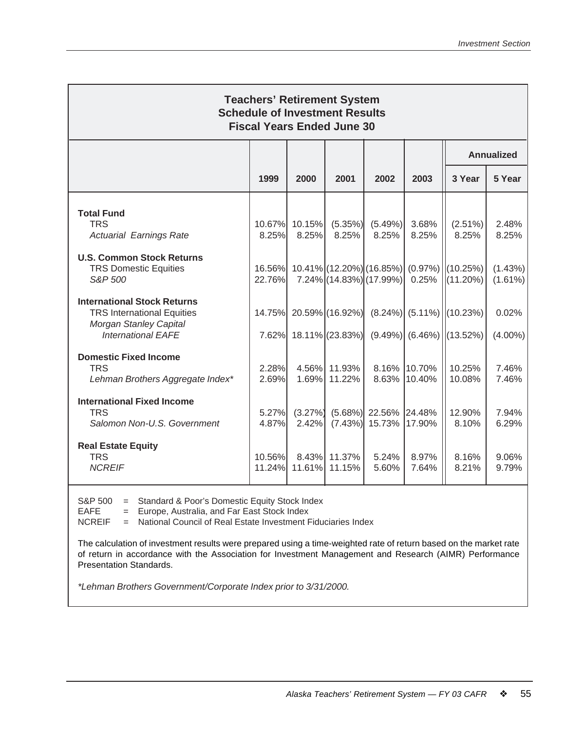## Teachers' Retirement System
## Schedule of Investment Results
## Fiscal Years Ended June 30

| | 1999 | 2000 | 2001 | 2002 | 2003 | Annualized 3 Year | Annualized 5 Year |
|---|---|---|---|---|---|---|---|
| **Total Fund** | | | | | | | |
| TRS | 10.67% | 10.15% | (5.35%) | (5.49%) | 3.68% | (2.51%) | 2.48% |
| *Actuarial Earnings Rate* | 8.25% | 8.25% | 8.25% | 8.25% | 8.25% | 8.25% | 8.25% |
| **U.S. Common Stock Returns** | | | | | | | |
| TRS Domestic Equities | 16.56% | 10.41% | (12.20%) | (16.85%) | (0.97%) | (10.25%) | (1.43%) |
| *S&P 500* | 22.76% | 7.24% | (14.83%) | (17.99%) | 0.25% | (11.20%) | (1.61%) |
| **International Stock Returns** | | | | | | | |
| TRS International Equities | 14.75% | 20.59% | (16.92%) | (8.24%) | (5.11%) | (10.23%) | 0.02% |
| *Morgan Stanley Capital International EAFE* | 7.62% | 18.11% | (23.83%) | (9.49%) | (6.46%) | (13.52%) | (4.00%) |
| **Domestic Fixed Income** | | | | | | | |
| TRS | 2.28% | 4.56% | 11.93% | 8.16% | 10.70% | 10.25% | 7.46% |
| *Lehman Brothers Aggregate Index** | 2.69% | 1.69% | 11.22% | 8.63% | 10.40% | 10.08% | 7.46% |
| **International Fixed Income** | | | | | | | |
| TRS | 5.27% | (3.27%) | (5.68%) | 22.56% | 24.48% | 12.90% | 7.94% |
| *Salomon Non-U.S. Government* | 4.87% | 2.42% | (7.43%) | 15.73% | 17.90% | 8.10% | 6.29% |
| **Real Estate Equity** | | | | | | | |
| TRS | 10.56% | 8.43% | 11.37% | 5.24% | 8.97% | 8.16% | 9.06% |
| *NCREIF* | 11.24% | 11.61% | 11.15% | 5.60% | 7.64% | 8.21% | 9.79% |

S&P 500 = Standard & Poor's Domestic Equity Stock Index
EAFE = Europe, Australia, and Far East Stock Index
NCREIF = National Council of Real Estate Investment Fiduciaries Index

The calculation of investment results were prepared using a time-weighted rate of return based on the market rate of return in accordance with the Association for Investment Management and Research (AIMR) Performance Presentation Standards.

*\*Lehman Brothers Government/Corporate Index prior to 3/31/2000.*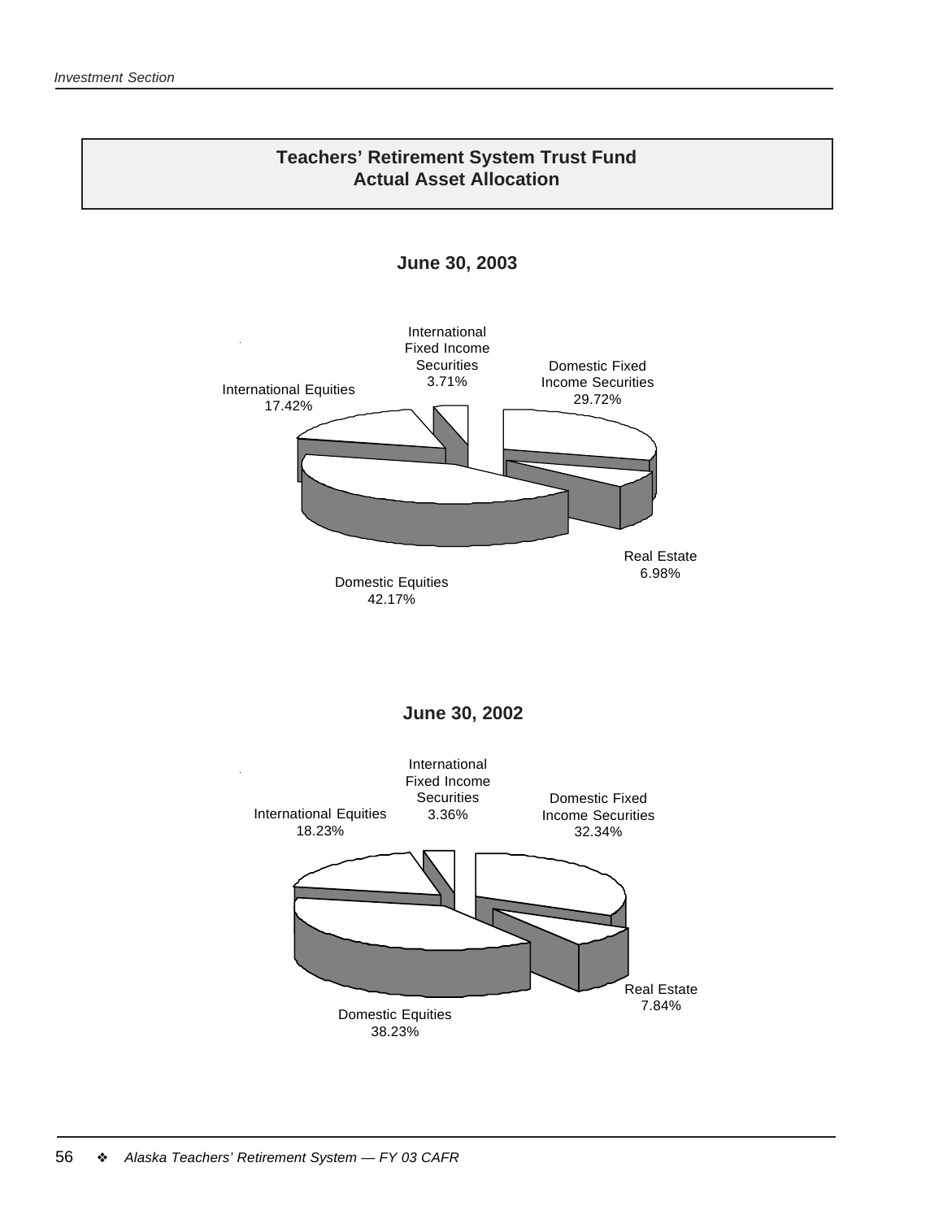## Teachers' Retirement System Trust Fund
## Actual Asset Allocation

**June 30, 2003**

International Fixed Income Securities
3.71%

Domestic Fixed Income Securities
29.72%

International Equities
17.42%

Real Estate
6.98%

Domestic Equities
42.17%

**June 30, 2002**

International Fixed Income Securities
3.36%

Domestic Fixed Income Securities
32.34%

International Equities
18.23%

Real Estate
7.84%

Domestic Equities
38.23%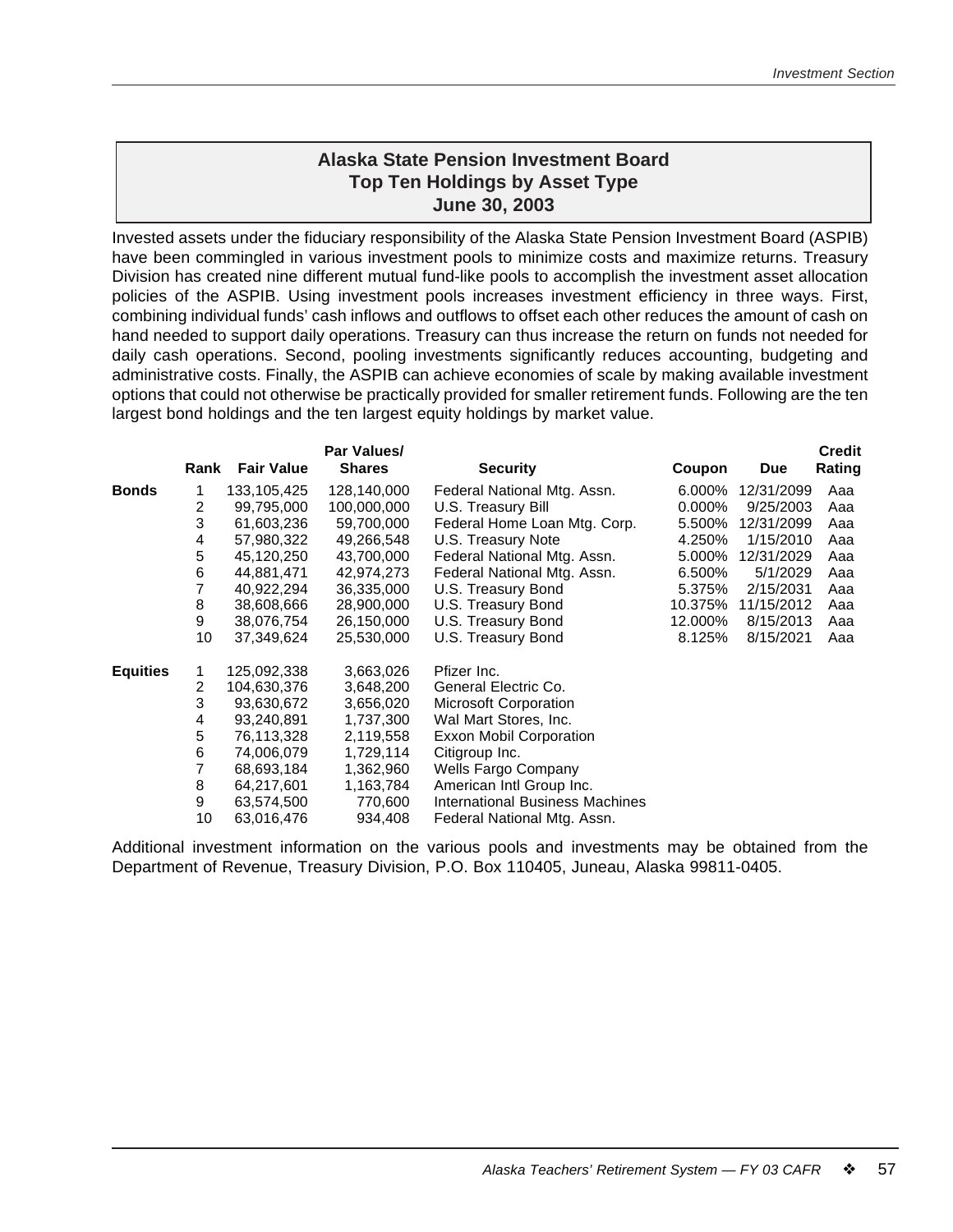## Alaska State Pension Investment Board
## Top Ten Holdings by Asset Type
## June 30, 2003

Invested assets under the fiduciary responsibility of the Alaska State Pension Investment Board (ASPIB) have been commingled in various investment pools to minimize costs and maximize returns. Treasury Division has created nine different mutual fund-like pools to accomplish the investment asset allocation policies of the ASPIB. Using investment pools increases investment efficiency in three ways. First, combining individual funds' cash inflows and outflows to offset each other reduces the amount of cash on hand needed to support daily operations. Treasury can thus increase the return on funds not needed for daily cash operations. Second, pooling investments significantly reduces accounting, budgeting and administrative costs. Finally, the ASPIB can achieve economies of scale by making available investment options that could not otherwise be practically provided for smaller retirement funds. Following are the ten largest bond holdings and the ten largest equity holdings by market value.

| | Rank | Fair Value | Par Values/ Shares | Security | Coupon | Due | Credit Rating |
|---|---|---|---|---|---|---|---|
| **Bonds** | 1 | 133,105,425 | 128,140,000 | Federal National Mtg. Assn. | 6.000% | 12/31/2099 | Aaa |
| | 2 | 99,795,000 | 100,000,000 | U.S. Treasury Bill | 0.000% | 9/25/2003 | Aaa |
| | 3 | 61,603,236 | 59,700,000 | Federal Home Loan Mtg. Corp. | 5.500% | 12/31/2099 | Aaa |
| | 4 | 57,980,322 | 49,266,548 | U.S. Treasury Note | 4.250% | 1/15/2010 | Aaa |
| | 5 | 45,120,250 | 43,700,000 | Federal National Mtg. Assn. | 5.000% | 12/31/2029 | Aaa |
| | 6 | 44,881,471 | 42,974,273 | Federal National Mtg. Assn. | 6.500% | 5/1/2029 | Aaa |
| | 7 | 40,922,294 | 36,335,000 | U.S. Treasury Bond | 5.375% | 2/15/2031 | Aaa |
| | 8 | 38,608,666 | 28,900,000 | U.S. Treasury Bond | 10.375% | 11/15/2012 | Aaa |
| | 9 | 38,076,754 | 26,150,000 | U.S. Treasury Bond | 12.000% | 8/15/2013 | Aaa |
| | 10 | 37,349,624 | 25,530,000 | U.S. Treasury Bond | 8.125% | 8/15/2021 | Aaa |
| **Equities** | 1 | 125,092,338 | 3,663,026 | Pfizer Inc. | | | |
| | 2 | 104,630,376 | 3,648,200 | General Electric Co. | | | |
| | 3 | 93,630,672 | 3,656,020 | Microsoft Corporation | | | |
| | 4 | 93,240,891 | 1,737,300 | Wal Mart Stores, Inc. | | | |
| | 5 | 76,113,328 | 2,119,558 | Exxon Mobil Corporation | | | |
| | 6 | 74,006,079 | 1,729,114 | Citigroup Inc. | | | |
| | 7 | 68,693,184 | 1,362,960 | Wells Fargo Company | | | |
| | 8 | 64,217,601 | 1,163,784 | American Intl Group Inc. | | | |
| | 9 | 63,574,500 | 770,600 | International Business Machines | | | |
| | 10 | 63,016,476 | 934,408 | Federal National Mtg. Assn. | | | |

Additional investment information on the various pools and investments may be obtained from the Department of Revenue, Treasury Division, P.O. Box 110405, Juneau, Alaska 99811-0405.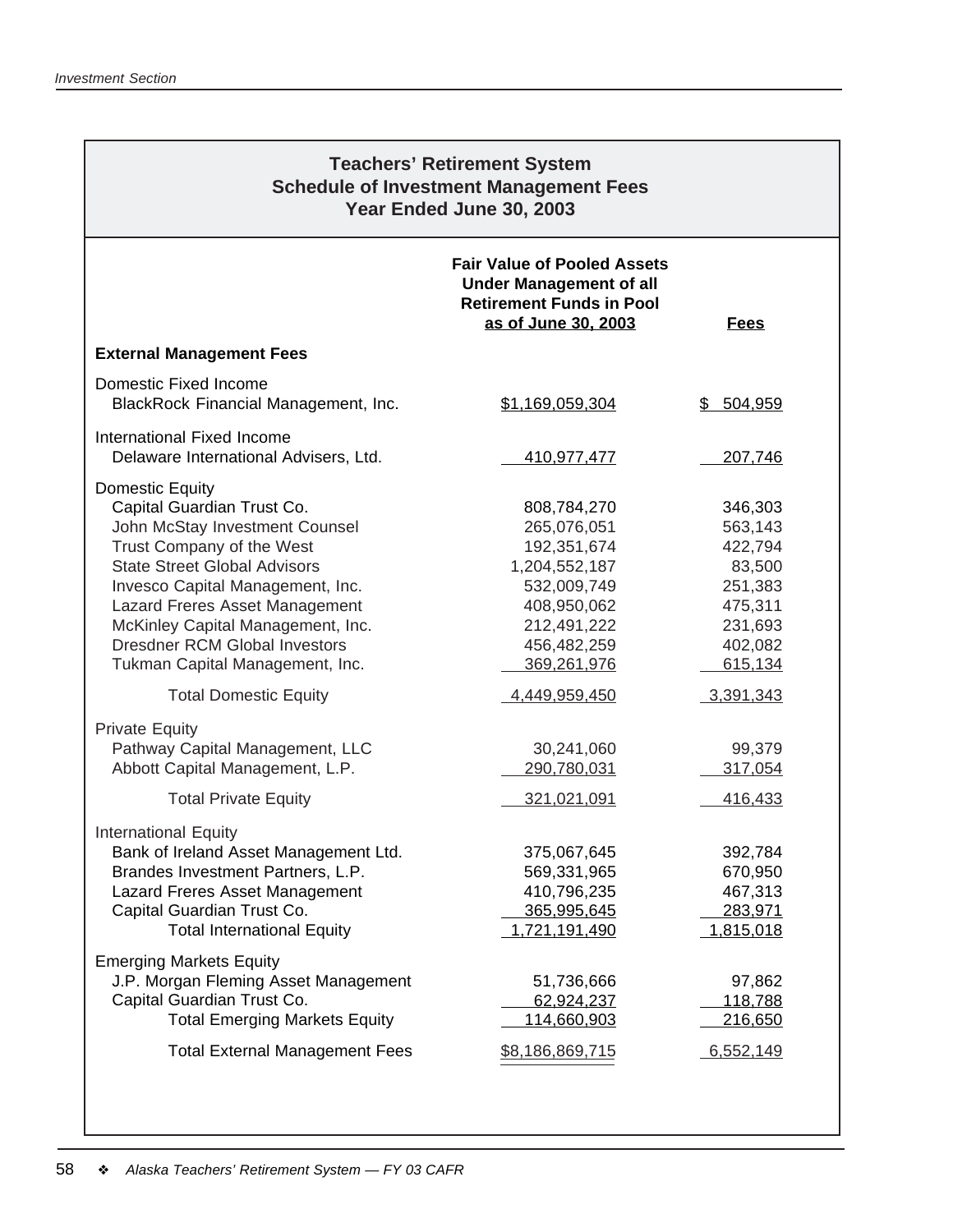## Teachers' Retirement System
## Schedule of Investment Management Fees
## Year Ended June 30, 2003

| | Fair Value of Pooled Assets Under Management of all Retirement Funds in Pool as of June 30, 2003 | Fees |
|---|---|---|
| **External Management Fees** | | |
| Domestic Fixed Income | | |
| BlackRock Financial Management, Inc. | $1,169,059,304 | $ 504,959 |
| International Fixed Income | | |
| Delaware International Advisers, Ltd. | 410,977,477 | 207,746 |
| Domestic Equity | | |
| Capital Guardian Trust Co. | 808,784,270 | 346,303 |
| John McStay Investment Counsel | 265,076,051 | 563,143 |
| Trust Company of the West | 192,351,674 | 422,794 |
| State Street Global Advisors | 1,204,552,187 | 83,500 |
| Invesco Capital Management, Inc. | 532,009,749 | 251,383 |
| Lazard Freres Asset Management | 408,950,062 | 475,311 |
| McKinley Capital Management, Inc. | 212,491,222 | 231,693 |
| Dresdner RCM Global Investors | 456,482,259 | 402,082 |
| Tukman Capital Management, Inc. | 369,261,976 | 615,134 |
| Total Domestic Equity | 4,449,959,450 | 3,391,343 |
| Private Equity | | |
| Pathway Capital Management, LLC | 30,241,060 | 99,379 |
| Abbott Capital Management, L.P. | 290,780,031 | 317,054 |
| Total Private Equity | 321,021,091 | 416,433 |
| International Equity | | |
| Bank of Ireland Asset Management Ltd. | 375,067,645 | 392,784 |
| Brandes Investment Partners, L.P. | 569,331,965 | 670,950 |
| Lazard Freres Asset Management | 410,796,235 | 467,313 |
| Capital Guardian Trust Co. | 365,995,645 | 283,971 |
| Total International Equity | 1,721,191,490 | 1,815,018 |
| Emerging Markets Equity | | |
| J.P. Morgan Fleming Asset Management | 51,736,666 | 97,862 |
| Capital Guardian Trust Co. | 62,924,237 | 118,788 |
| Total Emerging Markets Equity | 114,660,903 | 216,650 |
| Total External Management Fees | $8,186,869,715 | 6,552,149 |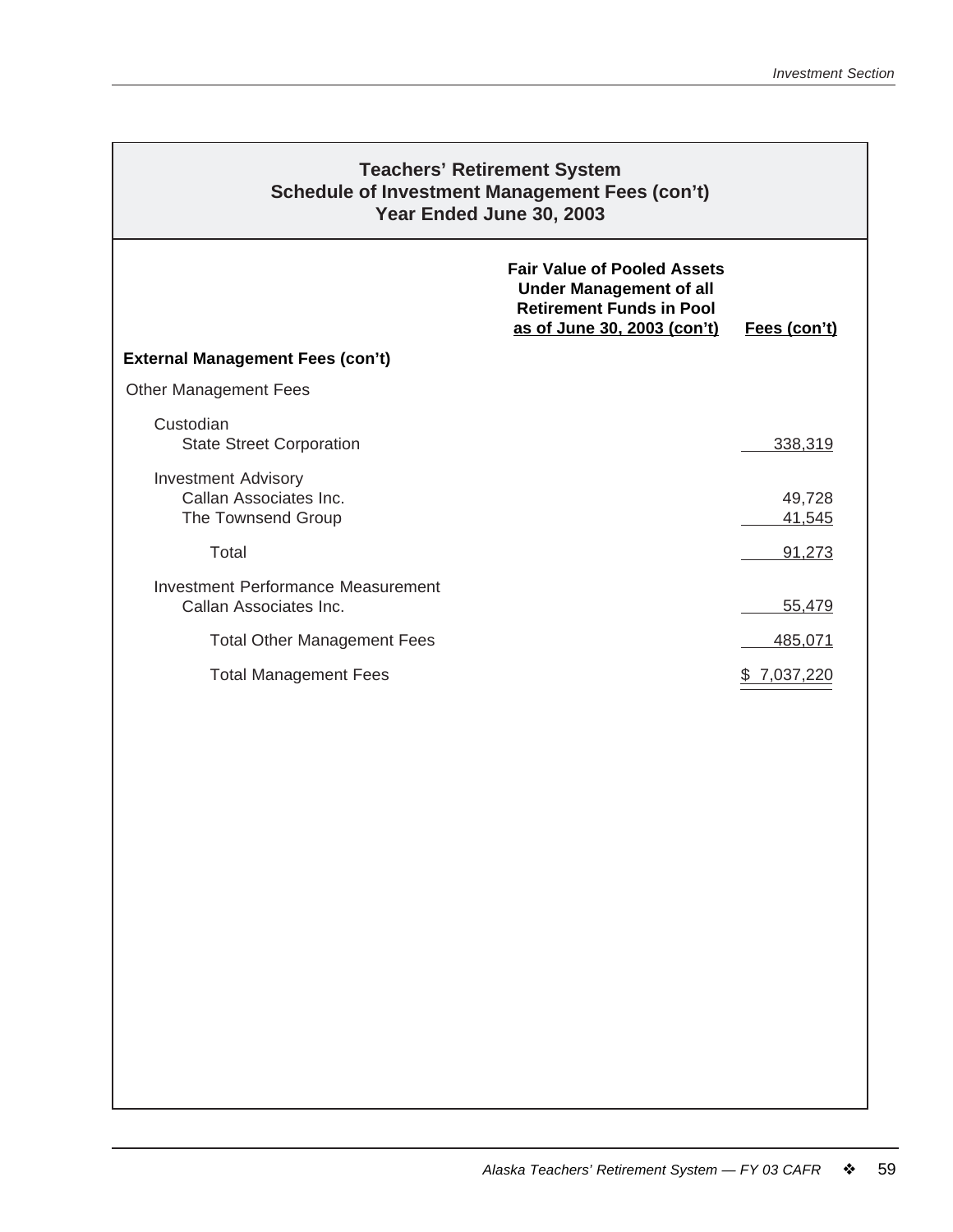## Teachers' Retirement System
## Schedule of Investment Management Fees (con't)
## Year Ended June 30, 2003

| | Fair Value of Pooled Assets Under Management of all Retirement Funds in Pool as of June 30, 2003 (con't) | Fees (con't) |
|---|---|---|
| **External Management Fees (con't)** | | |
| Other Management Fees | | |
| Custodian | | |
| State Street Corporation | | 338,319 |
| Investment Advisory | | |
| Callan Associates Inc. | | 49,728 |
| The Townsend Group | | 41,545 |
| Total | | 91,273 |
| Investment Performance Measurement | | |
| Callan Associates Inc. | | 55,479 |
| Total Other Management Fees | | 485,071 |
| Total Management Fees | | $ 7,037,220 |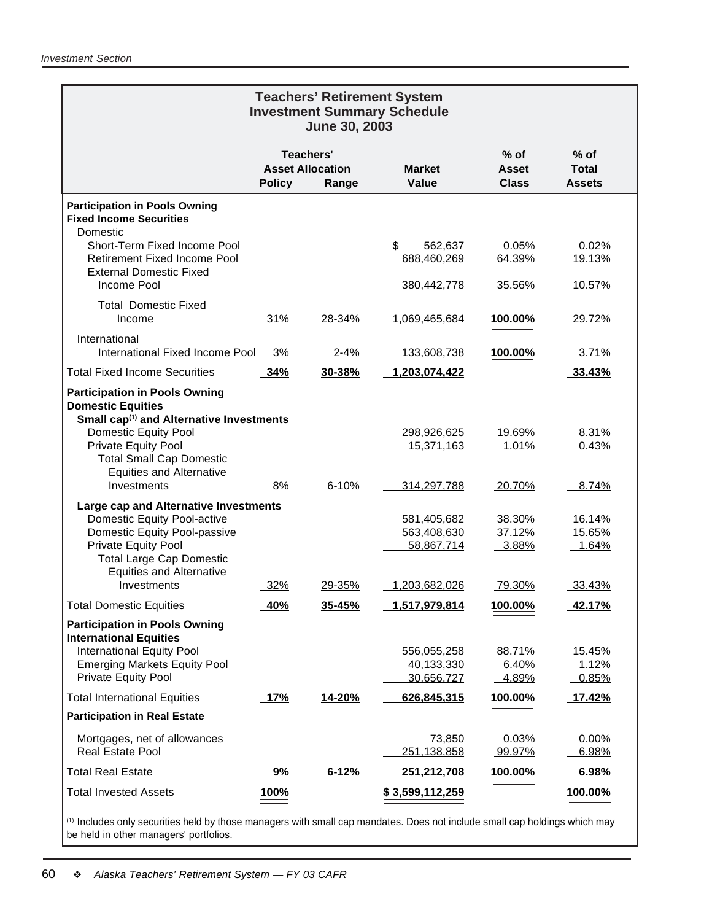## Teachers' Retirement System
## Investment Summary Schedule
## June 30, 2003

| | Teachers' Asset Allocation Policy | Teachers' Asset Allocation Range | Market Value | % of Asset Class | % of Total Assets |
|---|---|---|---|---|---|
| **Participation in Pools Owning Fixed Income Securities** | | | | | |
| Domestic | | | | | |
| Short-Term Fixed Income Pool | | | $ 562,637 | 0.05% | 0.02% |
| Retirement Fixed Income Pool | | | 688,460,269 | 64.39% | 19.13% |
| External Domestic Fixed Income Pool | | | 380,442,778 | 35.56% | 10.57% |
| Total Domestic Fixed Income | 31% | 28-34% | 1,069,465,684 | 100.00% | 29.72% |
| International | | | | | |
| International Fixed Income Pool | 3% | 2-4% | 133,608,738 | 100.00% | 3.71% |
| Total Fixed Income Securities | 34% | 30-38% | 1,203,074,422 | | 33.43% |
| **Participation in Pools Owning Domestic Equities** | | | | | |
| **Small cap[1] and Alternative Investments** | | | | | |
| Domestic Equity Pool | | | 298,926,625 | 19.69% | 8.31% |
| Private Equity Pool | | | 15,371,163 | 1.01% | 0.43% |
| Total Small Cap Domestic Equities and Alternative Investments | 8% | 6-10% | 314,297,788 | 20.70% | 8.74% |
| **Large cap and Alternative Investments** | | | | | |
| Domestic Equity Pool-active | | | 581,405,682 | 38.30% | 16.14% |
| Domestic Equity Pool-passive | | | 563,408,630 | 37.12% | 15.65% |
| Private Equity Pool | | | 58,867,714 | 3.88% | 1.64% |
| Total Large Cap Domestic Equities and Alternative Investments | 32% | 29-35% | 1,203,682,026 | 79.30% | 33.43% |
| Total Domestic Equities | 40% | 35-45% | 1,517,979,814 | 100.00% | 42.17% |
| **Participation in Pools Owning International Equities** | | | | | |
| International Equity Pool | | | 556,055,258 | 88.71% | 15.45% |
| Emerging Markets Equity Pool | | | 40,133,330 | 6.40% | 1.12% |
| Private Equity Pool | | | 30,656,727 | 4.89% | 0.85% |
| Total International Equities | 17% | 14-20% | 626,845,315 | 100.00% | 17.42% |
| **Participation in Real Estate** | | | | | |
| Mortgages, net of allowances | | | 73,850 | 0.03% | 0.00% |
| Real Estate Pool | | | 251,138,858 | 99.97% | 6.98% |
| Total Real Estate | 9% | 6-12% | 251,212,708 | 100.00% | 6.98% |
| Total Invested Assets | 100% | | $ 3,599,112,259 | | 100.00% |

[1] Includes only securities held by those managers with small cap mandates. Does not include small cap holdings which may be held in other managers' portfolios.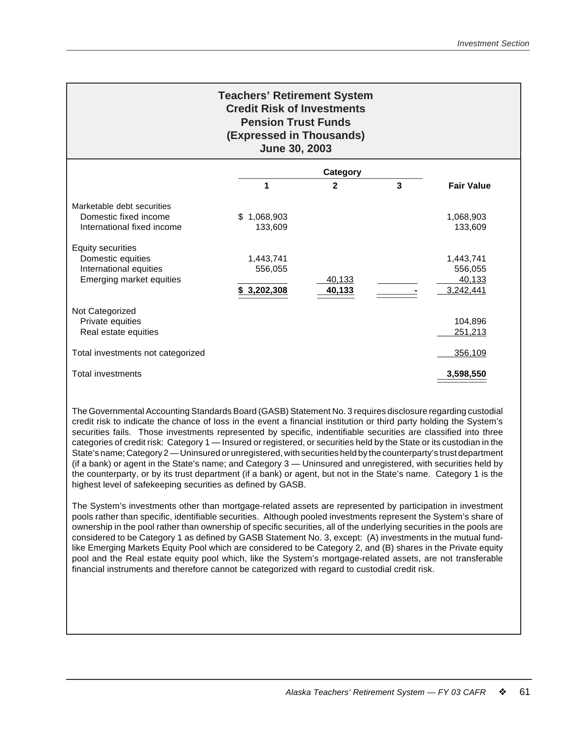## Teachers' Retirement System
## Credit Risk of Investments
## Pension Trust Funds
## (Expressed in Thousands)
## June 30, 2003

| | Category | | | |
|---|---|---|---|---|
| | 1 | 2 | 3 | Fair Value |
| Marketable debt securities | | | | |
| Domestic fixed income | $ 1,068,903 | | | 1,068,903 |
| International fixed income | 133,609 | | | 133,609 |
| Equity securities | | | | |
| Domestic equities | 1,443,741 | | | 1,443,741 |
| International equities | 556,055 | | | 556,055 |
| Emerging market equities | | 40,133 | | 40,133 |
| | **$ 3,202,308** | **40,133** | **-** | 3,242,441 |
| Not Categorized | | | | |
| Private equities | | | | 104,896 |
| Real estate equities | | | | 251,213 |
| Total investments not categorized | | | | 356,109 |
| Total investments | | | | **3,598,550** |

The Governmental Accounting Standards Board (GASB) Statement No. 3 requires disclosure regarding custodial credit risk to indicate the chance of loss in the event a financial institution or third party holding the System's securities fails. Those investments represented by specific, indentifiable securities are classified into three categories of credit risk: Category 1 — Insured or registered, or securities held by the State or its custodian in the State's name; Category 2 — Uninsured or unregistered, with securities held by the counterparty's trust department (if a bank) or agent in the State's name; and Category 3 — Uninsured and unregistered, with securities held by the counterparty, or by its trust department (if a bank) or agent, but not in the State's name. Category 1 is the highest level of safekeeping securities as defined by GASB.

The System's investments other than mortgage-related assets are represented by participation in investment pools rather than specific, identifiable securities. Although pooled investments represent the System's share of ownership in the pool rather than ownership of specific securities, all of the underlying securities in the pools are considered to be Category 1 as defined by GASB Statement No. 3, except: (A) investments in the mutual fund-like Emerging Markets Equity Pool which are considered to be Category 2, and (B) shares in the Private equity pool and the Real estate equity pool which, like the System's mortgage-related assets, are not transferable financial instruments and therefore cannot be categorized with regard to custodial credit risk.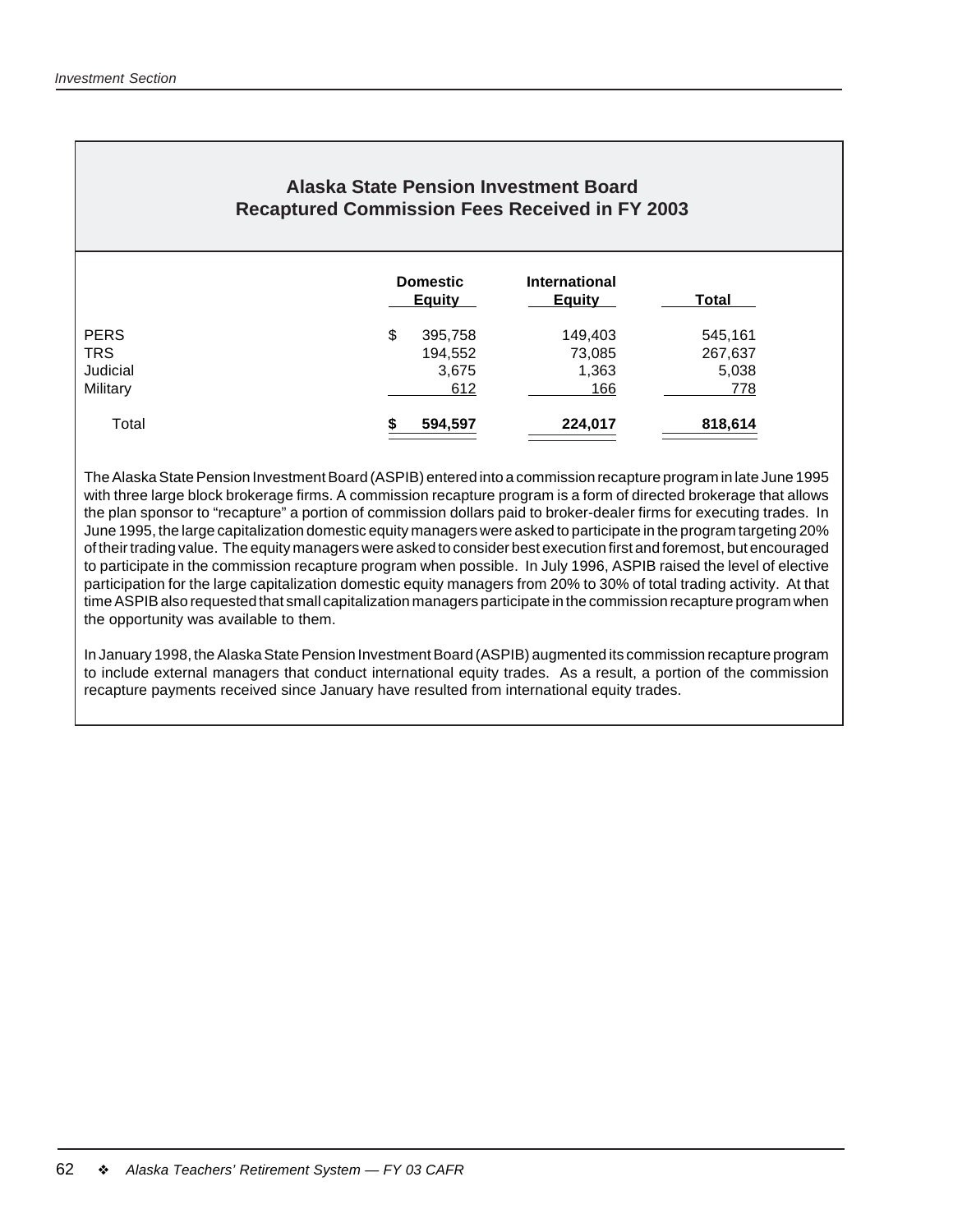## Alaska State Pension Investment Board
## Recaptured Commission Fees Received in FY 2003

| | Domestic Equity | International Equity | Total |
|---|---|---|---|
| PERS | $ 395,758 | 149,403 | 545,161 |
| TRS | 194,552 | 73,085 | 267,637 |
| Judicial | 3,675 | 1,363 | 5,038 |
| Military | 612 | 166 | 778 |
| Total | **$ 594,597** | **224,017** | **818,614** |

The Alaska State Pension Investment Board (ASPIB) entered into a commission recapture program in late June 1995 with three large block brokerage firms. A commission recapture program is a form of directed brokerage that allows the plan sponsor to "recapture" a portion of commission dollars paid to broker-dealer firms for executing trades. In June 1995, the large capitalization domestic equity managers were asked to participate in the program targeting 20% of their trading value. The equity managers were asked to consider best execution first and foremost, but encouraged to participate in the commission recapture program when possible. In July 1996, ASPIB raised the level of elective participation for the large capitalization domestic equity managers from 20% to 30% of total trading activity. At that time ASPIB also requested that small capitalization managers participate in the commission recapture program when the opportunity was available to them.

In January 1998, the Alaska State Pension Investment Board (ASPIB) augmented its commission recapture program to include external managers that conduct international equity trades. As a result, a portion of the commission recapture payments received since January have resulted from international equity trades.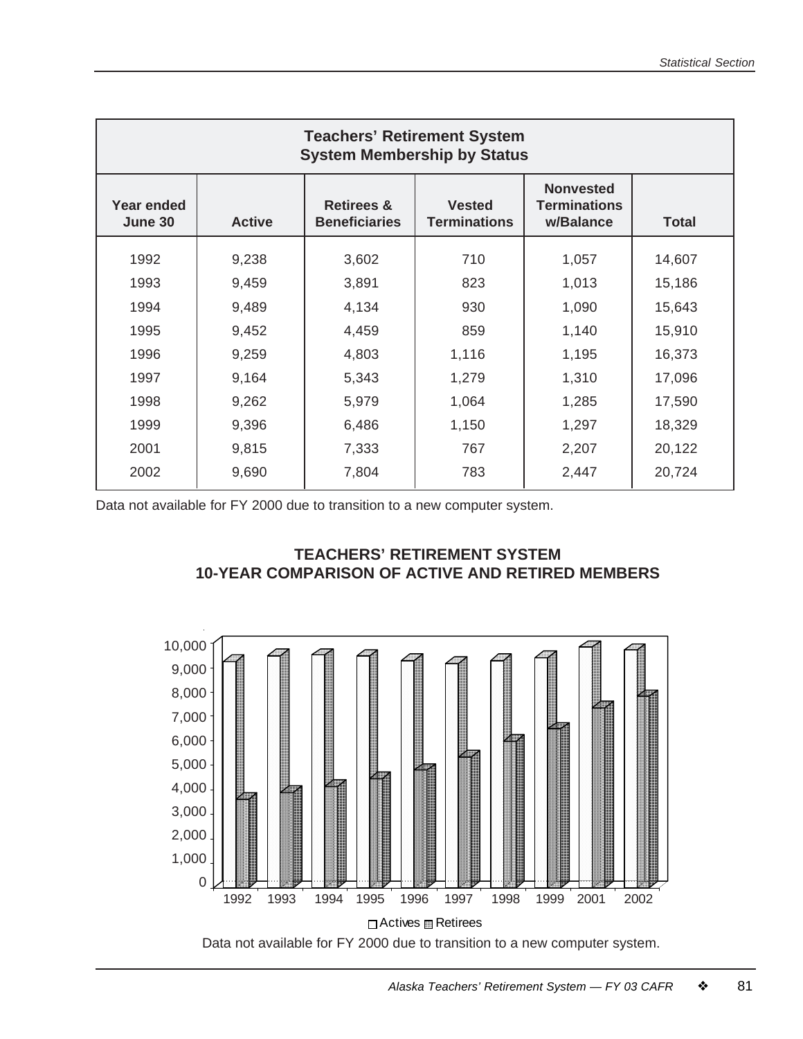## Teachers' Retirement System
## System Membership by Status

| Year ended June 30 | Active | Retirees & Beneficiaries | Vested Terminations | Nonvested Terminations w/Balance | Total |
|---|---|---|---|---|---|
| 1992 | 9,238 | 3,602 | 710 | 1,057 | 14,607 |
| 1993 | 9,459 | 3,891 | 823 | 1,013 | 15,186 |
| 1994 | 9,489 | 4,134 | 930 | 1,090 | 15,643 |
| 1995 | 9,452 | 4,459 | 859 | 1,140 | 15,910 |
| 1996 | 9,259 | 4,803 | 1,116 | 1,195 | 16,373 |
| 1997 | 9,164 | 5,343 | 1,279 | 1,310 | 17,096 |
| 1998 | 9,262 | 5,979 | 1,064 | 1,285 | 17,590 |
| 1999 | 9,396 | 6,486 | 1,150 | 1,297 | 18,329 |
| 2001 | 9,815 | 7,333 | 767 | 2,207 | 20,122 |
| 2002 | 9,690 | 7,804 | 783 | 2,447 | 20,724 |

Data not available for FY 2000 due to transition to a new computer system.

## TEACHERS' RETIREMENT SYSTEM
## 10-YEAR COMPARISON OF ACTIVE AND RETIRED MEMBERS

10,000
9,000
8,000
7,000
6,000
5,000
4,000
3,000
2,000
1,000
0

1992 1993 1994 1995 1996 1997 1998 1999 2001 2002

Actives Retirees

Data not available for FY 2000 due to transition to a new computer system.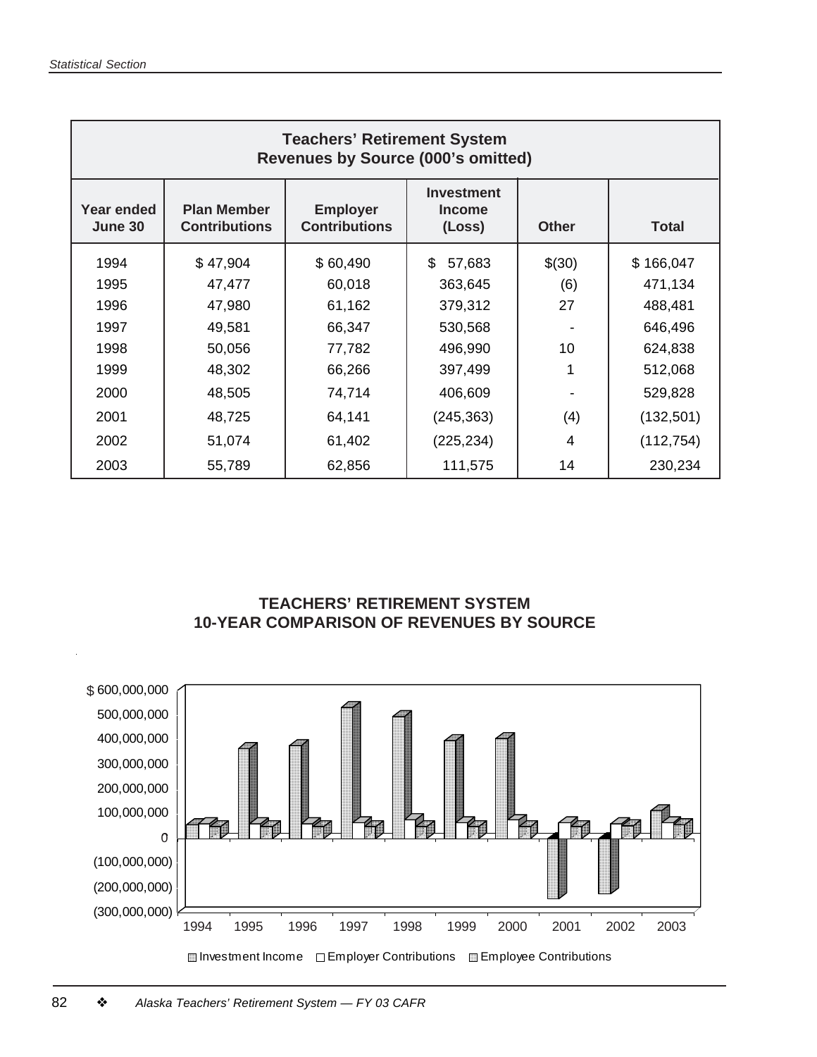## Teachers' Retirement System
## Revenues by Source (000's omitted)

| Year ended June 30 | Plan Member Contributions | Employer Contributions | Investment Income (Loss) | Other | Total |
|---|---|---|---|---|---|
| 1994 | $ 47,904 | $ 60,490 | $ 57,683 | $(30) | $ 166,047 |
| 1995 | 47,477 | 60,018 | 363,645 | (6) | 471,134 |
| 1996 | 47,980 | 61,162 | 379,312 | 27 | 488,481 |
| 1997 | 49,581 | 66,347 | 530,568 | - | 646,496 |
| 1998 | 50,056 | 77,782 | 496,990 | 10 | 624,838 |
| 1999 | 48,302 | 66,266 | 397,499 | 1 | 512,068 |
| 2000 | 48,505 | 74,714 | 406,609 | - | 529,828 |
| 2001 | 48,725 | 64,141 | (245,363) | (4) | (132,501) |
| 2002 | 51,074 | 61,402 | (225,234) | 4 | (112,754) |
| 2003 | 55,789 | 62,856 | 111,575 | 14 | 230,234 |

**TEACHERS' RETIREMENT SYSTEM**
**10-YEAR COMPARISON OF REVENUES BY SOURCE**

$ 600,000,000
500,000,000
400,000,000
300,000,000
200,000,000
100,000,000
0
(100,000,000)
(200,000,000)
(300,000,000)

1994 1995 1996 1997 1998 1999 2000 2001 2002 2003

Investment Income, Employer Contributions, Employee Contributions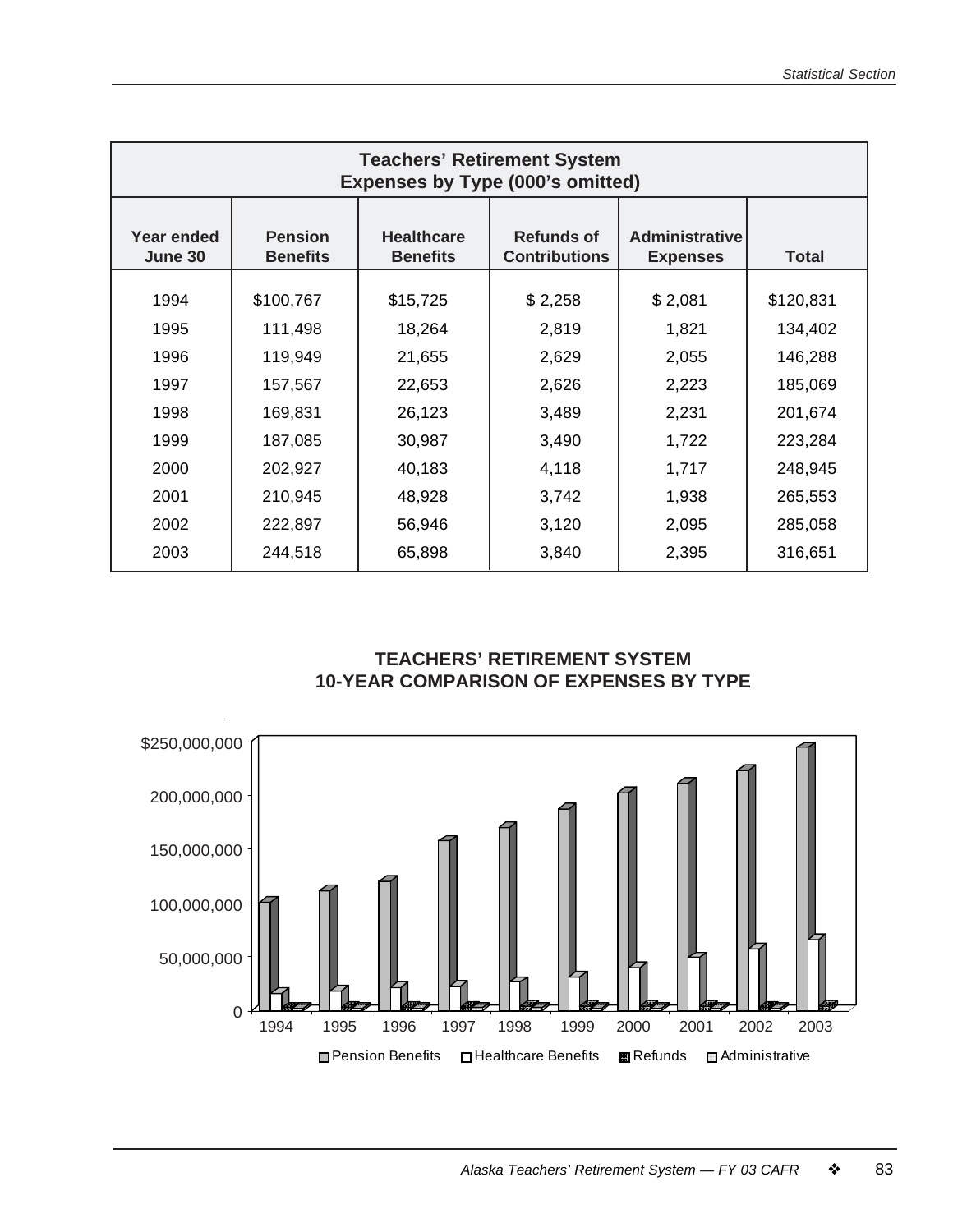| Teachers' Retirement System Expenses by Type (000's omitted) | | | | | |
|---|---|---|---|---|---|
| Year ended June 30 | Pension Benefits | Healthcare Benefits | Refunds of Contributions | Administrative Expenses | Total |
| 1994 | $100,767 | $15,725 | $ 2,258 | $ 2,081 | $120,831 |
| 1995 | 111,498 | 18,264 | 2,819 | 1,821 | 134,402 |
| 1996 | 119,949 | 21,655 | 2,629 | 2,055 | 146,288 |
| 1997 | 157,567 | 22,653 | 2,626 | 2,223 | 185,069 |
| 1998 | 169,831 | 26,123 | 3,489 | 2,231 | 201,674 |
| 1999 | 187,085 | 30,987 | 3,490 | 1,722 | 223,284 |
| 2000 | 202,927 | 40,183 | 4,118 | 1,717 | 248,945 |
| 2001 | 210,945 | 48,928 | 3,742 | 1,938 | 265,553 |
| 2002 | 222,897 | 56,946 | 3,120 | 2,095 | 285,058 |
| 2003 | 244,518 | 65,898 | 3,840 | 2,395 | 316,651 |

**TEACHERS' RETIREMENT SYSTEM**
**10-YEAR COMPARISON OF EXPENSES BY TYPE**

$250,000,000
200,000,000
150,000,000
100,000,000
50,000,000
0

1994 1995 1996 1997 1998 1999 2000 2001 2002 2003

Pension Benefits | Healthcare Benefits | Refunds | Administrative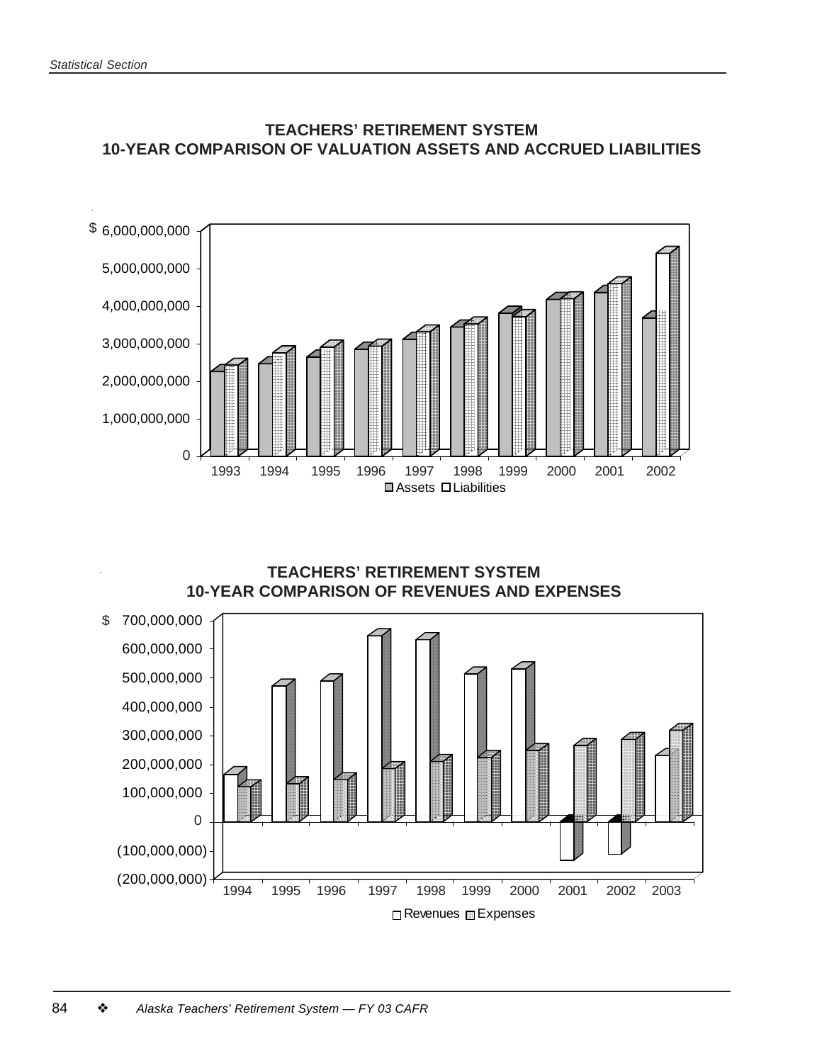## TEACHERS' RETIREMENT SYSTEM
## 10-YEAR COMPARISON OF VALUATION ASSETS AND ACCRUED LIABILITIES

$ 6,000,000,000
5,000,000,000
4,000,000,000
3,000,000,000
2,000,000,000
1,000,000,000
0

1993 1994 1995 1996 1997 1998 1999 2000 2001 2002

Assets Liabilities

## TEACHERS' RETIREMENT SYSTEM
## 10-YEAR COMPARISON OF REVENUES AND EXPENSES

$ 700,000,000
600,000,000
500,000,000
400,000,000
300,000,000
200,000,000
100,000,000
0
(100,000,000)
(200,000,000)

1994 1995 1996 1997 1998 1999 2000 2001 2002 2003

Revenues Expenses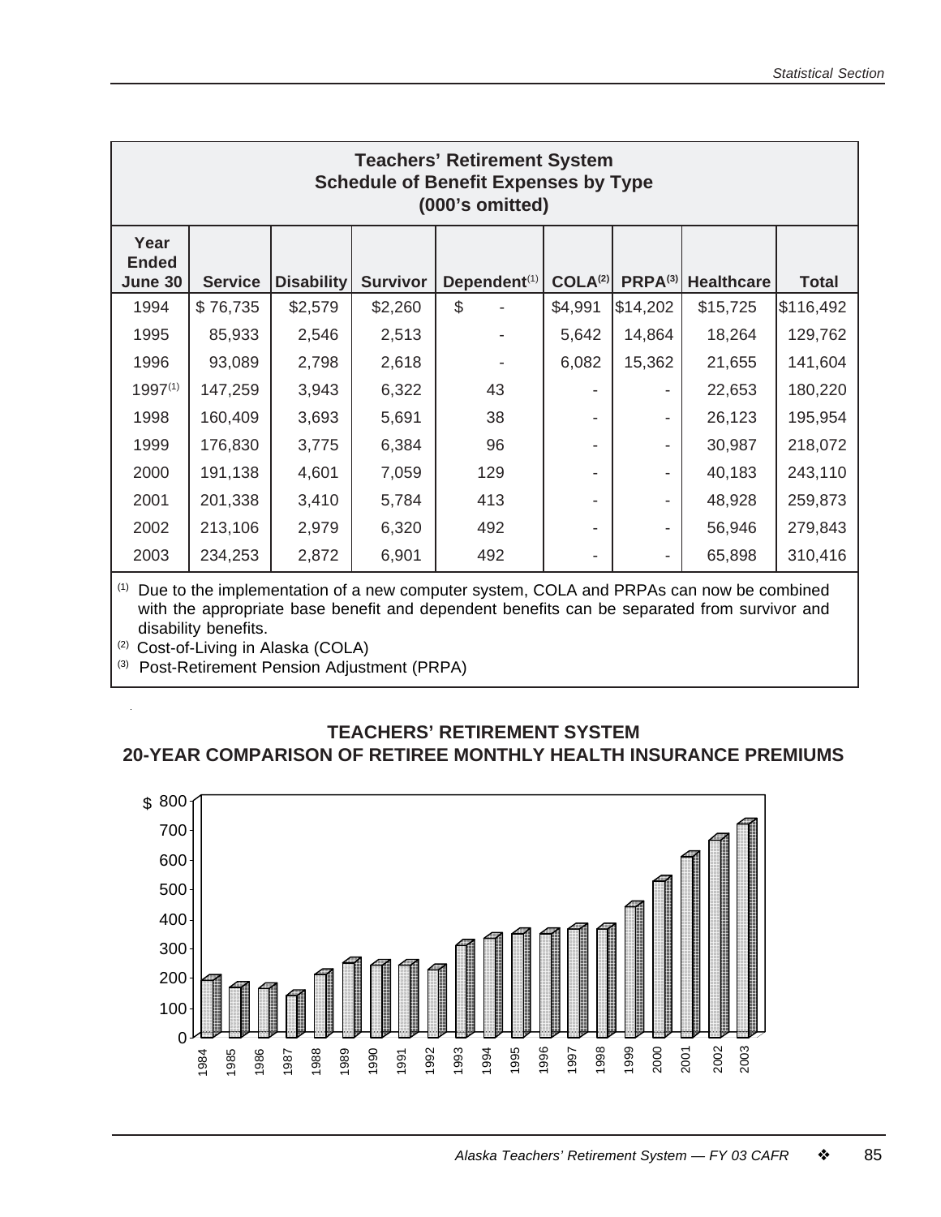## Teachers' Retirement System
## Schedule of Benefit Expenses by Type
## (000's omitted)

| Year Ended June 30 | Service | Disability | Survivor | Dependent[1] | COLA[2] | PRPA[3] | Healthcare | Total |
|---|---|---|---|---|---|---|---|---|
| 1994 | $ 76,735 | $2,579 | $2,260 | $ - | $4,991 | $14,202 | $15,725 | $116,492 |
| 1995 | 85,933 | 2,546 | 2,513 | - | 5,642 | 14,864 | 18,264 | 129,762 |
| 1996 | 93,089 | 2,798 | 2,618 | - | 6,082 | 15,362 | 21,655 | 141,604 |
| 1997[1] | 147,259 | 3,943 | 6,322 | 43 | - | - | 22,653 | 180,220 |
| 1998 | 160,409 | 3,693 | 5,691 | 38 | - | - | 26,123 | 195,954 |
| 1999 | 176,830 | 3,775 | 6,384 | 96 | - | - | 30,987 | 218,072 |
| 2000 | 191,138 | 4,601 | 7,059 | 129 | - | - | 40,183 | 243,110 |
| 2001 | 201,338 | 3,410 | 5,784 | 413 | - | - | 48,928 | 259,873 |
| 2002 | 213,106 | 2,979 | 6,320 | 492 | - | - | 56,946 | 279,843 |
| 2003 | 234,253 | 2,872 | 6,901 | 492 | - | - | 65,898 | 310,416 |

[1] Due to the implementation of a new computer system, COLA and PRPAs can now be combined with the appropriate base benefit and dependent benefits can be separated from survivor and disability benefits.

[2] Cost-of-Living in Alaska (COLA)

[3] Post-Retirement Pension Adjustment (PRPA)

## TEACHERS' RETIREMENT SYSTEM
## 20-YEAR COMPARISON OF RETIREE MONTHLY HEALTH INSURANCE PREMIUMS

$ 800
700
600
500
400
300
200
100
0

1984 1985 1986 1987 1988 1989 1990 1991 1992 1993 1994 1995 1996 1997 1998 1999 2000 2001 2002 2003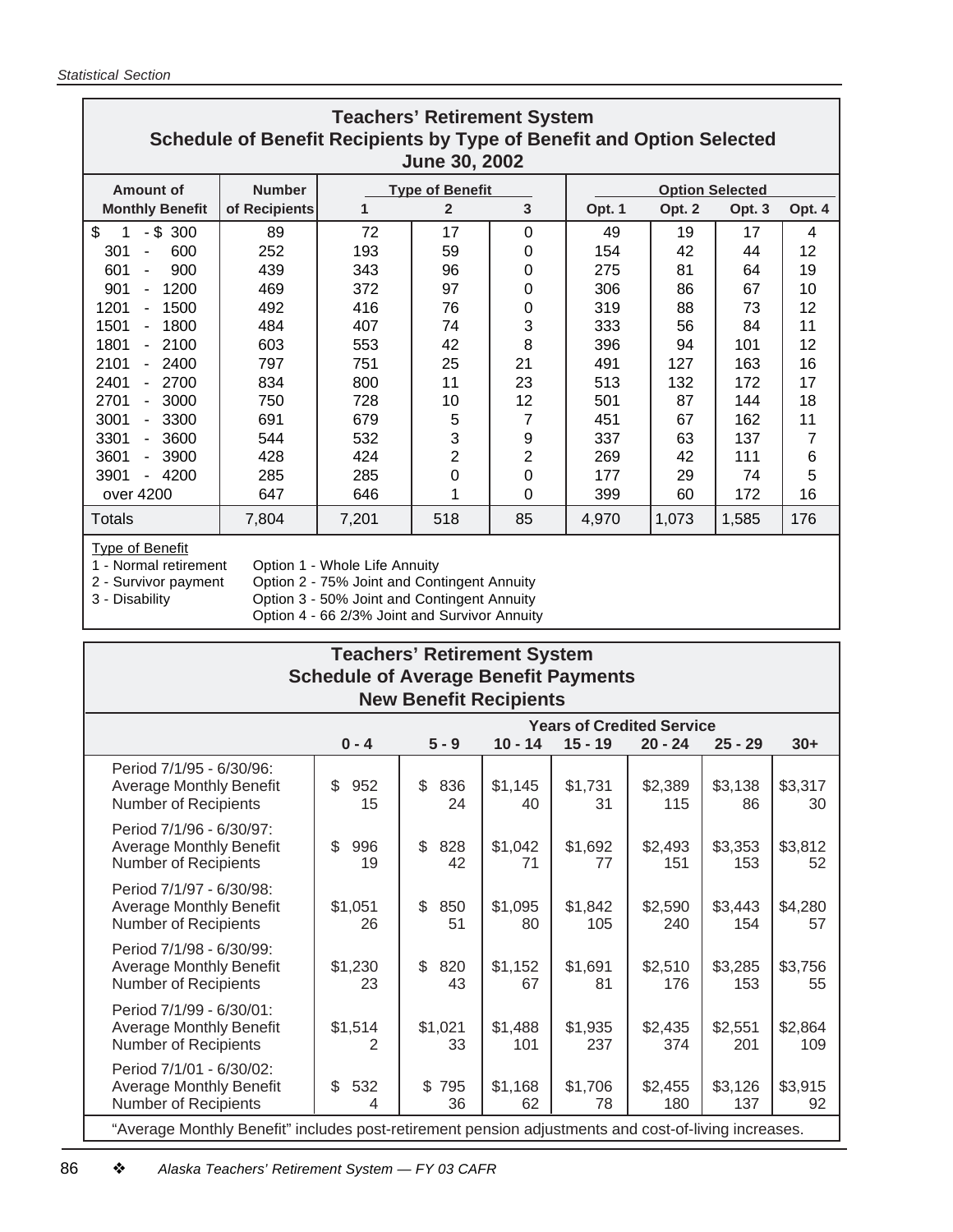## Teachers' Retirement System
## Schedule of Benefit Recipients by Type of Benefit and Option Selected
## June 30, 2002

| Amount of Monthly Benefit | Number of Recipients | Type of Benefit 1 | Type of Benefit 2 | Type of Benefit 3 | Option Selected Opt. 1 | Opt. 2 | Opt. 3 | Opt. 4 |
|---|---|---|---|---|---|---|---|---|
| $ 1 - $ 300 | 89 | 72 | 17 | 0 | 49 | 19 | 17 | 4 |
| 301 - 600 | 252 | 193 | 59 | 0 | 154 | 42 | 44 | 12 |
| 601 - 900 | 439 | 343 | 96 | 0 | 275 | 81 | 64 | 19 |
| 901 - 1200 | 469 | 372 | 97 | 0 | 306 | 86 | 67 | 10 |
| 1201 - 1500 | 492 | 416 | 76 | 0 | 319 | 88 | 73 | 12 |
| 1501 - 1800 | 484 | 407 | 74 | 3 | 333 | 56 | 84 | 11 |
| 1801 - 2100 | 603 | 553 | 42 | 8 | 396 | 94 | 101 | 12 |
| 2101 - 2400 | 797 | 751 | 25 | 21 | 491 | 127 | 163 | 16 |
| 2401 - 2700 | 834 | 800 | 11 | 23 | 513 | 132 | 172 | 17 |
| 2701 - 3000 | 750 | 728 | 10 | 12 | 501 | 87 | 144 | 18 |
| 3001 - 3300 | 691 | 679 | 5 | 7 | 451 | 67 | 162 | 11 |
| 3301 - 3600 | 544 | 532 | 3 | 9 | 337 | 63 | 137 | 7 |
| 3601 - 3900 | 428 | 424 | 2 | 2 | 269 | 42 | 111 | 6 |
| 3901 - 4200 | 285 | 285 | 0 | 0 | 177 | 29 | 74 | 5 |
| over 4200 | 647 | 646 | 1 | 0 | 399 | 60 | 172 | 16 |
| Totals | 7,804 | 7,201 | 518 | 85 | 4,970 | 1,073 | 1,585 | 176 |

Type of Benefit
1 - Normal retirement
2 - Survivor payment
3 - Disability

Option 1 - Whole Life Annuity
Option 2 - 75% Joint and Contingent Annuity
Option 3 - 50% Joint and Contingent Annuity
Option 4 - 66 2/3% Joint and Survivor Annuity

## Teachers' Retirement System
## Schedule of Average Benefit Payments
## New Benefit Recipients

| | Years of Credited Service 0 - 4 | 5 - 9 | 10 - 14 | 15 - 19 | 20 - 24 | 25 - 29 | 30+ |
|---|---|---|---|---|---|---|---|
| **Period 7/1/95 - 6/30/96:** | | | | | | | |
| Average Monthly Benefit | $ 952 | $ 836 | $1,145 | $1,731 | $2,389 | $3,138 | $3,317 |
| Number of Recipients | 15 | 24 | 40 | 31 | 115 | 86 | 30 |
| **Period 7/1/96 - 6/30/97:** | | | | | | | |
| Average Monthly Benefit | $ 996 | $ 828 | $1,042 | $1,692 | $2,493 | $3,353 | $3,812 |
| Number of Recipients | 19 | 42 | 71 | 77 | 151 | 153 | 52 |
| **Period 7/1/97 - 6/30/98:** | | | | | | | |
| Average Monthly Benefit | $1,051 | $ 850 | $1,095 | $1,842 | $2,590 | $3,443 | $4,280 |
| Number of Recipients | 26 | 51 | 80 | 105 | 240 | 154 | 57 |
| **Period 7/1/98 - 6/30/99:** | | | | | | | |
| Average Monthly Benefit | $1,230 | $ 820 | $1,152 | $1,691 | $2,510 | $3,285 | $3,756 |
| Number of Recipients | 23 | 43 | 67 | 81 | 176 | 153 | 55 |
| **Period 7/1/99 - 6/30/01:** | | | | | | | |
| Average Monthly Benefit | $1,514 | $1,021 | $1,488 | $1,935 | $2,435 | $2,551 | $2,864 |
| Number of Recipients | 2 | 33 | 101 | 237 | 374 | 201 | 109 |
| **Period 7/1/01 - 6/30/02:** | | | | | | | |
| Average Monthly Benefit | $ 532 | $ 795 | $1,168 | $1,706 | $2,455 | $3,126 | $3,915 |
| Number of Recipients | 4 | 36 | 62 | 78 | 180 | 137 | 92 |

"Average Monthly Benefit" includes post-retirement pension adjustments and cost-of-living increases.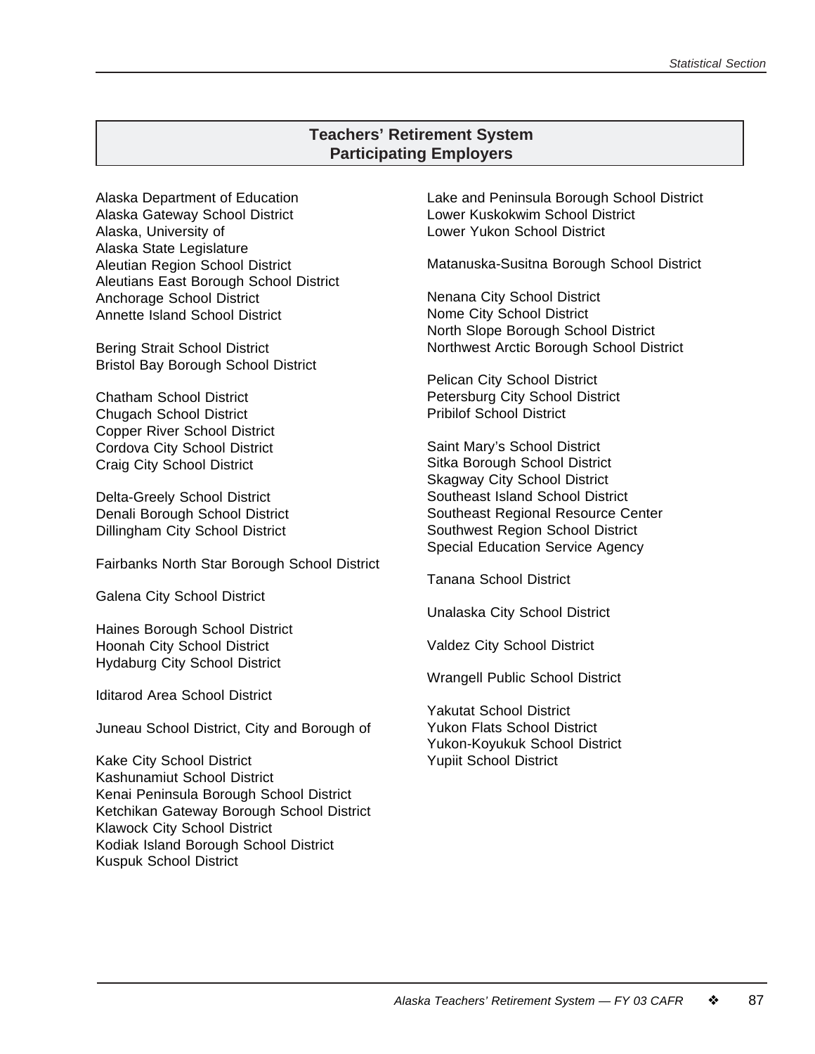## Teachers' Retirement System
## Participating Employers

Alaska Department of Education
Alaska Gateway School District
Alaska, University of
Alaska State Legislature
Aleutian Region School District
Aleutians East Borough School District
Anchorage School District
Annette Island School District

Bering Strait School District
Bristol Bay Borough School District

Chatham School District
Chugach School District
Copper River School District
Cordova City School District
Craig City School District

Delta-Greely School District
Denali Borough School District
Dillingham City School District

Fairbanks North Star Borough School District

Galena City School District

Haines Borough School District
Hoonah City School District
Hydaburg City School District

Iditarod Area School District

Juneau School District, City and Borough of

Kake City School District
Kashunamiut School District
Kenai Peninsula Borough School District
Ketchikan Gateway Borough School District
Klawock City School District
Kodiak Island Borough School District
Kuspuk School District

Lake and Peninsula Borough School District
Lower Kuskokwim School District
Lower Yukon School District

Matanuska-Susitna Borough School District

Nenana City School District
Nome City School District
North Slope Borough School District
Northwest Arctic Borough School District

Pelican City School District
Petersburg City School District
Pribilof School District

Saint Mary's School District
Sitka Borough School District
Skagway City School District
Southeast Island School District
Southeast Regional Resource Center
Southwest Region School District
Special Education Service Agency

Tanana School District

Unalaska City School District

Valdez City School District

Wrangell Public School District

Yakutat School District
Yukon Flats School District
Yukon-Koyukuk School District
Yupiit School District